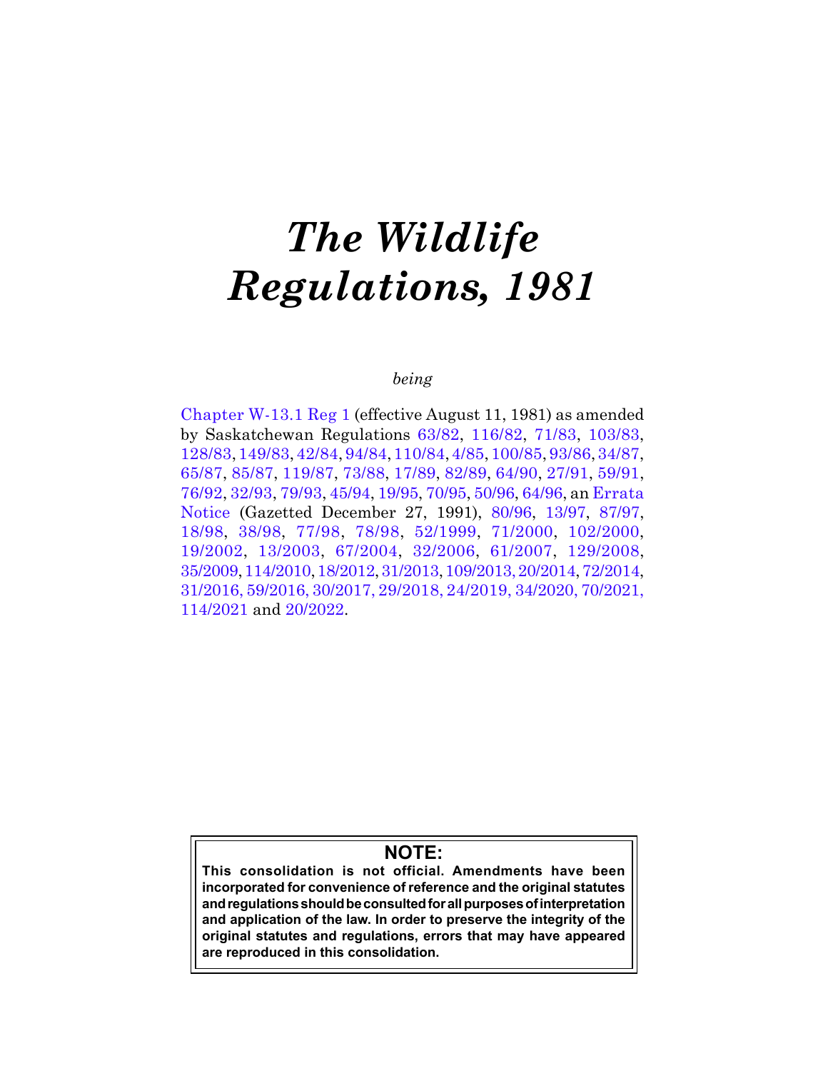# *The Wildlife Regulations, 1981*

*being*

Chapter W-13.1 Reg 1 (effective August 11, 1981) as amended by Saskatchewan Regulations 63/82, 116/82, 71/83, 103/83, 128/83, 149/83, 42/84, 94/84, 110/84, 4/85, 100/85, 93/86, 34/87, 65/87, 85/87, 119/87, 73/88, 17/89, 82/89, 64/90, 27/91, 59/91, 76/92, 32/93, 79/93, 45/94, 19/95, 70/95, 50/96, 64/96, an Errata Notice (Gazetted December 27, 1991), 80/96, 13/97, 87/97, 18/98, 38/98, 77/98, 78/98, 52/1999, 71/2000, 102/2000, 19/2002, 13/2003, 67/2004, 32/2006, 61/2007, 129/2008, 35/2009, 114/2010, 18/2012, 31/2013, 109/2013, 20/2014, 72/2014, 31/2016, 59/2016, 30/2017, 29/2018, 24/2019, 34/2020, 70/2021, 114/2021 and 20/2022.

**NOTE:**
**This consolidation is not official. Amendments have been incorporated for convenience of reference and the original statutes and regulations should be consulted for all purposes of interpretation and application of the law. In order to preserve the integrity of the original statutes and regulations, errors that may have appeared are reproduced in this consolidation.**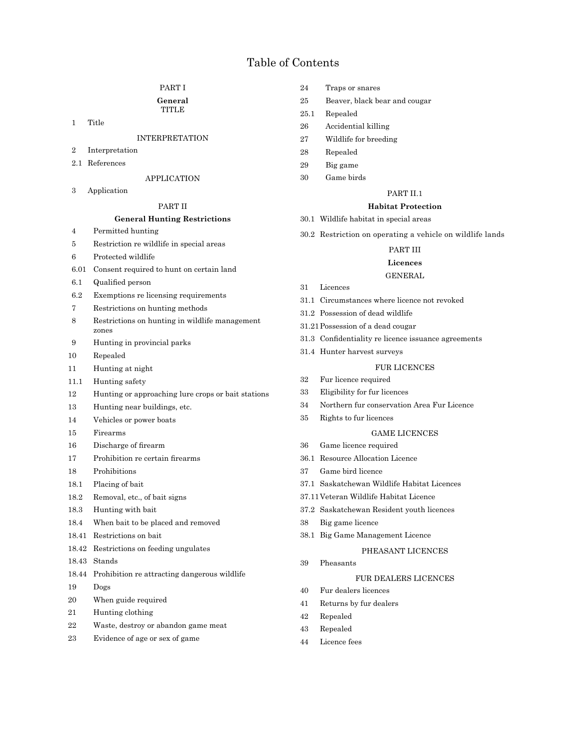# Table of Contents

PART I

**General**

TITLE

1 Title

INTERPRETATION

2 Interpretation

2.1 References

APPLICATION

3 Application

PART II

**General Hunting Restrictions**

4 Permitted hunting

5 Restriction re wildlife in special areas

6 Protected wildlife

6.01 Consent required to hunt on certain land

6.1 Qualified person

6.2 Exemptions re licensing requirements

7 Restrictions on hunting methods

8 Restrictions on hunting in wildlife management zones

9 Hunting in provincial parks

10 Repealed

11 Hunting at night

11.1 Hunting safety

12 Hunting or approaching lure crops or bait stations

13 Hunting near buildings, etc.

14 Vehicles or power boats

15 Firearms

16 Discharge of firearm

17 Prohibition re certain firearms

18 Prohibitions

18.1 Placing of bait

18.2 Removal, etc., of bait signs

18.3 Hunting with bait

18.4 When bait to be placed and removed

18.41 Restrictions on bait

18.42 Restrictions on feeding ungulates

18.43 Stands

18.44 Prohibition re attracting dangerous wildlife

19 Dogs

20 When guide required

21 Hunting clothing

22 Waste, destroy or abandon game meat

23 Evidence of age or sex of game

24 Traps or snares

25 Beaver, black bear and cougar

25.1 Repealed

26 Accidental killing

27 Wildlife for breeding

28 Repealed

29 Big game

30 Game birds

PART II.1

**Habitat Protection**

30.1 Wildlife habitat in special areas

30.2 Restriction on operating a vehicle on wildlife lands

PART III

**Licences**

GENERAL

31 Licences

31.1 Circumstances where licence not revoked

31.2 Possession of dead wildlife

31.21 Possession of a dead cougar

31.3 Confidentiality re licence issuance agreements

31.4 Hunter harvest surveys

FUR LICENCES

32 Fur licence required

33 Eligibility for fur licences

34 Northern fur conservation Area Fur Licence

35 Rights to fur licences

GAME LICENCES

36 Game licence required

36.1 Resource Allocation Licence

37 Game bird licence

37.1 Saskatchewan Wildlife Habitat Licences

37.11 Veteran Wildlife Habitat Licence

37.2 Saskatchewan Resident youth licences

38 Big game licence

38.1 Big Game Management Licence

PHEASANT LICENCES

39 Pheasants

FUR DEALERS LICENCES

40 Fur dealers licences

41 Returns by fur dealers

42 Repealed

43 Repealed

44 Licence fees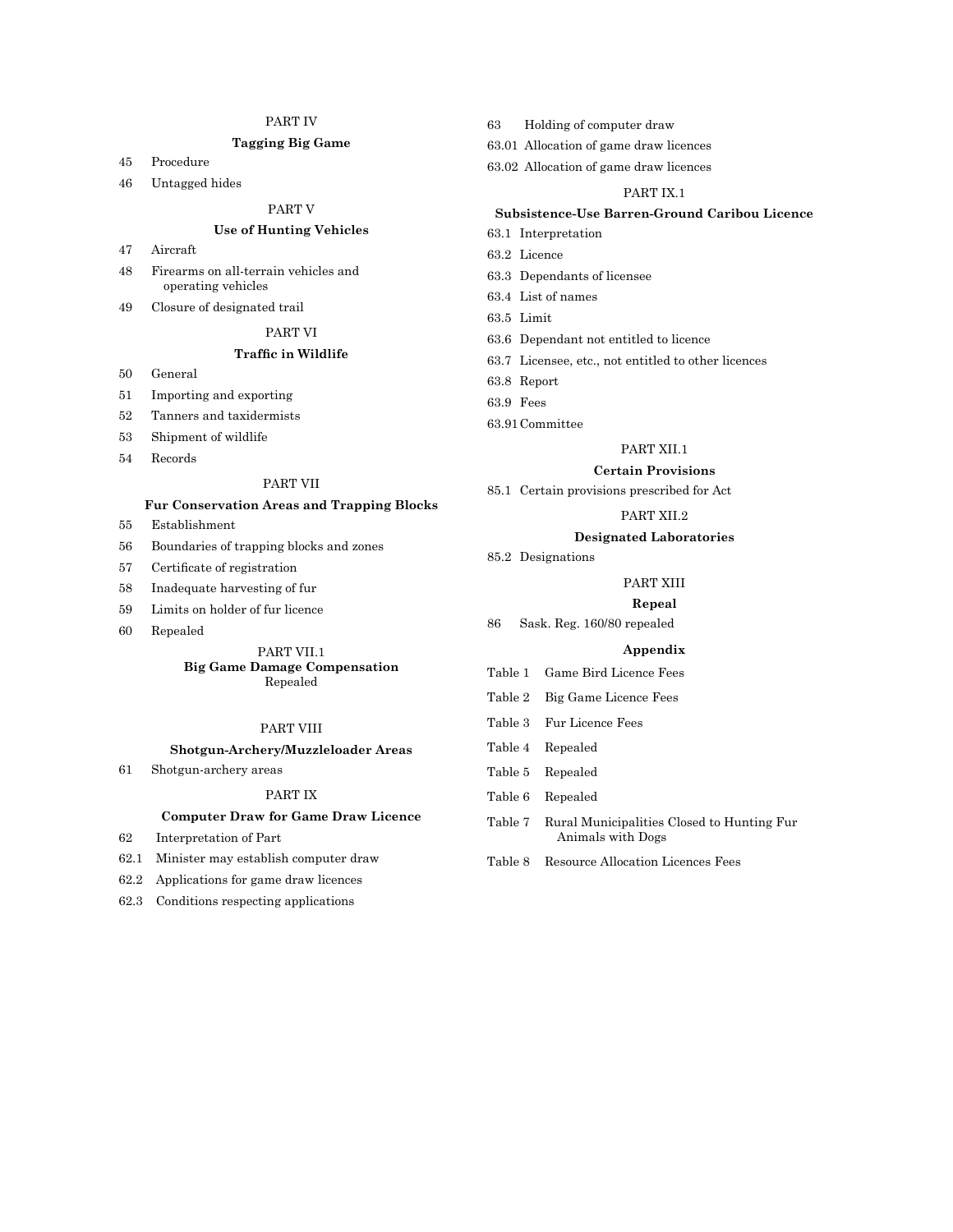PART IV

**Tagging Big Game**

45 Procedure

46 Untagged hides

PART V

**Use of Hunting Vehicles**

47 Aircraft

48 Firearms on all-terrain vehicles and operating vehicles

49 Closure of designated trail

PART VI

**Traffic in Wildlife**

50 General

51 Importing and exporting

52 Tanners and taxidermists

53 Shipment of wildlife

54 Records

PART VII

**Fur Conservation Areas and Trapping Blocks**

55 Establishment

56 Boundaries of trapping blocks and zones

57 Certificate of registration

58 Inadequate harvesting of fur

59 Limits on holder of fur licence

60 Repealed

PART VII.1

**Big Game Damage Compensation**

Repealed

PART VIII

**Shotgun-Archery/Muzzleloader Areas**

61 Shotgun-archery areas

PART IX

**Computer Draw for Game Draw Licence**

62 Interpretation of Part

62.1 Minister may establish computer draw

62.2 Applications for game draw licences

62.3 Conditions respecting applications

63 Holding of computer draw

63.01 Allocation of game draw licences

63.02 Allocation of game draw licences

PART IX.1

**Subsistence-Use Barren-Ground Caribou Licence**

63.1 Interpretation

63.2 Licence

63.3 Dependants of licensee

63.4 List of names

63.5 Limit

63.6 Dependant not entitled to licence

63.7 Licensee, etc., not entitled to other licences

63.8 Report

63.9 Fees

63.91 Committee

PART XII.1

**Certain Provisions**

85.1 Certain provisions prescribed for Act

PART XII.2

**Designated Laboratories**

85.2 Designations

PART XIII

**Repeal**

86 Sask. Reg. 160/80 repealed

**Appendix**

Table 1 Game Bird Licence Fees

Table 2 Big Game Licence Fees

Table 3 Fur Licence Fees

Table 4 Repealed

Table 5 Repealed

Table 6 Repealed

Table 7 Rural Municipalities Closed to Hunting Fur Animals with Dogs

Table 8 Resource Allocation Licences Fees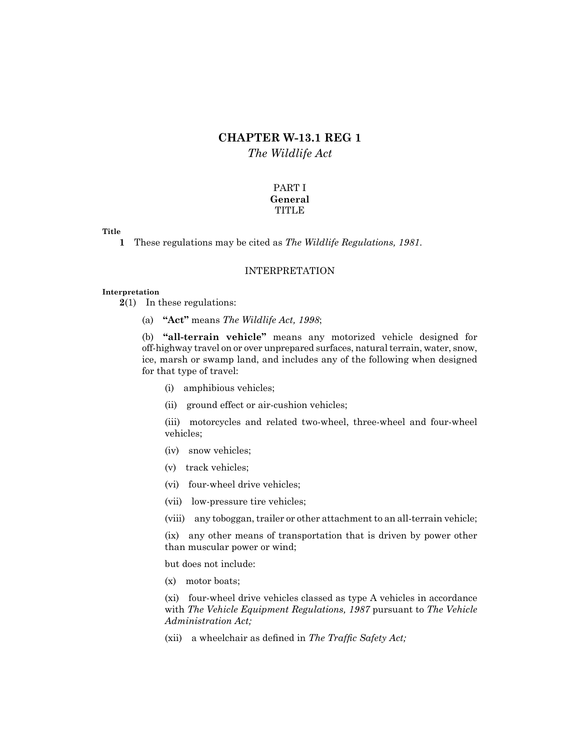# CHAPTER W-13.1 REG 1

*The Wildlife Act*

## PART I
**General**
TITLE

**Title**

**1** These regulations may be cited as *The Wildlife Regulations, 1981*.

### INTERPRETATION

**Interpretation**

**2**(1) In these regulations:

(a) **"Act"** means *The Wildlife Act, 1998*;

(b) **"all-terrain vehicle"** means any motorized vehicle designed for off-highway travel on or over unprepared surfaces, natural terrain, water, snow, ice, marsh or swamp land, and includes any of the following when designed for that type of travel:

(i) amphibious vehicles;

(ii) ground effect or air-cushion vehicles;

(iii) motorcycles and related two-wheel, three-wheel and four-wheel vehicles;

(iv) snow vehicles;

(v) track vehicles;

(vi) four-wheel drive vehicles;

(vii) low-pressure tire vehicles;

(viii) any toboggan, trailer or other attachment to an all-terrain vehicle;

(ix) any other means of transportation that is driven by power other than muscular power or wind;

but does not include:

(x) motor boats;

(xi) four-wheel drive vehicles classed as type A vehicles in accordance with *The Vehicle Equipment Regulations, 1987* pursuant to *The Vehicle Administration Act;*

(xii) a wheelchair as defined in *The Traffic Safety Act;*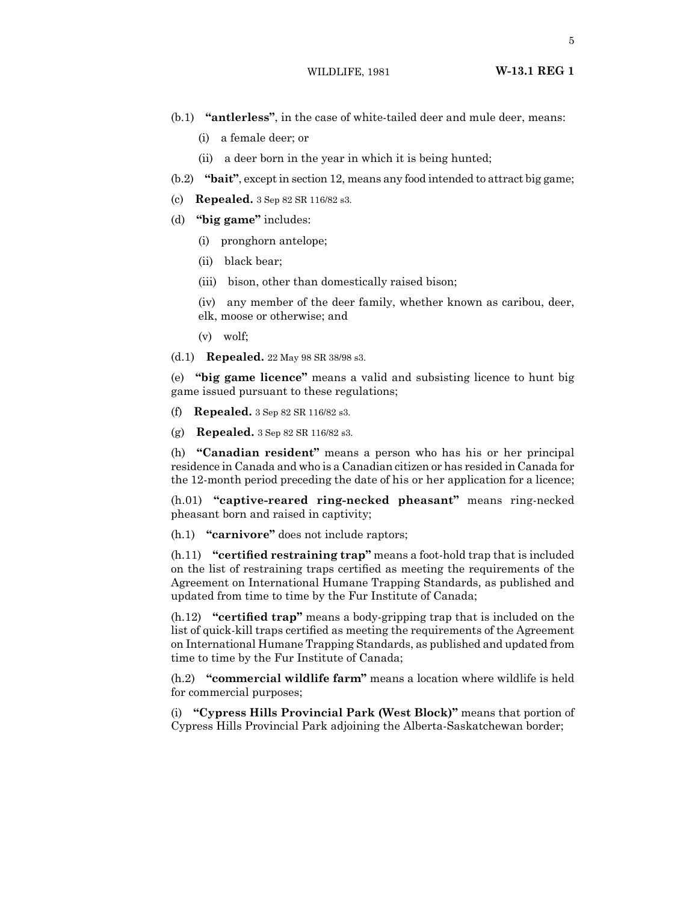(b.1) **"antlerless"**, in the case of white-tailed deer and mule deer, means:

(i) a female deer; or

(ii) a deer born in the year in which it is being hunted;

(b.2) **"bait"**, except in section 12, means any food intended to attract big game;

(c) **Repealed.** 3 Sep 82 SR 116/82 s3.

(d) **"big game"** includes:

(i) pronghorn antelope;

(ii) black bear;

(iii) bison, other than domestically raised bison;

(iv) any member of the deer family, whether known as caribou, deer, elk, moose or otherwise; and

(v) wolf;

(d.1) **Repealed.** 22 May 98 SR 38/98 s3.

(e) **"big game licence"** means a valid and subsisting licence to hunt big game issued pursuant to these regulations;

(f) **Repealed.** 3 Sep 82 SR 116/82 s3.

(g) **Repealed.** 3 Sep 82 SR 116/82 s3.

(h) **"Canadian resident"** means a person who has his or her principal residence in Canada and who is a Canadian citizen or has resided in Canada for the 12-month period preceding the date of his or her application for a licence;

(h.01) **"captive-reared ring-necked pheasant"** means ring-necked pheasant born and raised in captivity;

(h.1) **"carnivore"** does not include raptors;

(h.11) **"certified restraining trap"** means a foot-hold trap that is included on the list of restraining traps certified as meeting the requirements of the Agreement on International Humane Trapping Standards, as published and updated from time to time by the Fur Institute of Canada;

(h.12) **"certified trap"** means a body-gripping trap that is included on the list of quick-kill traps certified as meeting the requirements of the Agreement on International Humane Trapping Standards, as published and updated from time to time by the Fur Institute of Canada;

(h.2) **"commercial wildlife farm"** means a location where wildlife is held for commercial purposes;

(i) **"Cypress Hills Provincial Park (West Block)"** means that portion of Cypress Hills Provincial Park adjoining the Alberta-Saskatchewan border;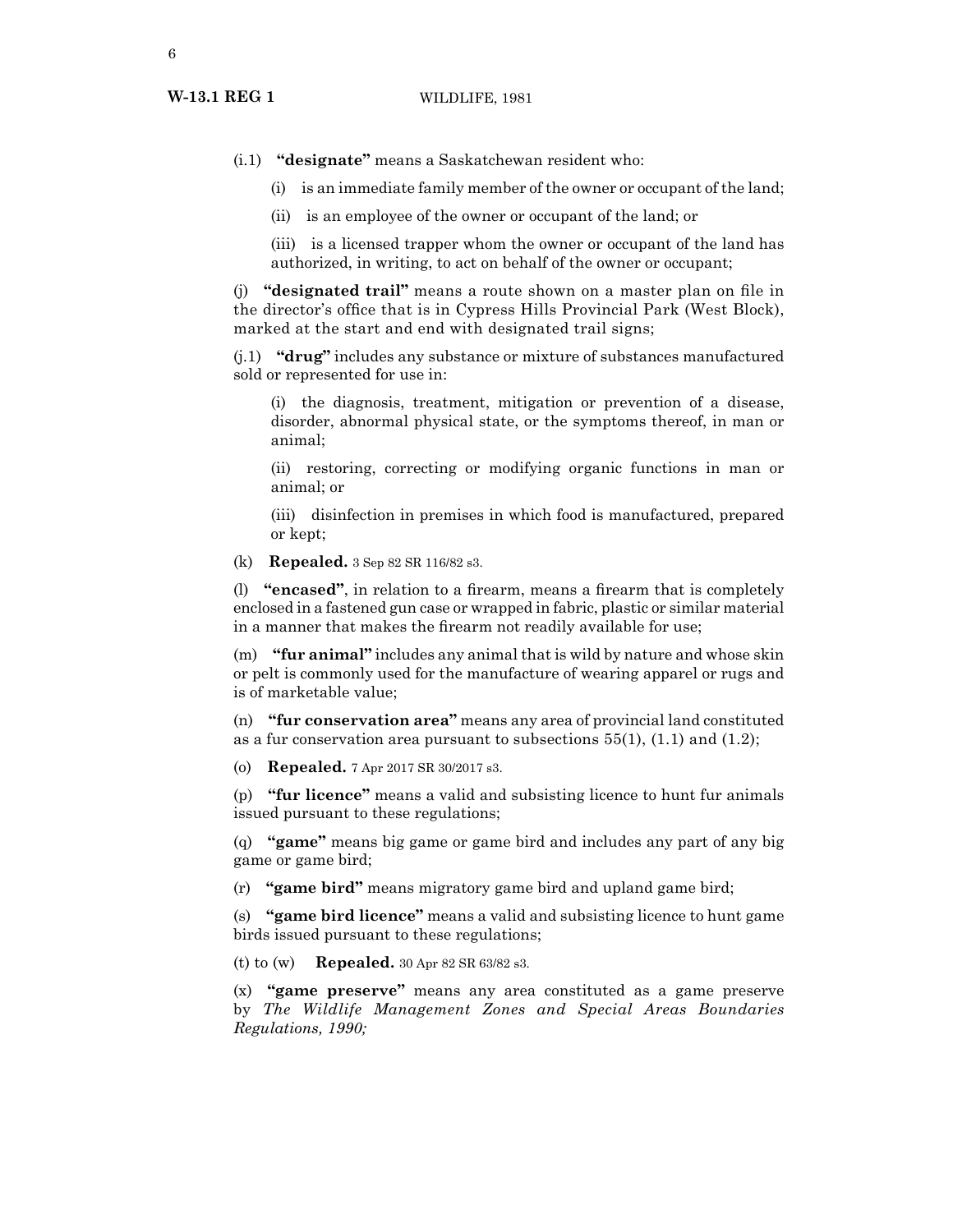(i.1) **"designate"** means a Saskatchewan resident who:

(i) is an immediate family member of the owner or occupant of the land;

(ii) is an employee of the owner or occupant of the land; or

(iii) is a licensed trapper whom the owner or occupant of the land has authorized, in writing, to act on behalf of the owner or occupant;

(j) **"designated trail"** means a route shown on a master plan on file in the director's office that is in Cypress Hills Provincial Park (West Block), marked at the start and end with designated trail signs;

(j.1) **"drug"** includes any substance or mixture of substances manufactured sold or represented for use in:

(i) the diagnosis, treatment, mitigation or prevention of a disease, disorder, abnormal physical state, or the symptoms thereof, in man or animal;

(ii) restoring, correcting or modifying organic functions in man or animal; or

(iii) disinfection in premises in which food is manufactured, prepared or kept;

(k) **Repealed.** 3 Sep 82 SR 116/82 s3.

(l) **"encased"**, in relation to a firearm, means a firearm that is completely enclosed in a fastened gun case or wrapped in fabric, plastic or similar material in a manner that makes the firearm not readily available for use;

(m) **"fur animal"** includes any animal that is wild by nature and whose skin or pelt is commonly used for the manufacture of wearing apparel or rugs and is of marketable value;

(n) **"fur conservation area"** means any area of provincial land constituted as a fur conservation area pursuant to subsections 55(1), (1.1) and (1.2);

(o) **Repealed.** 7 Apr 2017 SR 30/2017 s3.

(p) **"fur licence"** means a valid and subsisting licence to hunt fur animals issued pursuant to these regulations;

(q) **"game"** means big game or game bird and includes any part of any big game or game bird;

(r) **"game bird"** means migratory game bird and upland game bird;

(s) **"game bird licence"** means a valid and subsisting licence to hunt game birds issued pursuant to these regulations;

(t) to (w) **Repealed.** 30 Apr 82 SR 63/82 s3.

(x) **"game preserve"** means any area constituted as a game preserve by *The Wildlife Management Zones and Special Areas Boundaries Regulations, 1990;*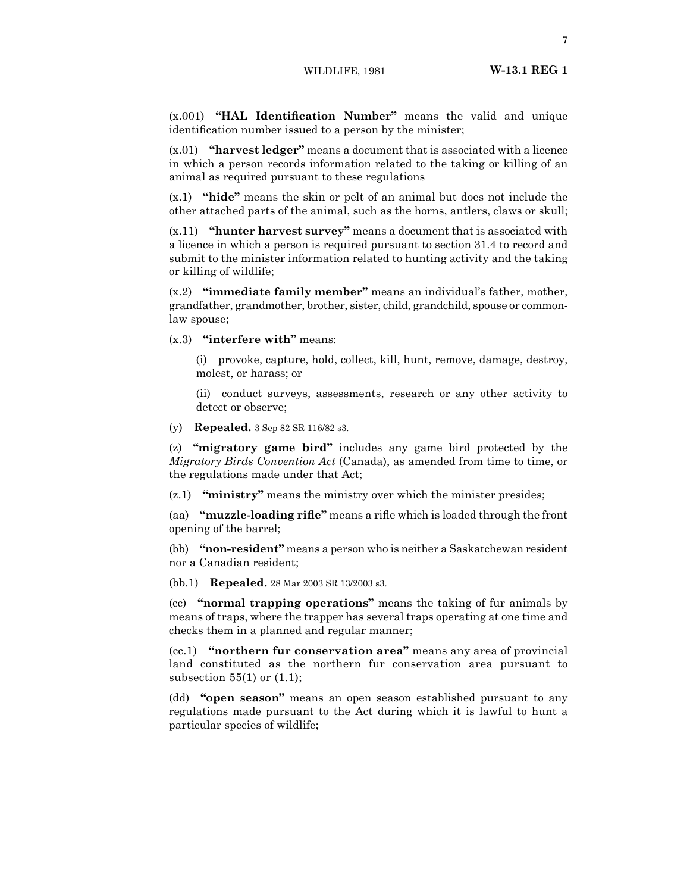(x.001) **"HAL Identification Number"** means the valid and unique identification number issued to a person by the minister;

(x.01) **"harvest ledger"** means a document that is associated with a licence in which a person records information related to the taking or killing of an animal as required pursuant to these regulations

(x.1) **"hide"** means the skin or pelt of an animal but does not include the other attached parts of the animal, such as the horns, antlers, claws or skull;

(x.11) **"hunter harvest survey"** means a document that is associated with a licence in which a person is required pursuant to section 31.4 to record and submit to the minister information related to hunting activity and the taking or killing of wildlife;

(x.2) **"immediate family member"** means an individual's father, mother, grandfather, grandmother, brother, sister, child, grandchild, spouse or common-law spouse;

(x.3) **"interfere with"** means:

> (i) provoke, capture, hold, collect, kill, hunt, remove, damage, destroy, molest, or harass; or
>
> (ii) conduct surveys, assessments, research or any other activity to detect or observe;

(y) **Repealed.** 3 Sep 82 SR 116/82 s3.

(z) **"migratory game bird"** includes any game bird protected by the *Migratory Birds Convention Act* (Canada), as amended from time to time, or the regulations made under that Act;

(z.1) **"ministry"** means the ministry over which the minister presides;

(aa) **"muzzle-loading rifle"** means a rifle which is loaded through the front opening of the barrel;

(bb) **"non-resident"** means a person who is neither a Saskatchewan resident nor a Canadian resident;

(bb.1) **Repealed.** 28 Mar 2003 SR 13/2003 s3.

(cc) **"normal trapping operations"** means the taking of fur animals by means of traps, where the trapper has several traps operating at one time and checks them in a planned and regular manner;

(cc.1) **"northern fur conservation area"** means any area of provincial land constituted as the northern fur conservation area pursuant to subsection 55(1) or (1.1);

(dd) **"open season"** means an open season established pursuant to any regulations made pursuant to the Act during which it is lawful to hunt a particular species of wildlife;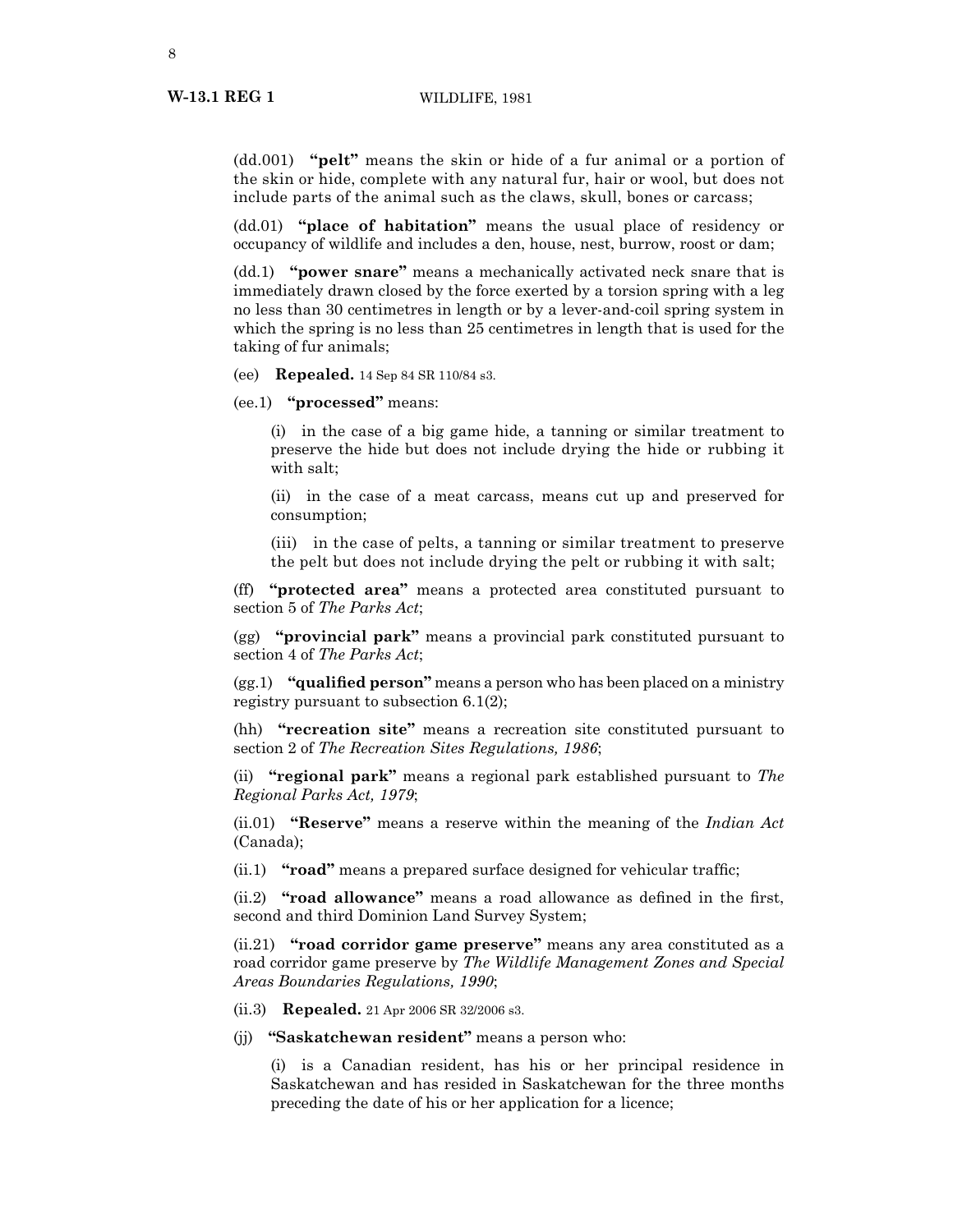(dd.001) **"pelt"** means the skin or hide of a fur animal or a portion of the skin or hide, complete with any natural fur, hair or wool, but does not include parts of the animal such as the claws, skull, bones or carcass;

(dd.01) **"place of habitation"** means the usual place of residency or occupancy of wildlife and includes a den, house, nest, burrow, roost or dam;

(dd.1) **"power snare"** means a mechanically activated neck snare that is immediately drawn closed by the force exerted by a torsion spring with a leg no less than 30 centimetres in length or by a lever-and-coil spring system in which the spring is no less than 25 centimetres in length that is used for the taking of fur animals;

(ee) **Repealed.** 14 Sep 84 SR 110/84 s3.

(ee.1) **"processed"** means:

(i) in the case of a big game hide, a tanning or similar treatment to preserve the hide but does not include drying the hide or rubbing it with salt;

(ii) in the case of a meat carcass, means cut up and preserved for consumption;

(iii) in the case of pelts, a tanning or similar treatment to preserve the pelt but does not include drying the pelt or rubbing it with salt;

(ff) **"protected area"** means a protected area constituted pursuant to section 5 of *The Parks Act*;

(gg) **"provincial park"** means a provincial park constituted pursuant to section 4 of *The Parks Act*;

(gg.1) **"qualified person"** means a person who has been placed on a ministry registry pursuant to subsection 6.1(2);

(hh) **"recreation site"** means a recreation site constituted pursuant to section 2 of *The Recreation Sites Regulations, 1986*;

(ii) **"regional park"** means a regional park established pursuant to *The Regional Parks Act, 1979*;

(ii.01) **"Reserve"** means a reserve within the meaning of the *Indian Act* (Canada);

(ii.1) **"road"** means a prepared surface designed for vehicular traffic;

(ii.2) **"road allowance"** means a road allowance as defined in the first, second and third Dominion Land Survey System;

(ii.21) **"road corridor game preserve"** means any area constituted as a road corridor game preserve by *The Wildlife Management Zones and Special Areas Boundaries Regulations, 1990*;

(ii.3) **Repealed.** 21 Apr 2006 SR 32/2006 s3.

(jj) **"Saskatchewan resident"** means a person who:

(i) is a Canadian resident, has his or her principal residence in Saskatchewan and has resided in Saskatchewan for the three months preceding the date of his or her application for a licence;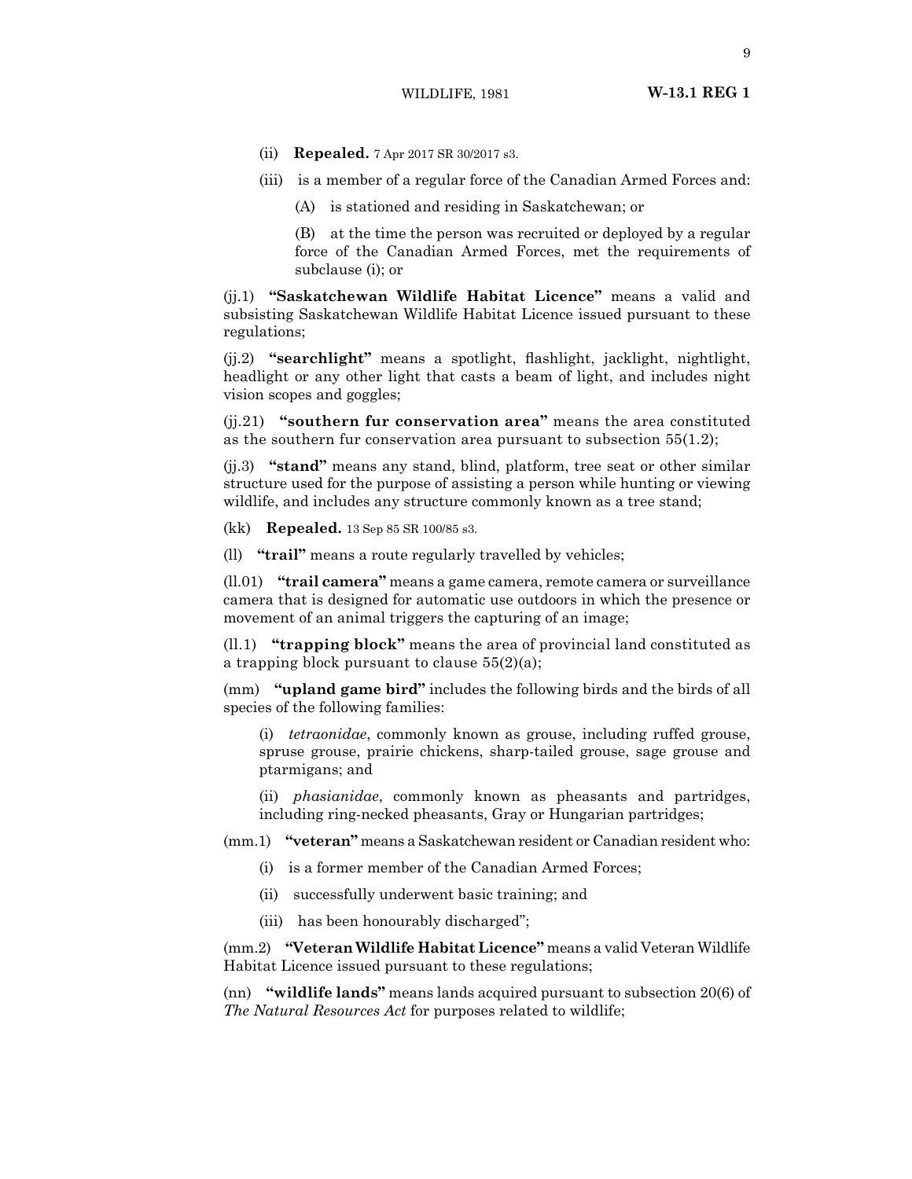(ii) **Repealed.** 7 Apr 2017 SR 30/2017 s3.

(iii) is a member of a regular force of the Canadian Armed Forces and:

(A) is stationed and residing in Saskatchewan; or

(B) at the time the person was recruited or deployed by a regular force of the Canadian Armed Forces, met the requirements of subclause (i); or

(jj.1) **"Saskatchewan Wildlife Habitat Licence"** means a valid and subsisting Saskatchewan Wildlife Habitat Licence issued pursuant to these regulations;

(jj.2) **"searchlight"** means a spotlight, flashlight, jacklight, nightlight, headlight or any other light that casts a beam of light, and includes night vision scopes and goggles;

(jj.21) **"southern fur conservation area"** means the area constituted as the southern fur conservation area pursuant to subsection 55(1.2);

(jj.3) **"stand"** means any stand, blind, platform, tree seat or other similar structure used for the purpose of assisting a person while hunting or viewing wildlife, and includes any structure commonly known as a tree stand;

(kk) **Repealed.** 13 Sep 85 SR 100/85 s3.

(ll) **"trail"** means a route regularly travelled by vehicles;

(ll.01) **"trail camera"** means a game camera, remote camera or surveillance camera that is designed for automatic use outdoors in which the presence or movement of an animal triggers the capturing of an image;

(ll.1) **"trapping block"** means the area of provincial land constituted as a trapping block pursuant to clause 55(2)(a);

(mm) **"upland game bird"** includes the following birds and the birds of all species of the following families:

(i) *tetraonidae*, commonly known as grouse, including ruffed grouse, spruse grouse, prairie chickens, sharp-tailed grouse, sage grouse and ptarmigans; and

(ii) *phasianidae*, commonly known as pheasants and partridges, including ring-necked pheasants, Gray or Hungarian partridges;

(mm.1) **"veteran"** means a Saskatchewan resident or Canadian resident who:

(i) is a former member of the Canadian Armed Forces;

(ii) successfully underwent basic training; and

(iii) has been honourably discharged";

(mm.2) **"Veteran Wildlife Habitat Licence"** means a valid Veteran Wildlife Habitat Licence issued pursuant to these regulations;

(nn) **"wildlife lands"** means lands acquired pursuant to subsection 20(6) of *The Natural Resources Act* for purposes related to wildlife;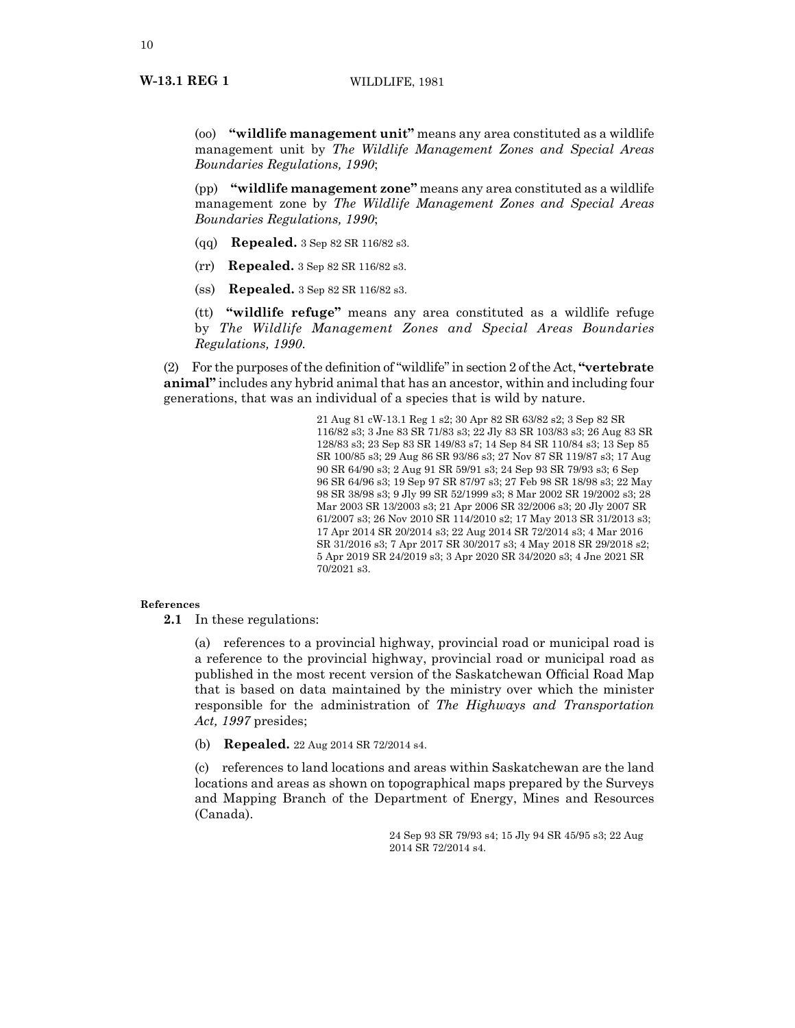(oo) **"wildlife management unit"** means any area constituted as a wildlife management unit by *The Wildlife Management Zones and Special Areas Boundaries Regulations, 1990*;

(pp) **"wildlife management zone"** means any area constituted as a wildlife management zone by *The Wildlife Management Zones and Special Areas Boundaries Regulations, 1990*;

(qq) **Repealed.** 3 Sep 82 SR 116/82 s3.

(rr) **Repealed.** 3 Sep 82 SR 116/82 s3.

(ss) **Repealed.** 3 Sep 82 SR 116/82 s3.

(tt) **"wildlife refuge"** means any area constituted as a wildlife refuge by *The Wildlife Management Zones and Special Areas Boundaries Regulations, 1990*.

(2) For the purposes of the definition of "wildlife" in section 2 of the Act, **"vertebrate animal"** includes any hybrid animal that has an ancestor, within and including four generations, that was an individual of a species that is wild by nature.

21 Aug 81 cW-13.1 Reg 1 s2; 30 Apr 82 SR 63/82 s2; 3 Sep 82 SR 116/82 s3; 3 Jne 83 SR 71/83 s3; 22 Jly 83 SR 103/83 s3; 26 Aug 83 SR 128/83 s3; 23 Sep 83 SR 149/83 s7; 14 Sep 84 SR 110/84 s3; 13 Sep 85 SR 100/85 s3; 29 Aug 86 SR 93/86 s3; 27 Nov 87 SR 119/87 s3; 17 Aug 90 SR 64/90 s3; 2 Aug 91 SR 59/91 s3; 24 Sep 93 SR 79/93 s3; 6 Sep 96 SR 64/96 s3; 19 Sep 97 SR 87/97 s3; 27 Feb 98 SR 18/98 s3; 22 May 98 SR 38/98 s3; 9 Jly 99 SR 52/1999 s3; 8 Mar 2002 SR 19/2002 s3; 28 Mar 2003 SR 13/2003 s3; 21 Apr 2006 SR 32/2006 s3; 20 Jly 2007 SR 61/2007 s3; 26 Nov 2010 SR 114/2010 s2; 17 May 2013 SR 31/2013 s3; 17 Apr 2014 SR 20/2014 s3; 22 Aug 2014 SR 72/2014 s3; 4 Mar 2016 SR 31/2016 s3; 7 Apr 2017 SR 30/2017 s3; 4 May 2018 SR 29/2018 s2; 5 Apr 2019 SR 24/2019 s3; 3 Apr 2020 SR 34/2020 s3; 4 Jne 2021 SR 70/2021 s3.

**References**

**2.1** In these regulations:

(a) references to a provincial highway, provincial road or municipal road is a reference to the provincial highway, provincial road or municipal road as published in the most recent version of the Saskatchewan Official Road Map that is based on data maintained by the ministry over which the minister responsible for the administration of *The Highways and Transportation Act, 1997* presides;

(b) **Repealed.** 22 Aug 2014 SR 72/2014 s4.

(c) references to land locations and areas within Saskatchewan are the land locations and areas as shown on topographical maps prepared by the Surveys and Mapping Branch of the Department of Energy, Mines and Resources (Canada).

24 Sep 93 SR 79/93 s4; 15 Jly 94 SR 45/95 s3; 22 Aug 2014 SR 72/2014 s4.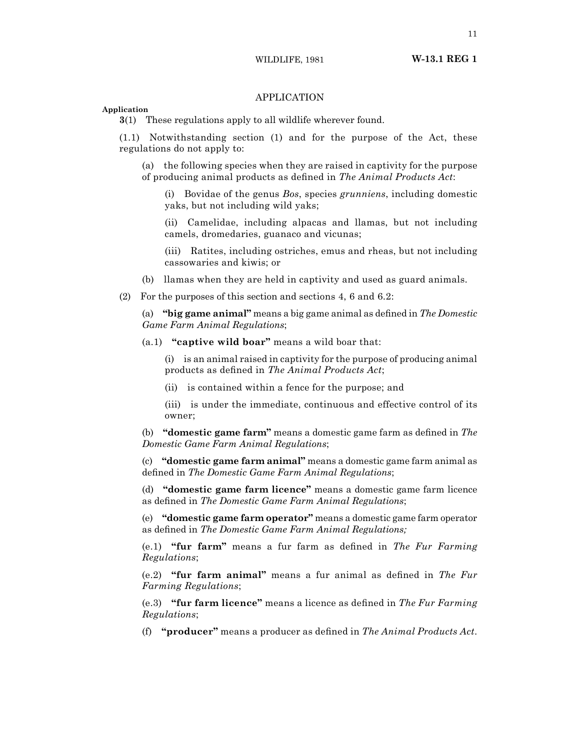## APPLICATION

**Application**

**3**(1) These regulations apply to all wildlife wherever found.

(1.1) Notwithstanding section (1) and for the purpose of the Act, these regulations do not apply to:

(a) the following species when they are raised in captivity for the purpose of producing animal products as defined in *The Animal Products Act*:

(i) Bovidae of the genus *Bos*, species *grunniens*, including domestic yaks, but not including wild yaks;

(ii) Camelidae, including alpacas and llamas, but not including camels, dromedaries, guanaco and vicunas;

(iii) Ratites, including ostriches, emus and rheas, but not including cassowaries and kiwis; or

(b) llamas when they are held in captivity and used as guard animals.

(2) For the purposes of this section and sections 4, 6 and 6.2:

(a) **"big game animal"** means a big game animal as defined in *The Domestic Game Farm Animal Regulations*;

(a.1) **"captive wild boar"** means a wild boar that:

(i) is an animal raised in captivity for the purpose of producing animal products as defined in *The Animal Products Act*;

(ii) is contained within a fence for the purpose; and

(iii) is under the immediate, continuous and effective control of its owner;

(b) **"domestic game farm"** means a domestic game farm as defined in *The Domestic Game Farm Animal Regulations*;

(c) **"domestic game farm animal"** means a domestic game farm animal as defined in *The Domestic Game Farm Animal Regulations*;

(d) **"domestic game farm licence"** means a domestic game farm licence as defined in *The Domestic Game Farm Animal Regulations*;

(e) **"domestic game farm operator"** means a domestic game farm operator as defined in *The Domestic Game Farm Animal Regulations;*

(e.1) **"fur farm"** means a fur farm as defined in *The Fur Farming Regulations*;

(e.2) **"fur farm animal"** means a fur animal as defined in *The Fur Farming Regulations*;

(e.3) **"fur farm licence"** means a licence as defined in *The Fur Farming Regulations*;

(f) **"producer"** means a producer as defined in *The Animal Products Act*.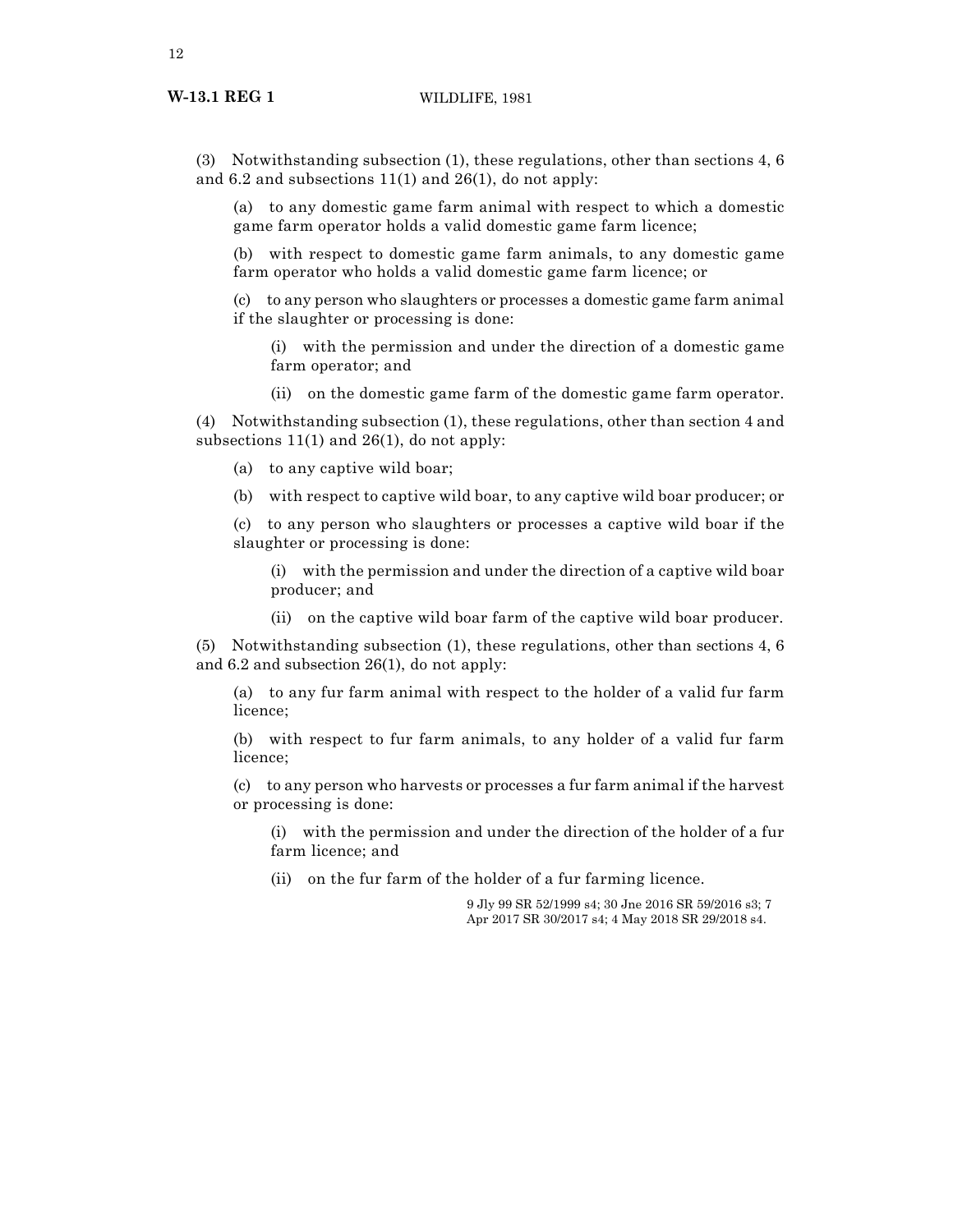(3) Notwithstanding subsection (1), these regulations, other than sections 4, 6 and 6.2 and subsections 11(1) and 26(1), do not apply:

(a) to any domestic game farm animal with respect to which a domestic game farm operator holds a valid domestic game farm licence;

(b) with respect to domestic game farm animals, to any domestic game farm operator who holds a valid domestic game farm licence; or

(c) to any person who slaughters or processes a domestic game farm animal if the slaughter or processing is done:

(i) with the permission and under the direction of a domestic game farm operator; and

(ii) on the domestic game farm of the domestic game farm operator.

(4) Notwithstanding subsection (1), these regulations, other than section 4 and subsections 11(1) and 26(1), do not apply:

(a) to any captive wild boar;

(b) with respect to captive wild boar, to any captive wild boar producer; or

(c) to any person who slaughters or processes a captive wild boar if the slaughter or processing is done:

(i) with the permission and under the direction of a captive wild boar producer; and

(ii) on the captive wild boar farm of the captive wild boar producer.

(5) Notwithstanding subsection (1), these regulations, other than sections 4, 6 and 6.2 and subsection 26(1), do not apply:

(a) to any fur farm animal with respect to the holder of a valid fur farm licence;

(b) with respect to fur farm animals, to any holder of a valid fur farm licence;

(c) to any person who harvests or processes a fur farm animal if the harvest or processing is done:

(i) with the permission and under the direction of the holder of a fur farm licence; and

(ii) on the fur farm of the holder of a fur farming licence.

9 Jly 99 SR 52/1999 s4; 30 Jne 2016 SR 59/2016 s3; 7 Apr 2017 SR 30/2017 s4; 4 May 2018 SR 29/2018 s4.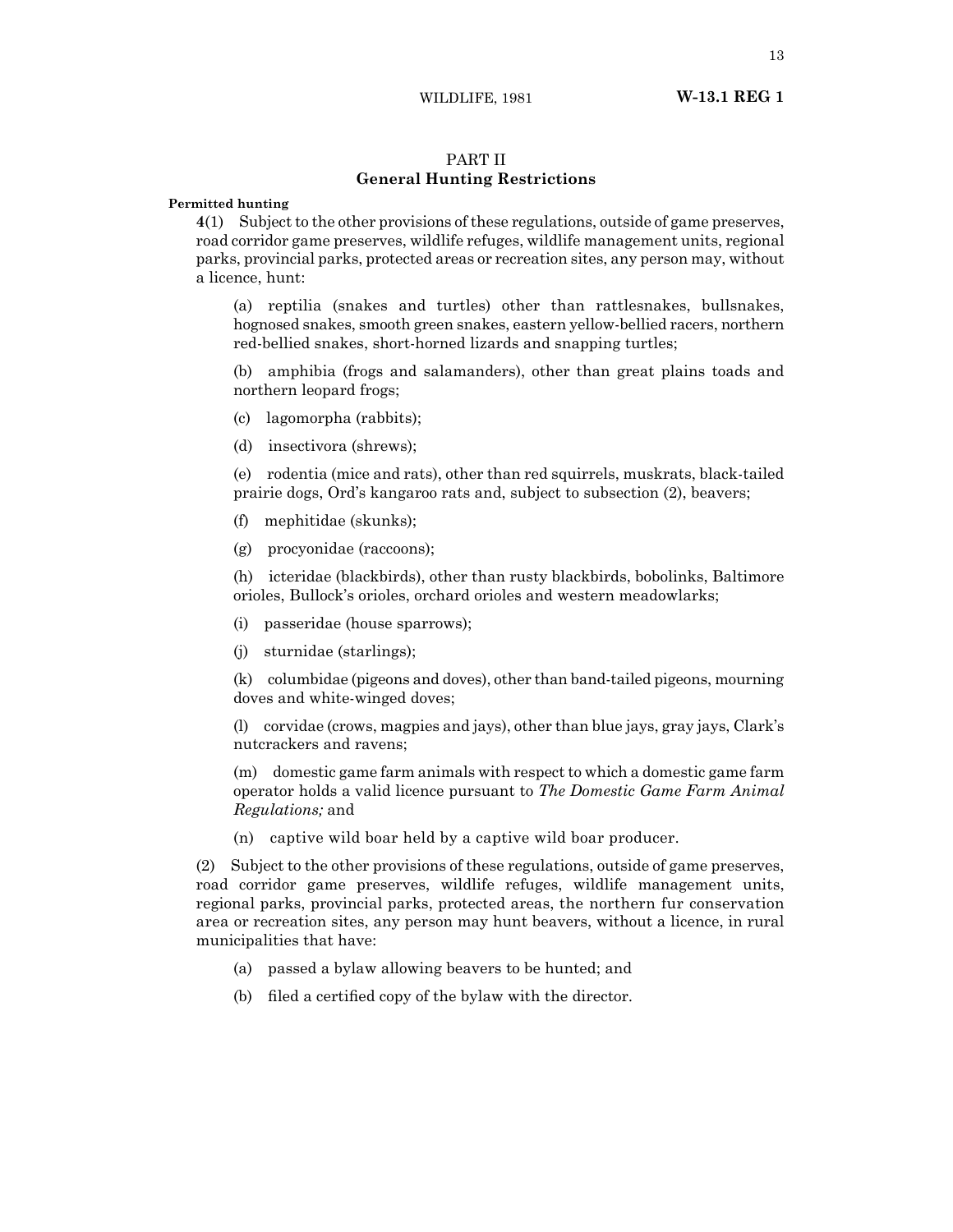## PART II
## General Hunting Restrictions

**Permitted hunting**

**4**(1) Subject to the other provisions of these regulations, outside of game preserves, road corridor game preserves, wildlife refuges, wildlife management units, regional parks, provincial parks, protected areas or recreation sites, any person may, without a licence, hunt:

(a) reptilia (snakes and turtles) other than rattlesnakes, bullsnakes, hognosed snakes, smooth green snakes, eastern yellow-bellied racers, northern red-bellied snakes, short-horned lizards and snapping turtles;

(b) amphibia (frogs and salamanders), other than great plains toads and northern leopard frogs;

(c) lagomorpha (rabbits);

(d) insectivora (shrews);

(e) rodentia (mice and rats), other than red squirrels, muskrats, black-tailed prairie dogs, Ord's kangaroo rats and, subject to subsection (2), beavers;

(f) mephitidae (skunks);

(g) procyonidae (raccoons);

(h) icteridae (blackbirds), other than rusty blackbirds, bobolinks, Baltimore orioles, Bullock's orioles, orchard orioles and western meadowlarks;

(i) passeridae (house sparrows);

(j) sturnidae (starlings);

(k) columbidae (pigeons and doves), other than band-tailed pigeons, mourning doves and white-winged doves;

(l) corvidae (crows, magpies and jays), other than blue jays, gray jays, Clark's nutcrackers and ravens;

(m) domestic game farm animals with respect to which a domestic game farm operator holds a valid licence pursuant to *The Domestic Game Farm Animal Regulations;* and

(n) captive wild boar held by a captive wild boar producer.

(2) Subject to the other provisions of these regulations, outside of game preserves, road corridor game preserves, wildlife refuges, wildlife management units, regional parks, provincial parks, protected areas, the northern fur conservation area or recreation sites, any person may hunt beavers, without a licence, in rural municipalities that have:

(a) passed a bylaw allowing beavers to be hunted; and

(b) filed a certified copy of the bylaw with the director.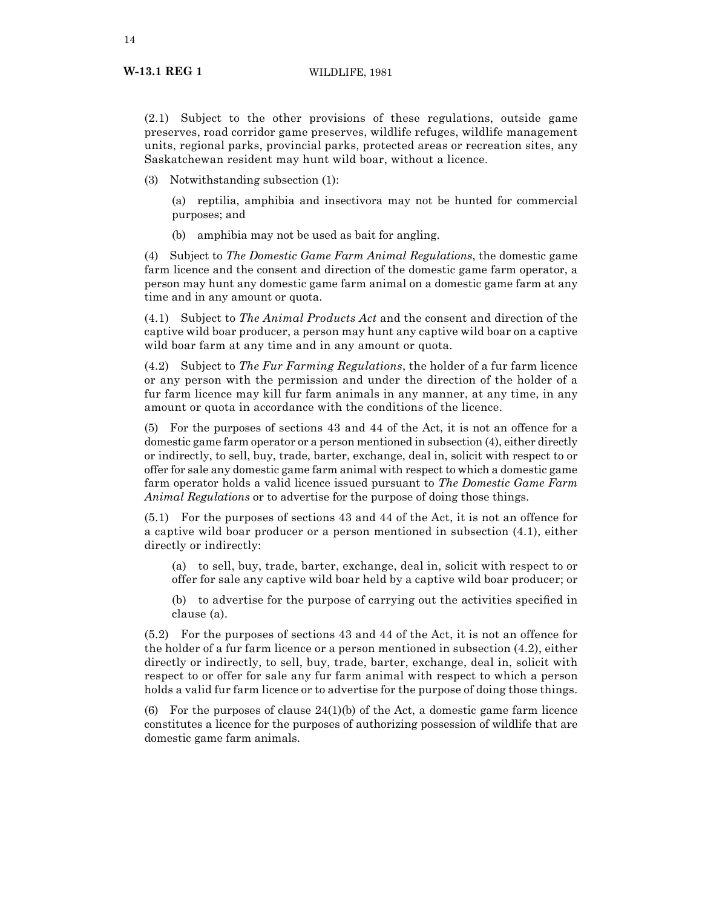(2.1) Subject to the other provisions of these regulations, outside game preserves, road corridor game preserves, wildlife refuges, wildlife management units, regional parks, provincial parks, protected areas or recreation sites, any Saskatchewan resident may hunt wild boar, without a licence.

(3) Notwithstanding subsection (1):

(a) reptilia, amphibia and insectivora may not be hunted for commercial purposes; and

(b) amphibia may not be used as bait for angling.

(4) Subject to *The Domestic Game Farm Animal Regulations*, the domestic game farm licence and the consent and direction of the domestic game farm operator, a person may hunt any domestic game farm animal on a domestic game farm at any time and in any amount or quota.

(4.1) Subject to *The Animal Products Act* and the consent and direction of the captive wild boar producer, a person may hunt any captive wild boar on a captive wild boar farm at any time and in any amount or quota.

(4.2) Subject to *The Fur Farming Regulations*, the holder of a fur farm licence or any person with the permission and under the direction of the holder of a fur farm licence may kill fur farm animals in any manner, at any time, in any amount or quota in accordance with the conditions of the licence.

(5) For the purposes of sections 43 and 44 of the Act, it is not an offence for a domestic game farm operator or a person mentioned in subsection (4), either directly or indirectly, to sell, buy, trade, barter, exchange, deal in, solicit with respect to or offer for sale any domestic game farm animal with respect to which a domestic game farm operator holds a valid licence issued pursuant to *The Domestic Game Farm Animal Regulations* or to advertise for the purpose of doing those things.

(5.1) For the purposes of sections 43 and 44 of the Act, it is not an offence for a captive wild boar producer or a person mentioned in subsection (4.1), either directly or indirectly:

(a) to sell, buy, trade, barter, exchange, deal in, solicit with respect to or offer for sale any captive wild boar held by a captive wild boar producer; or

(b) to advertise for the purpose of carrying out the activities specified in clause (a).

(5.2) For the purposes of sections 43 and 44 of the Act, it is not an offence for the holder of a fur farm licence or a person mentioned in subsection (4.2), either directly or indirectly, to sell, buy, trade, barter, exchange, deal in, solicit with respect to or offer for sale any fur farm animal with respect to which a person holds a valid fur farm licence or to advertise for the purpose of doing those things.

(6) For the purposes of clause 24(1)(b) of the Act, a domestic game farm licence constitutes a licence for the purposes of authorizing possession of wildlife that are domestic game farm animals.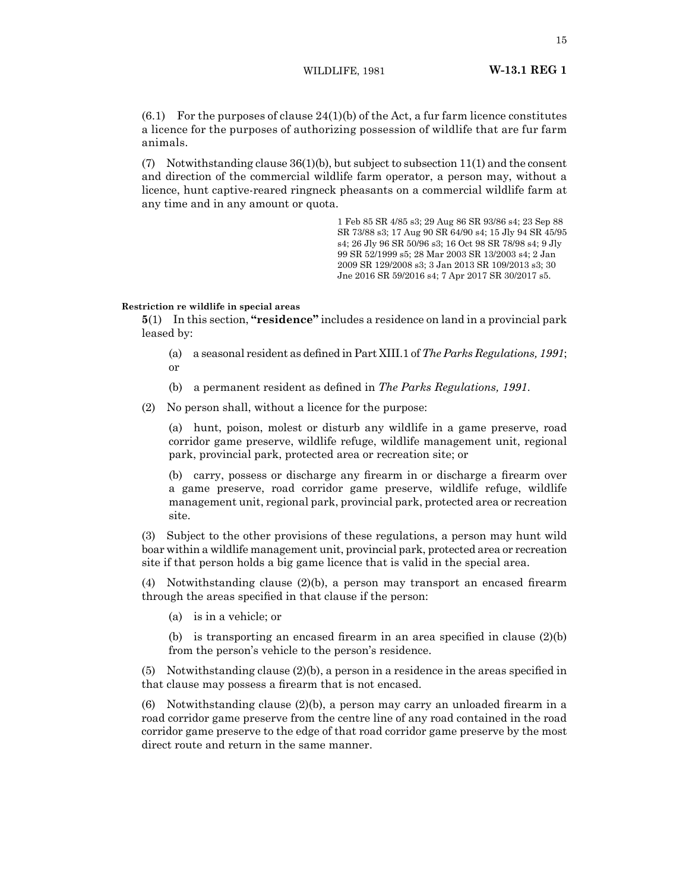(6.1) For the purposes of clause 24(1)(b) of the Act, a fur farm licence constitutes a licence for the purposes of authorizing possession of wildlife that are fur farm animals.

(7) Notwithstanding clause 36(1)(b), but subject to subsection 11(1) and the consent and direction of the commercial wildlife farm operator, a person may, without a licence, hunt captive-reared ringneck pheasants on a commercial wildlife farm at any time and in any amount or quota.

1 Feb 85 SR 4/85 s3; 29 Aug 86 SR 93/86 s4; 23 Sep 88 SR 73/88 s3; 17 Aug 90 SR 64/90 s4; 15 Jly 94 SR 45/95 s4; 26 Jly 96 SR 50/96 s3; 16 Oct 98 SR 78/98 s4; 9 Jly 99 SR 52/1999 s5; 28 Mar 2003 SR 13/2003 s4; 2 Jan 2009 SR 129/2008 s3; 3 Jan 2013 SR 109/2013 s3; 30 Jne 2016 SR 59/2016 s4; 7 Apr 2017 SR 30/2017 s5.

**Restriction re wildlife in special areas**

**5**(1) In this section, **"residence"** includes a residence on land in a provincial park leased by:

(a) a seasonal resident as defined in Part XIII.1 of *The Parks Regulations, 1991*; or

(b) a permanent resident as defined in *The Parks Regulations, 1991*.

(2) No person shall, without a licence for the purpose:

(a) hunt, poison, molest or disturb any wildlife in a game preserve, road corridor game preserve, wildlife refuge, wildlife management unit, regional park, provincial park, protected area or recreation site; or

(b) carry, possess or discharge any firearm in or discharge a firearm over a game preserve, road corridor game preserve, wildlife refuge, wildlife management unit, regional park, provincial park, protected area or recreation site.

(3) Subject to the other provisions of these regulations, a person may hunt wild boar within a wildlife management unit, provincial park, protected area or recreation site if that person holds a big game licence that is valid in the special area.

(4) Notwithstanding clause (2)(b), a person may transport an encased firearm through the areas specified in that clause if the person:

(a) is in a vehicle; or

(b) is transporting an encased firearm in an area specified in clause (2)(b) from the person's vehicle to the person's residence.

(5) Notwithstanding clause (2)(b), a person in a residence in the areas specified in that clause may possess a firearm that is not encased.

(6) Notwithstanding clause (2)(b), a person may carry an unloaded firearm in a road corridor game preserve from the centre line of any road contained in the road corridor game preserve to the edge of that road corridor game preserve by the most direct route and return in the same manner.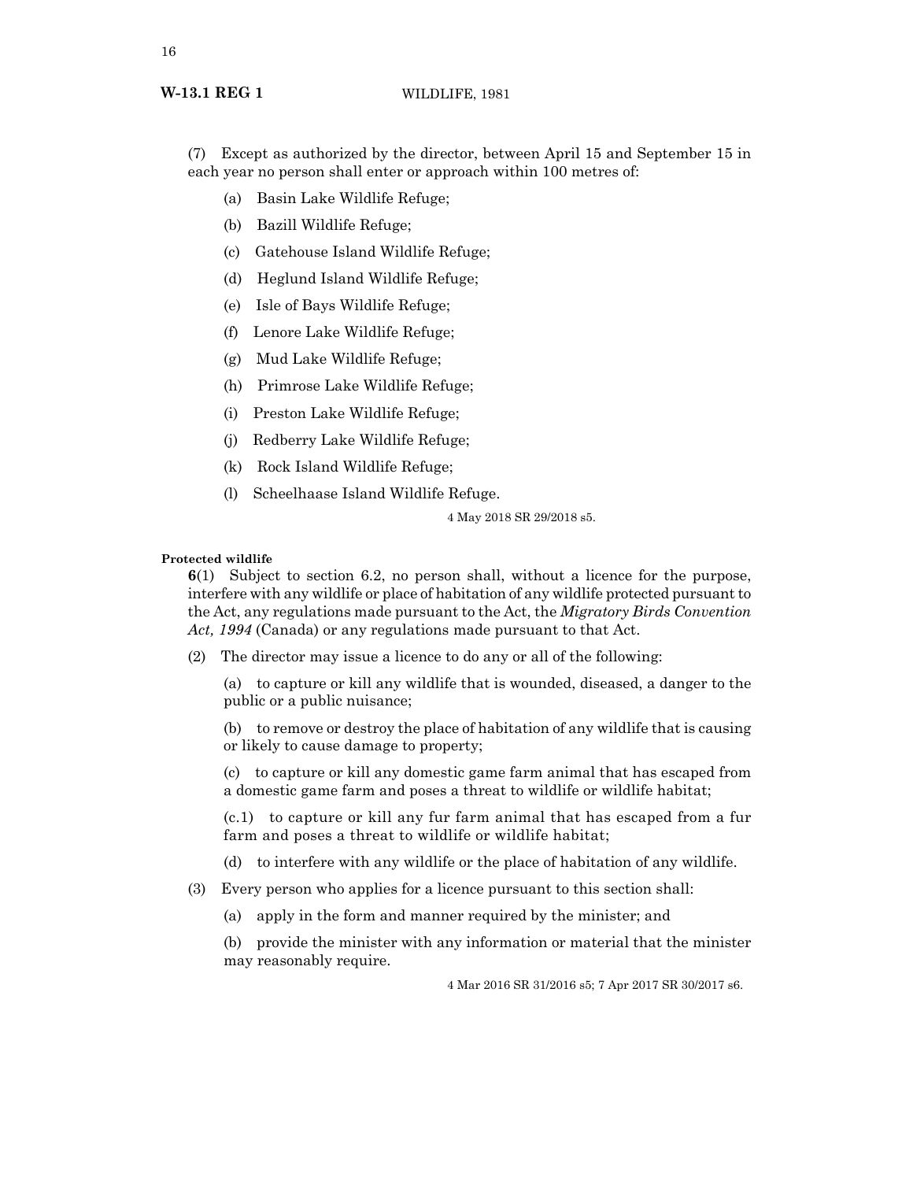(7) Except as authorized by the director, between April 15 and September 15 in each year no person shall enter or approach within 100 metres of:

(a) Basin Lake Wildlife Refuge;

(b) Bazill Wildlife Refuge;

(c) Gatehouse Island Wildlife Refuge;

(d) Heglund Island Wildlife Refuge;

(e) Isle of Bays Wildlife Refuge;

(f) Lenore Lake Wildlife Refuge;

(g) Mud Lake Wildlife Refuge;

(h) Primrose Lake Wildlife Refuge;

(i) Preston Lake Wildlife Refuge;

(j) Redberry Lake Wildlife Refuge;

(k) Rock Island Wildlife Refuge;

(l) Scheelhaase Island Wildlife Refuge.

4 May 2018 SR 29/2018 s5.

**Protected wildlife**

**6**(1) Subject to section 6.2, no person shall, without a licence for the purpose, interfere with any wildlife or place of habitation of any wildlife protected pursuant to the Act, any regulations made pursuant to the Act, the *Migratory Birds Convention Act, 1994* (Canada) or any regulations made pursuant to that Act.

(2) The director may issue a licence to do any or all of the following:

(a) to capture or kill any wildlife that is wounded, diseased, a danger to the public or a public nuisance;

(b) to remove or destroy the place of habitation of any wildlife that is causing or likely to cause damage to property;

(c) to capture or kill any domestic game farm animal that has escaped from a domestic game farm and poses a threat to wildlife or wildlife habitat;

(c.1) to capture or kill any fur farm animal that has escaped from a fur farm and poses a threat to wildlife or wildlife habitat;

(d) to interfere with any wildlife or the place of habitation of any wildlife.

(3) Every person who applies for a licence pursuant to this section shall:

(a) apply in the form and manner required by the minister; and

(b) provide the minister with any information or material that the minister may reasonably require.

4 Mar 2016 SR 31/2016 s5; 7 Apr 2017 SR 30/2017 s6.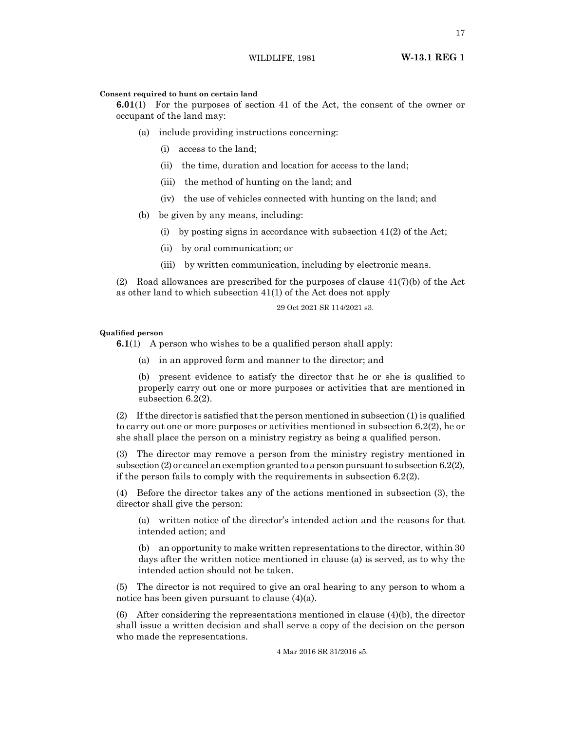**Consent required to hunt on certain land**

**6.01**(1) For the purposes of section 41 of the Act, the consent of the owner or occupant of the land may:

(a) include providing instructions concerning:

(i) access to the land;

(ii) the time, duration and location for access to the land;

(iii) the method of hunting on the land; and

(iv) the use of vehicles connected with hunting on the land; and

(b) be given by any means, including:

(i) by posting signs in accordance with subsection 41(2) of the Act;

(ii) by oral communication; or

(iii) by written communication, including by electronic means.

(2) Road allowances are prescribed for the purposes of clause 41(7)(b) of the Act as other land to which subsection 41(1) of the Act does not apply

29 Oct 2021 SR 114/2021 s3.

**Qualified person**

**6.1**(1) A person who wishes to be a qualified person shall apply:

(a) in an approved form and manner to the director; and

(b) present evidence to satisfy the director that he or she is qualified to properly carry out one or more purposes or activities that are mentioned in subsection 6.2(2).

(2) If the director is satisfied that the person mentioned in subsection (1) is qualified to carry out one or more purposes or activities mentioned in subsection 6.2(2), he or she shall place the person on a ministry registry as being a qualified person.

(3) The director may remove a person from the ministry registry mentioned in subsection (2) or cancel an exemption granted to a person pursuant to subsection 6.2(2), if the person fails to comply with the requirements in subsection 6.2(2).

(4) Before the director takes any of the actions mentioned in subsection (3), the director shall give the person:

(a) written notice of the director's intended action and the reasons for that intended action; and

(b) an opportunity to make written representations to the director, within 30 days after the written notice mentioned in clause (a) is served, as to why the intended action should not be taken.

(5) The director is not required to give an oral hearing to any person to whom a notice has been given pursuant to clause (4)(a).

(6) After considering the representations mentioned in clause (4)(b), the director shall issue a written decision and shall serve a copy of the decision on the person who made the representations.

4 Mar 2016 SR 31/2016 s5.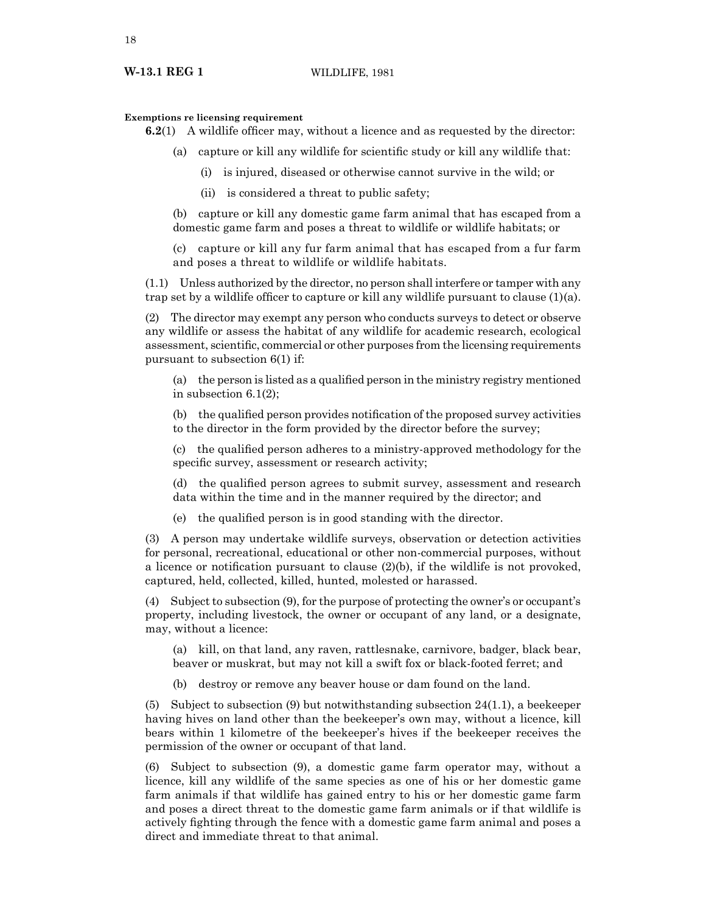**Exemptions re licensing requirement**

**6.2**(1) A wildlife officer may, without a licence and as requested by the director:

(a) capture or kill any wildlife for scientific study or kill any wildlife that:

(i) is injured, diseased or otherwise cannot survive in the wild; or

(ii) is considered a threat to public safety;

(b) capture or kill any domestic game farm animal that has escaped from a domestic game farm and poses a threat to wildlife or wildlife habitats; or

(c) capture or kill any fur farm animal that has escaped from a fur farm and poses a threat to wildlife or wildlife habitats.

(1.1) Unless authorized by the director, no person shall interfere or tamper with any trap set by a wildlife officer to capture or kill any wildlife pursuant to clause (1)(a).

(2) The director may exempt any person who conducts surveys to detect or observe any wildlife or assess the habitat of any wildlife for academic research, ecological assessment, scientific, commercial or other purposes from the licensing requirements pursuant to subsection 6(1) if:

(a) the person is listed as a qualified person in the ministry registry mentioned in subsection 6.1(2);

(b) the qualified person provides notification of the proposed survey activities to the director in the form provided by the director before the survey;

(c) the qualified person adheres to a ministry-approved methodology for the specific survey, assessment or research activity;

(d) the qualified person agrees to submit survey, assessment and research data within the time and in the manner required by the director; and

(e) the qualified person is in good standing with the director.

(3) A person may undertake wildlife surveys, observation or detection activities for personal, recreational, educational or other non-commercial purposes, without a licence or notification pursuant to clause (2)(b), if the wildlife is not provoked, captured, held, collected, killed, hunted, molested or harassed.

(4) Subject to subsection (9), for the purpose of protecting the owner's or occupant's property, including livestock, the owner or occupant of any land, or a designate, may, without a licence:

(a) kill, on that land, any raven, rattlesnake, carnivore, badger, black bear, beaver or muskrat, but may not kill a swift fox or black-footed ferret; and

(b) destroy or remove any beaver house or dam found on the land.

(5) Subject to subsection (9) but notwithstanding subsection 24(1.1), a beekeeper having hives on land other than the beekeeper's own may, without a licence, kill bears within 1 kilometre of the beekeeper's hives if the beekeeper receives the permission of the owner or occupant of that land.

(6) Subject to subsection (9), a domestic game farm operator may, without a licence, kill any wildlife of the same species as one of his or her domestic game farm animals if that wildlife has gained entry to his or her domestic game farm and poses a direct threat to the domestic game farm animals or if that wildlife is actively fighting through the fence with a domestic game farm animal and poses a direct and immediate threat to that animal.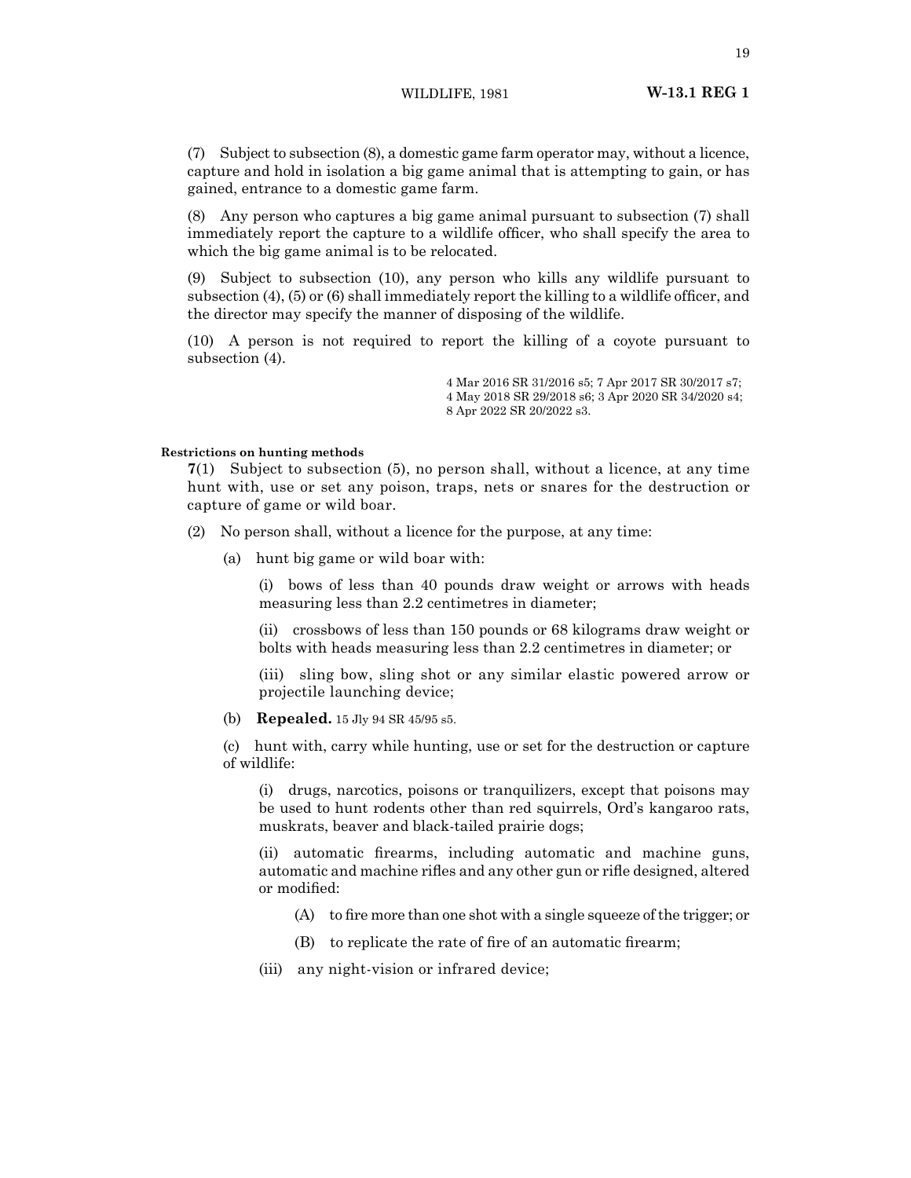(7) Subject to subsection (8), a domestic game farm operator may, without a licence, capture and hold in isolation a big game animal that is attempting to gain, or has gained, entrance to a domestic game farm.

(8) Any person who captures a big game animal pursuant to subsection (7) shall immediately report the capture to a wildlife officer, who shall specify the area to which the big game animal is to be relocated.

(9) Subject to subsection (10), any person who kills any wildlife pursuant to subsection (4), (5) or (6) shall immediately report the killing to a wildlife officer, and the director may specify the manner of disposing of the wildlife.

(10) A person is not required to report the killing of a coyote pursuant to subsection (4).

4 Mar 2016 SR 31/2016 s5; 7 Apr 2017 SR 30/2017 s7; 4 May 2018 SR 29/2018 s6; 3 Apr 2020 SR 34/2020 s4; 8 Apr 2022 SR 20/2022 s3.

**Restrictions on hunting methods**

**7**(1) Subject to subsection (5), no person shall, without a licence, at any time hunt with, use or set any poison, traps, nets or snares for the destruction or capture of game or wild boar.

(2) No person shall, without a licence for the purpose, at any time:

(a) hunt big game or wild boar with:

(i) bows of less than 40 pounds draw weight or arrows with heads measuring less than 2.2 centimetres in diameter;

(ii) crossbows of less than 150 pounds or 68 kilograms draw weight or bolts with heads measuring less than 2.2 centimetres in diameter; or

(iii) sling bow, sling shot or any similar elastic powered arrow or projectile launching device;

(b) **Repealed.** 15 Jly 94 SR 45/95 s5.

(c) hunt with, carry while hunting, use or set for the destruction or capture of wildlife:

(i) drugs, narcotics, poisons or tranquilizers, except that poisons may be used to hunt rodents other than red squirrels, Ord's kangaroo rats, muskrats, beaver and black-tailed prairie dogs;

(ii) automatic firearms, including automatic and machine guns, automatic and machine rifles and any other gun or rifle designed, altered or modified:

(A) to fire more than one shot with a single squeeze of the trigger; or

(B) to replicate the rate of fire of an automatic firearm;

(iii) any night-vision or infrared device;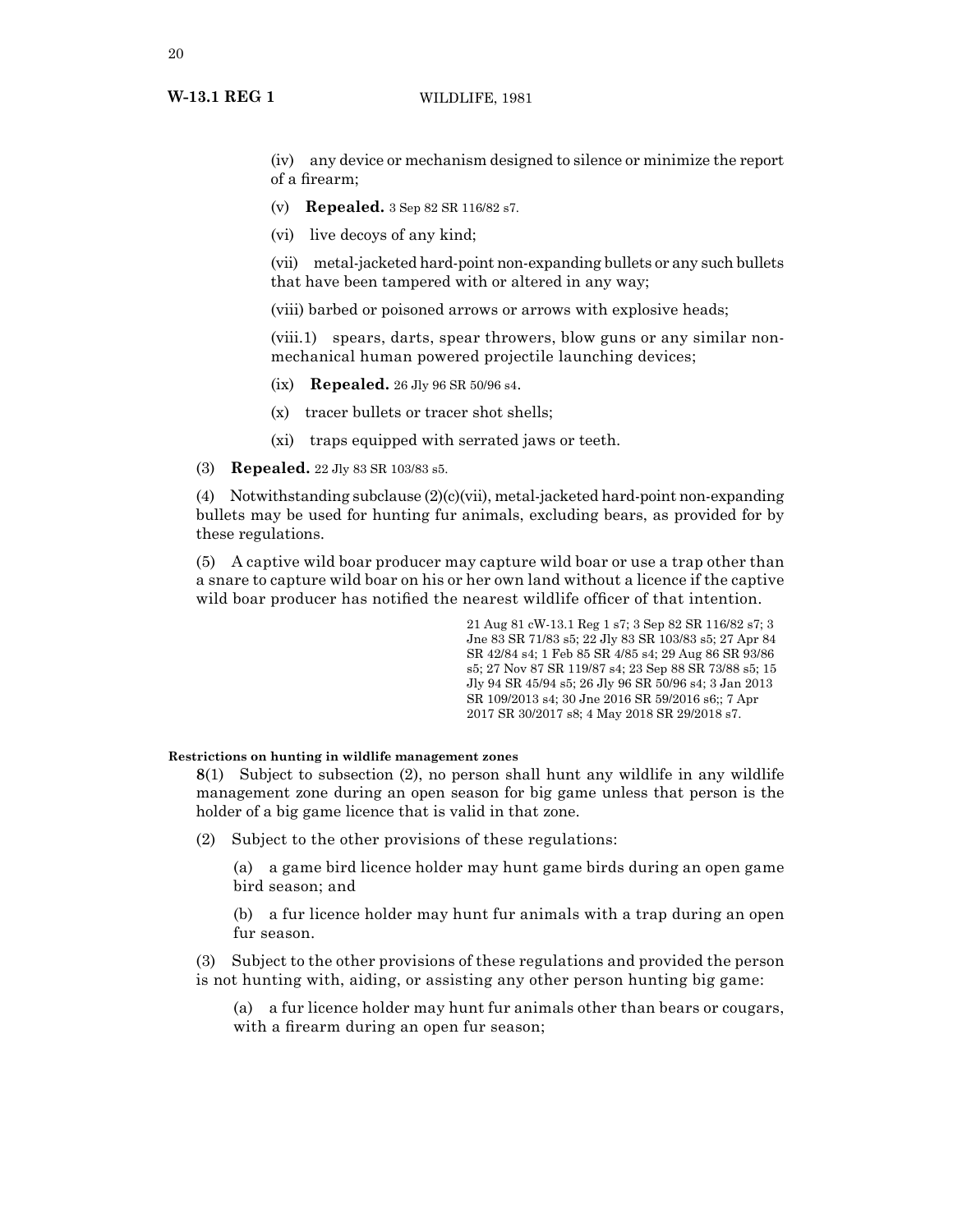(iv) any device or mechanism designed to silence or minimize the report of a firearm;

(v) **Repealed.** 3 Sep 82 SR 116/82 s7.

(vi) live decoys of any kind;

(vii) metal-jacketed hard-point non-expanding bullets or any such bullets that have been tampered with or altered in any way;

(viii) barbed or poisoned arrows or arrows with explosive heads;

(viii.1) spears, darts, spear throwers, blow guns or any similar non-mechanical human powered projectile launching devices;

(ix) **Repealed.** 26 Jly 96 SR 50/96 s4.

(x) tracer bullets or tracer shot shells;

(xi) traps equipped with serrated jaws or teeth.

(3) **Repealed.** 22 Jly 83 SR 103/83 s5.

(4) Notwithstanding subclause (2)(c)(vii), metal-jacketed hard-point non-expanding bullets may be used for hunting fur animals, excluding bears, as provided for by these regulations.

(5) A captive wild boar producer may capture wild boar or use a trap other than a snare to capture wild boar on his or her own land without a licence if the captive wild boar producer has notified the nearest wildlife officer of that intention.

21 Aug 81 cW-13.1 Reg 1 s7; 3 Sep 82 SR 116/82 s7; 3 Jne 83 SR 71/83 s5; 22 Jly 83 SR 103/83 s5; 27 Apr 84 SR 42/84 s4; 1 Feb 85 SR 4/85 s4; 29 Aug 86 SR 93/86 s5; 27 Nov 87 SR 119/87 s4; 23 Sep 88 SR 73/88 s5; 15 Jly 94 SR 45/94 s5; 26 Jly 96 SR 50/96 s4; 3 Jan 2013 SR 109/2013 s4; 30 Jne 2016 SR 59/2016 s6;; 7 Apr 2017 SR 30/2017 s8; 4 May 2018 SR 29/2018 s7.

**Restrictions on hunting in wildlife management zones**

**8**(1) Subject to subsection (2), no person shall hunt any wildlife in any wildlife management zone during an open season for big game unless that person is the holder of a big game licence that is valid in that zone.

(2) Subject to the other provisions of these regulations:

(a) a game bird licence holder may hunt game birds during an open game bird season; and

(b) a fur licence holder may hunt fur animals with a trap during an open fur season.

(3) Subject to the other provisions of these regulations and provided the person is not hunting with, aiding, or assisting any other person hunting big game:

(a) a fur licence holder may hunt fur animals other than bears or cougars, with a firearm during an open fur season;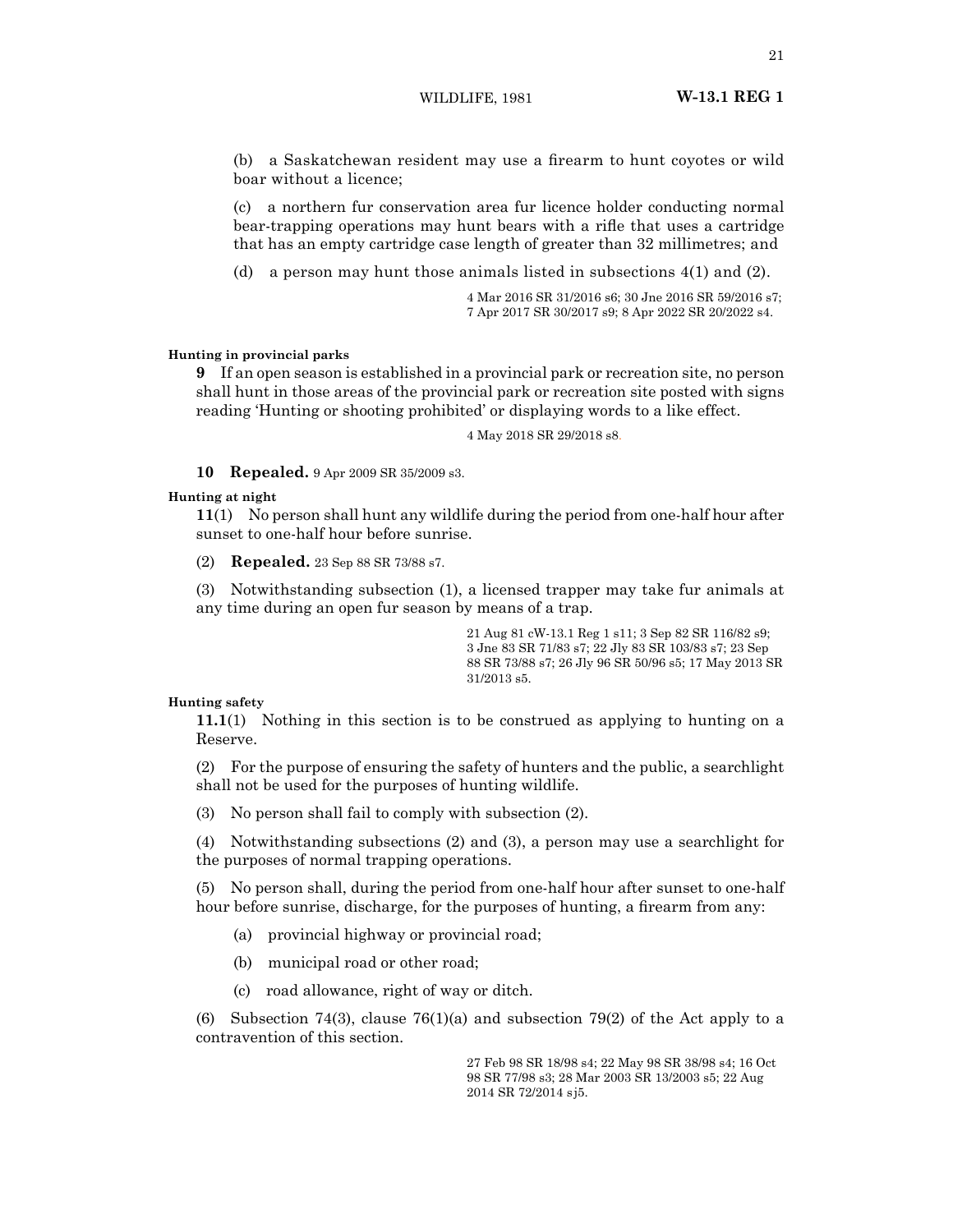(b) a Saskatchewan resident may use a firearm to hunt coyotes or wild boar without a licence;

(c) a northern fur conservation area fur licence holder conducting normal bear-trapping operations may hunt bears with a rifle that uses a cartridge that has an empty cartridge case length of greater than 32 millimetres; and

(d) a person may hunt those animals listed in subsections 4(1) and (2).

4 Mar 2016 SR 31/2016 s6; 30 Jne 2016 SR 59/2016 s7; 7 Apr 2017 SR 30/2017 s9; 8 Apr 2022 SR 20/2022 s4.

**Hunting in provincial parks**

**9** If an open season is established in a provincial park or recreation site, no person shall hunt in those areas of the provincial park or recreation site posted with signs reading 'Hunting or shooting prohibited' or displaying words to a like effect.

4 May 2018 SR 29/2018 s8.

**10 Repealed.** 9 Apr 2009 SR 35/2009 s3.

**Hunting at night**

**11**(1) No person shall hunt any wildlife during the period from one-half hour after sunset to one-half hour before sunrise.

(2) **Repealed.** 23 Sep 88 SR 73/88 s7.

(3) Notwithstanding subsection (1), a licensed trapper may take fur animals at any time during an open fur season by means of a trap.

21 Aug 81 cW-13.1 Reg 1 s11; 3 Sep 82 SR 116/82 s9; 3 Jne 83 SR 71/83 s7; 22 Jly 83 SR 103/83 s7; 23 Sep 88 SR 73/88 s7; 26 Jly 96 SR 50/96 s5; 17 May 2013 SR 31/2013 s5.

**Hunting safety**

**11.1**(1) Nothing in this section is to be construed as applying to hunting on a Reserve.

(2) For the purpose of ensuring the safety of hunters and the public, a searchlight shall not be used for the purposes of hunting wildlife.

(3) No person shall fail to comply with subsection (2).

(4) Notwithstanding subsections (2) and (3), a person may use a searchlight for the purposes of normal trapping operations.

(5) No person shall, during the period from one-half hour after sunset to one-half hour before sunrise, discharge, for the purposes of hunting, a firearm from any:

(a) provincial highway or provincial road;

(b) municipal road or other road;

(c) road allowance, right of way or ditch.

(6) Subsection 74(3), clause 76(1)(a) and subsection 79(2) of the Act apply to a contravention of this section.

27 Feb 98 SR 18/98 s4; 22 May 98 SR 38/98 s4; 16 Oct 98 SR 77/98 s3; 28 Mar 2003 SR 13/2003 s5; 22 Aug 2014 SR 72/2014 sj5.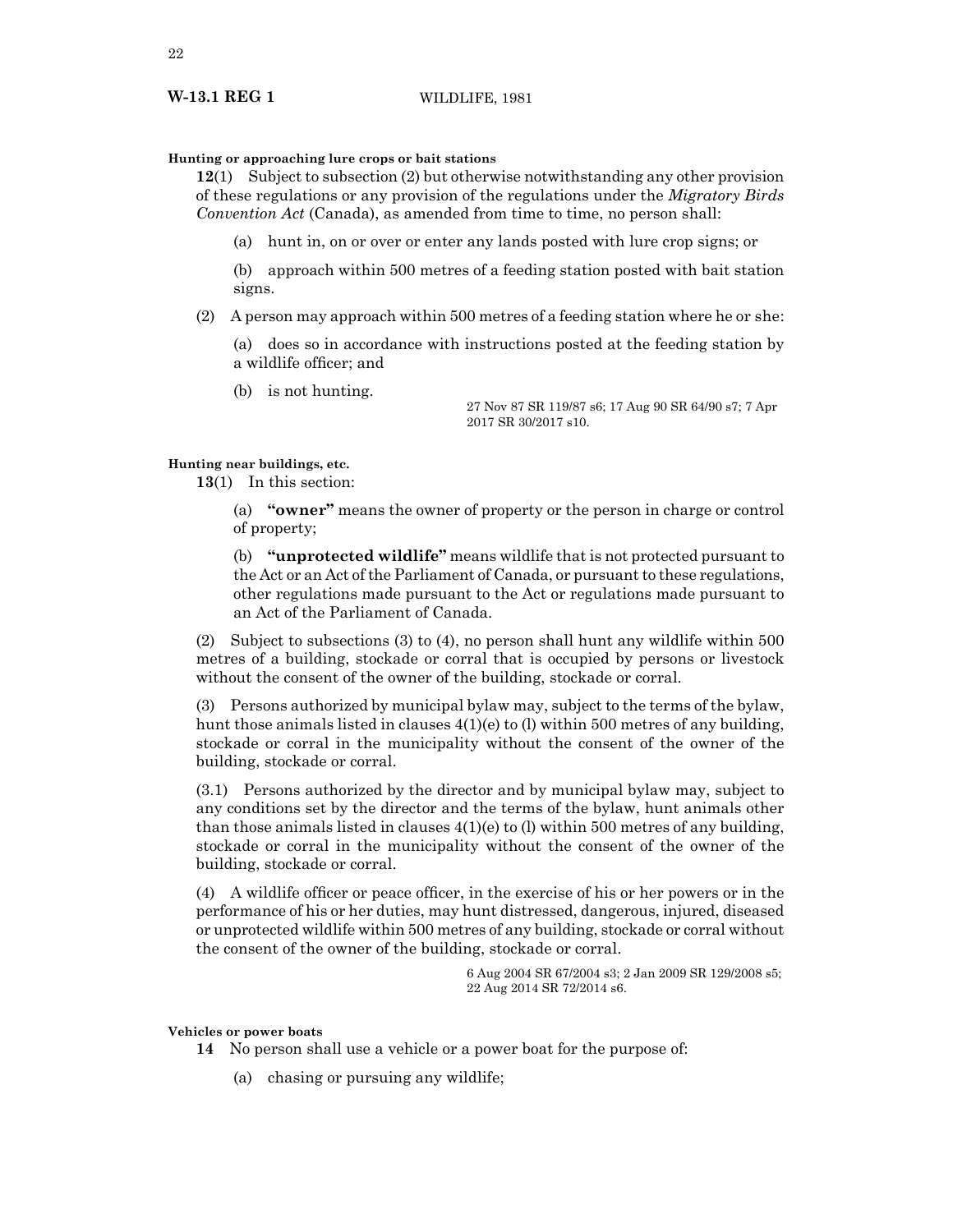**Hunting or approaching lure crops or bait stations**

**12**(1) Subject to subsection (2) but otherwise notwithstanding any other provision of these regulations or any provision of the regulations under the *Migratory Birds Convention Act* (Canada), as amended from time to time, no person shall:

(a) hunt in, on or over or enter any lands posted with lure crop signs; or

(b) approach within 500 metres of a feeding station posted with bait station signs.

(2) A person may approach within 500 metres of a feeding station where he or she:

(a) does so in accordance with instructions posted at the feeding station by a wildlife officer; and

(b) is not hunting.

27 Nov 87 SR 119/87 s6; 17 Aug 90 SR 64/90 s7; 7 Apr 2017 SR 30/2017 s10.

**Hunting near buildings, etc.**

**13**(1) In this section:

(a) **"owner"** means the owner of property or the person in charge or control of property;

(b) **"unprotected wildlife"** means wildlife that is not protected pursuant to the Act or an Act of the Parliament of Canada, or pursuant to these regulations, other regulations made pursuant to the Act or regulations made pursuant to an Act of the Parliament of Canada.

(2) Subject to subsections (3) to (4), no person shall hunt any wildlife within 500 metres of a building, stockade or corral that is occupied by persons or livestock without the consent of the owner of the building, stockade or corral.

(3) Persons authorized by municipal bylaw may, subject to the terms of the bylaw, hunt those animals listed in clauses 4(1)(e) to (l) within 500 metres of any building, stockade or corral in the municipality without the consent of the owner of the building, stockade or corral.

(3.1) Persons authorized by the director and by municipal bylaw may, subject to any conditions set by the director and the terms of the bylaw, hunt animals other than those animals listed in clauses 4(1)(e) to (l) within 500 metres of any building, stockade or corral in the municipality without the consent of the owner of the building, stockade or corral.

(4) A wildlife officer or peace officer, in the exercise of his or her powers or in the performance of his or her duties, may hunt distressed, dangerous, injured, diseased or unprotected wildlife within 500 metres of any building, stockade or corral without the consent of the owner of the building, stockade or corral.

6 Aug 2004 SR 67/2004 s3; 2 Jan 2009 SR 129/2008 s5; 22 Aug 2014 SR 72/2014 s6.

**Vehicles or power boats**

**14** No person shall use a vehicle or a power boat for the purpose of:

(a) chasing or pursuing any wildlife;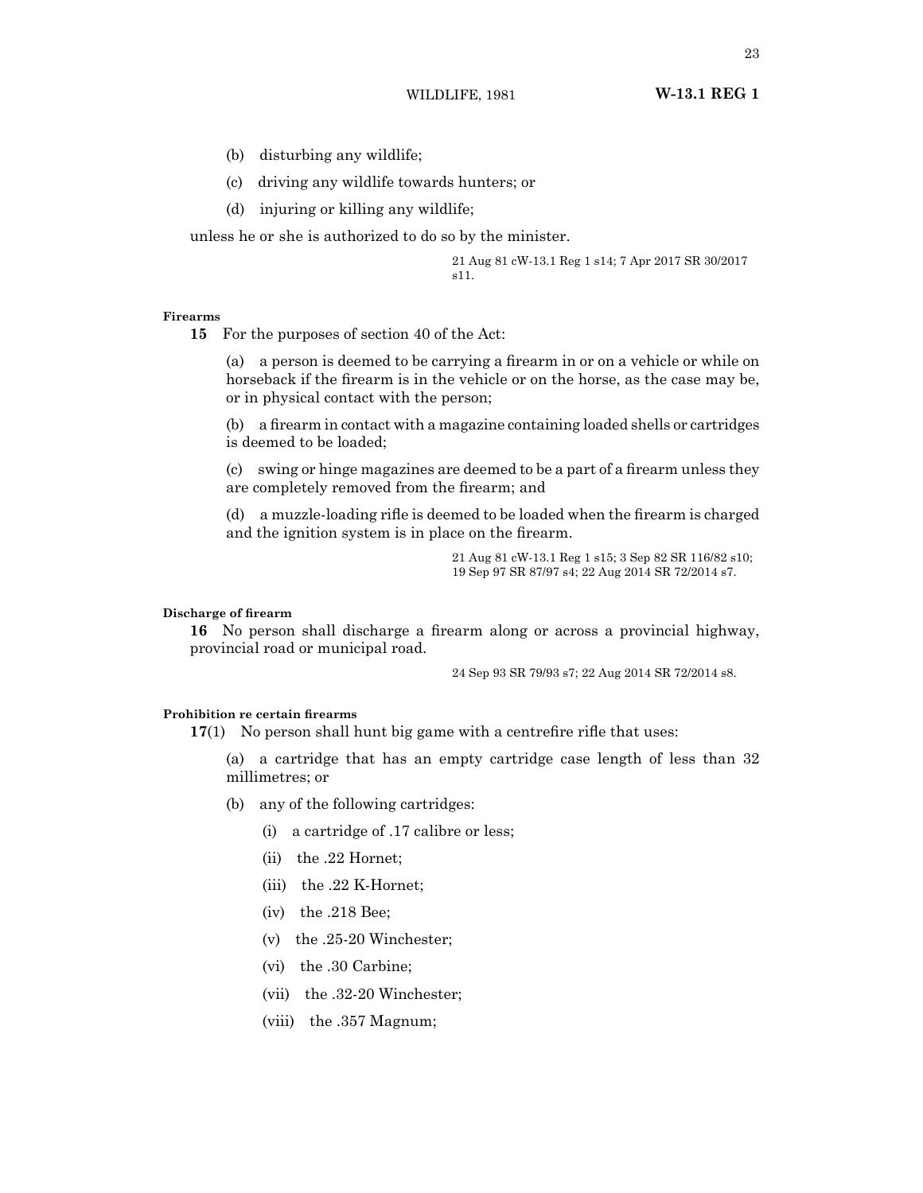(b) disturbing any wildlife;

(c) driving any wildlife towards hunters; or

(d) injuring or killing any wildlife;

unless he or she is authorized to do so by the minister.

21 Aug 81 cW-13.1 Reg 1 s14; 7 Apr 2017 SR 30/2017 s11.

**Firearms**

**15** For the purposes of section 40 of the Act:

(a) a person is deemed to be carrying a firearm in or on a vehicle or while on horseback if the firearm is in the vehicle or on the horse, as the case may be, or in physical contact with the person;

(b) a firearm in contact with a magazine containing loaded shells or cartridges is deemed to be loaded;

(c) swing or hinge magazines are deemed to be a part of a firearm unless they are completely removed from the firearm; and

(d) a muzzle-loading rifle is deemed to be loaded when the firearm is charged and the ignition system is in place on the firearm.

21 Aug 81 cW-13.1 Reg 1 s15; 3 Sep 82 SR 116/82 s10; 19 Sep 97 SR 87/97 s4; 22 Aug 2014 SR 72/2014 s7.

**Discharge of firearm**

**16** No person shall discharge a firearm along or across a provincial highway, provincial road or municipal road.

24 Sep 93 SR 79/93 s7; 22 Aug 2014 SR 72/2014 s8.

**Prohibition re certain firearms**

**17**(1) No person shall hunt big game with a centrefire rifle that uses:

(a) a cartridge that has an empty cartridge case length of less than 32 millimetres; or

(b) any of the following cartridges:

(i) a cartridge of .17 calibre or less;

(ii) the .22 Hornet;

(iii) the .22 K-Hornet;

(iv) the .218 Bee;

(v) the .25-20 Winchester;

(vi) the .30 Carbine;

(vii) the .32-20 Winchester;

(viii) the .357 Magnum;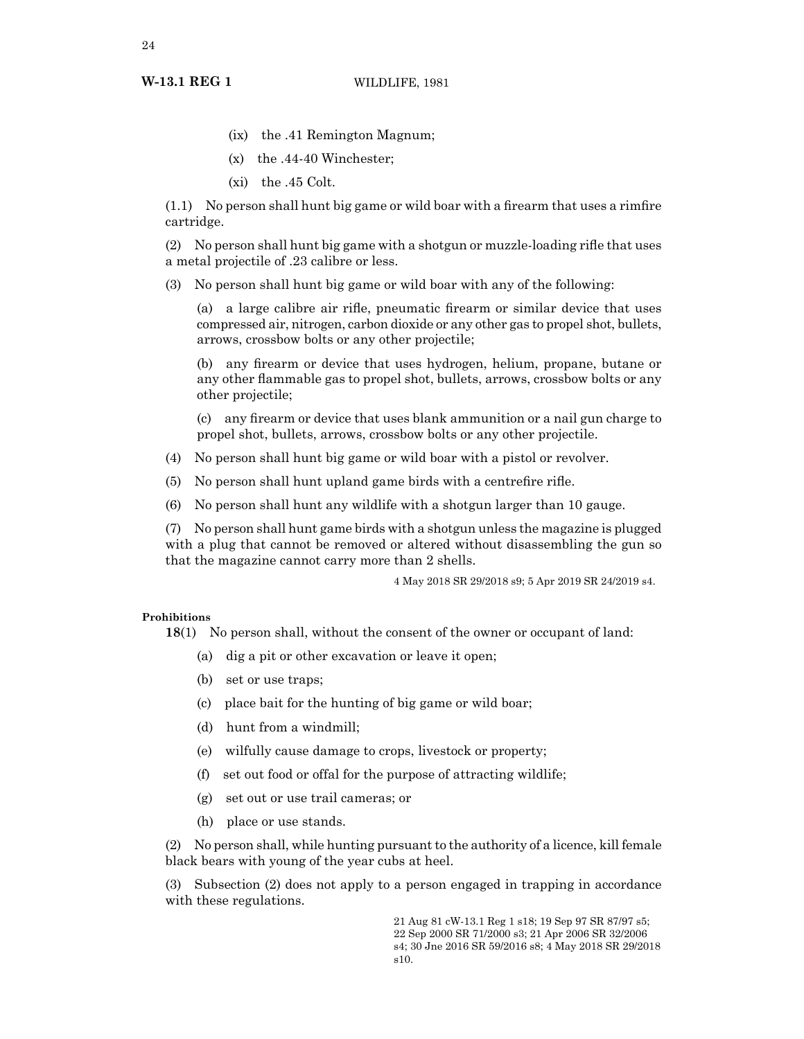(ix) the .41 Remington Magnum;

(x) the .44-40 Winchester;

(xi) the .45 Colt.

(1.1) No person shall hunt big game or wild boar with a firearm that uses a rimfire cartridge.

(2) No person shall hunt big game with a shotgun or muzzle-loading rifle that uses a metal projectile of .23 calibre or less.

(3) No person shall hunt big game or wild boar with any of the following:

(a) a large calibre air rifle, pneumatic firearm or similar device that uses compressed air, nitrogen, carbon dioxide or any other gas to propel shot, bullets, arrows, crossbow bolts or any other projectile;

(b) any firearm or device that uses hydrogen, helium, propane, butane or any other flammable gas to propel shot, bullets, arrows, crossbow bolts or any other projectile;

(c) any firearm or device that uses blank ammunition or a nail gun charge to propel shot, bullets, arrows, crossbow bolts or any other projectile.

(4) No person shall hunt big game or wild boar with a pistol or revolver.

(5) No person shall hunt upland game birds with a centrefire rifle.

(6) No person shall hunt any wildlife with a shotgun larger than 10 gauge.

(7) No person shall hunt game birds with a shotgun unless the magazine is plugged with a plug that cannot be removed or altered without disassembling the gun so that the magazine cannot carry more than 2 shells.

4 May 2018 SR 29/2018 s9; 5 Apr 2019 SR 24/2019 s4.

**Prohibitions**

**18**(1) No person shall, without the consent of the owner or occupant of land:

(a) dig a pit or other excavation or leave it open;

(b) set or use traps;

(c) place bait for the hunting of big game or wild boar;

(d) hunt from a windmill;

(e) wilfully cause damage to crops, livestock or property;

(f) set out food or offal for the purpose of attracting wildlife;

(g) set out or use trail cameras; or

(h) place or use stands.

(2) No person shall, while hunting pursuant to the authority of a licence, kill female black bears with young of the year cubs at heel.

(3) Subsection (2) does not apply to a person engaged in trapping in accordance with these regulations.

21 Aug 81 cW-13.1 Reg 1 s18; 19 Sep 97 SR 87/97 s5; 22 Sep 2000 SR 71/2000 s3; 21 Apr 2006 SR 32/2006 s4; 30 Jne 2016 SR 59/2016 s8; 4 May 2018 SR 29/2018 s10.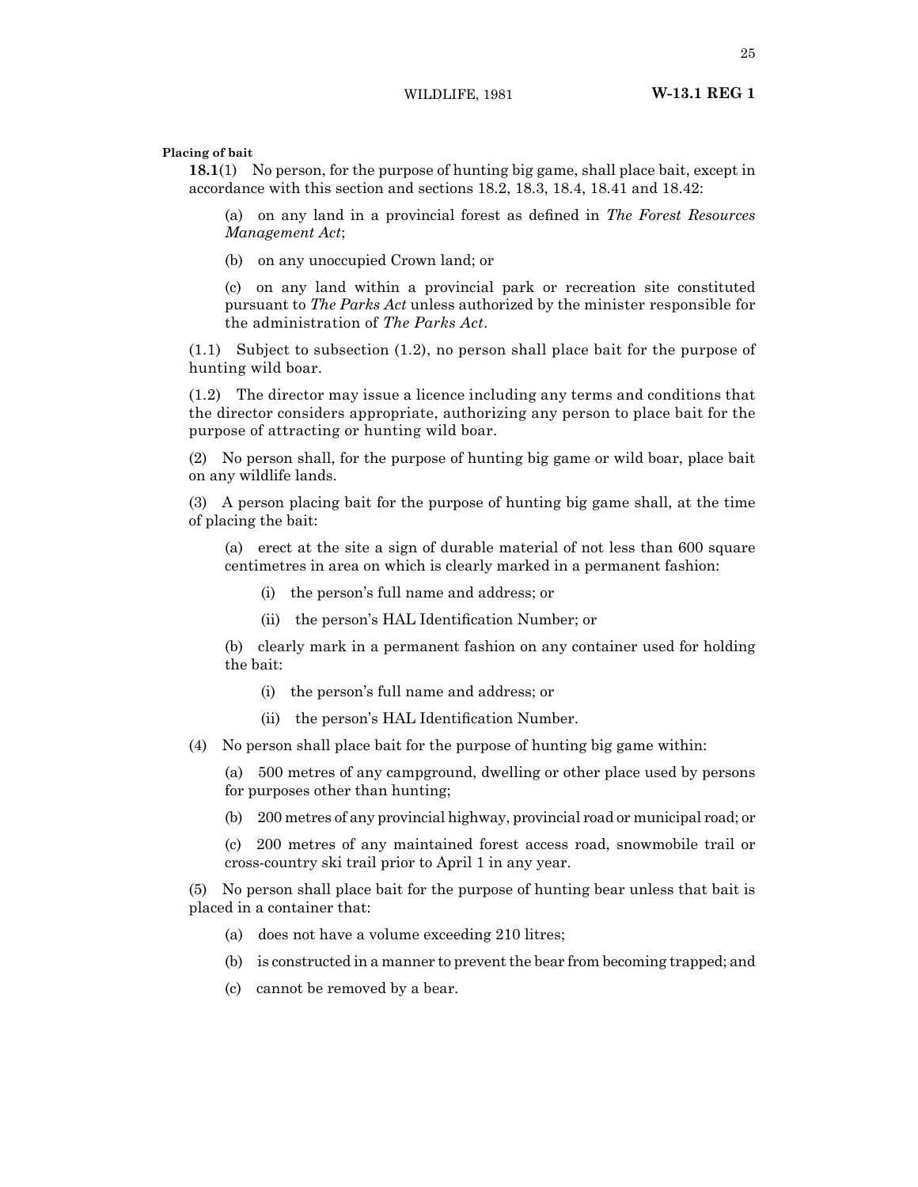**Placing of bait**

**18.1**(1) No person, for the purpose of hunting big game, shall place bait, except in accordance with this section and sections 18.2, 18.3, 18.4, 18.41 and 18.42:

(a) on any land in a provincial forest as defined in *The Forest Resources Management Act*;

(b) on any unoccupied Crown land; or

(c) on any land within a provincial park or recreation site constituted pursuant to *The Parks Act* unless authorized by the minister responsible for the administration of *The Parks Act*.

(1.1) Subject to subsection (1.2), no person shall place bait for the purpose of hunting wild boar.

(1.2) The director may issue a licence including any terms and conditions that the director considers appropriate, authorizing any person to place bait for the purpose of attracting or hunting wild boar.

(2) No person shall, for the purpose of hunting big game or wild boar, place bait on any wildlife lands.

(3) A person placing bait for the purpose of hunting big game shall, at the time of placing the bait:

(a) erect at the site a sign of durable material of not less than 600 square centimetres in area on which is clearly marked in a permanent fashion:

(i) the person's full name and address; or

(ii) the person's HAL Identification Number; or

(b) clearly mark in a permanent fashion on any container used for holding the bait:

(i) the person's full name and address; or

(ii) the person's HAL Identification Number.

(4) No person shall place bait for the purpose of hunting big game within:

(a) 500 metres of any campground, dwelling or other place used by persons for purposes other than hunting;

(b) 200 metres of any provincial highway, provincial road or municipal road; or

(c) 200 metres of any maintained forest access road, snowmobile trail or cross-country ski trail prior to April 1 in any year.

(5) No person shall place bait for the purpose of hunting bear unless that bait is placed in a container that:

(a) does not have a volume exceeding 210 litres;

(b) is constructed in a manner to prevent the bear from becoming trapped; and

(c) cannot be removed by a bear.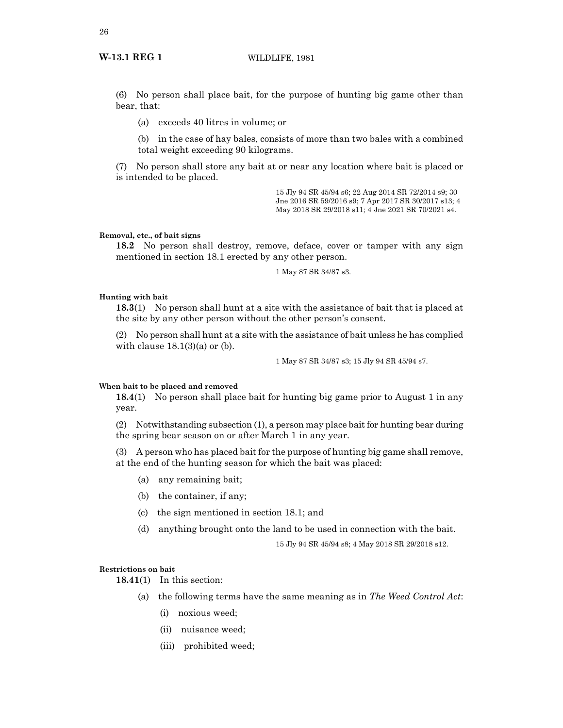(6) No person shall place bait, for the purpose of hunting big game other than bear, that:

(a) exceeds 40 litres in volume; or

(b) in the case of hay bales, consists of more than two bales with a combined total weight exceeding 90 kilograms.

(7) No person shall store any bait at or near any location where bait is placed or is intended to be placed.

15 Jly 94 SR 45/94 s6; 22 Aug 2014 SR 72/2014 s9; 30 Jne 2016 SR 59/2016 s9; 7 Apr 2017 SR 30/2017 s13; 4 May 2018 SR 29/2018 s11; 4 Jne 2021 SR 70/2021 s4.

**Removal, etc., of bait signs**

**18.2** No person shall destroy, remove, deface, cover or tamper with any sign mentioned in section 18.1 erected by any other person.

1 May 87 SR 34/87 s3.

**Hunting with bait**

**18.3**(1) No person shall hunt at a site with the assistance of bait that is placed at the site by any other person without the other person's consent.

(2) No person shall hunt at a site with the assistance of bait unless he has complied with clause 18.1(3)(a) or (b).

1 May 87 SR 34/87 s3; 15 Jly 94 SR 45/94 s7.

**When bait to be placed and removed**

**18.4**(1) No person shall place bait for hunting big game prior to August 1 in any year.

(2) Notwithstanding subsection (1), a person may place bait for hunting bear during the spring bear season on or after March 1 in any year.

(3) A person who has placed bait for the purpose of hunting big game shall remove, at the end of the hunting season for which the bait was placed:

(a) any remaining bait;

(b) the container, if any;

(c) the sign mentioned in section 18.1; and

(d) anything brought onto the land to be used in connection with the bait.

15 Jly 94 SR 45/94 s8; 4 May 2018 SR 29/2018 s12.

**Restrictions on bait**

**18.41**(1) In this section:

(a) the following terms have the same meaning as in *The Weed Control Act*:

(i) noxious weed;

(ii) nuisance weed;

(iii) prohibited weed;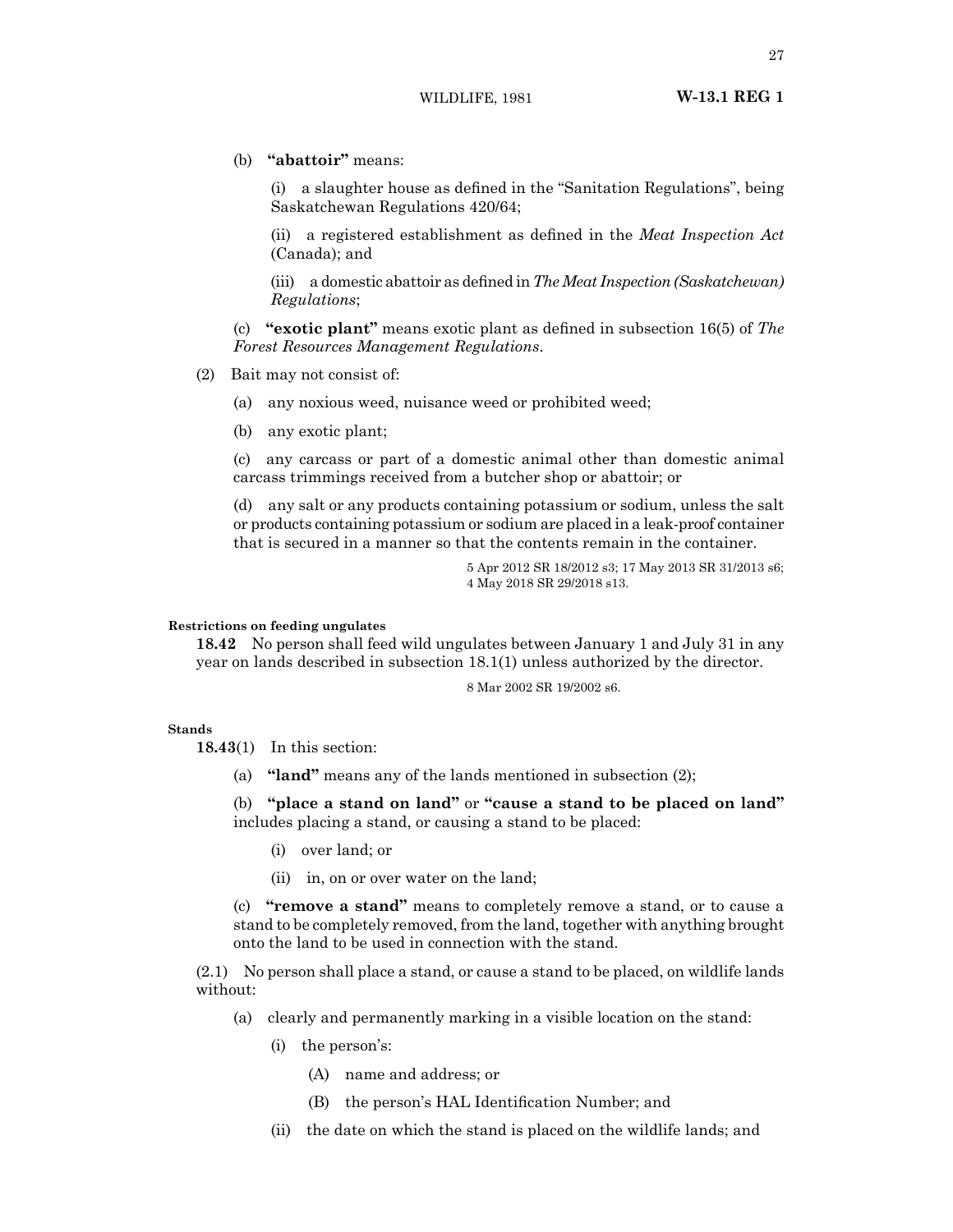(b) **"abattoir"** means:

(i) a slaughter house as defined in the "Sanitation Regulations", being Saskatchewan Regulations 420/64;

(ii) a registered establishment as defined in the *Meat Inspection Act* (Canada); and

(iii) a domestic abattoir as defined in *The Meat Inspection (Saskatchewan) Regulations*;

(c) **"exotic plant"** means exotic plant as defined in subsection 16(5) of *The Forest Resources Management Regulations*.

(2) Bait may not consist of:

(a) any noxious weed, nuisance weed or prohibited weed;

(b) any exotic plant;

(c) any carcass or part of a domestic animal other than domestic animal carcass trimmings received from a butcher shop or abattoir; or

(d) any salt or any products containing potassium or sodium, unless the salt or products containing potassium or sodium are placed in a leak-proof container that is secured in a manner so that the contents remain in the container.

5 Apr 2012 SR 18/2012 s3; 17 May 2013 SR 31/2013 s6; 4 May 2018 SR 29/2018 s13.

**Restrictions on feeding ungulates**

**18.42** No person shall feed wild ungulates between January 1 and July 31 in any year on lands described in subsection 18.1(1) unless authorized by the director.

8 Mar 2002 SR 19/2002 s6.

**Stands**

**18.43**(1) In this section:

(a) **"land"** means any of the lands mentioned in subsection (2);

(b) **"place a stand on land"** or **"cause a stand to be placed on land"** includes placing a stand, or causing a stand to be placed:

(i) over land; or

(ii) in, on or over water on the land;

(c) **"remove a stand"** means to completely remove a stand, or to cause a stand to be completely removed, from the land, together with anything brought onto the land to be used in connection with the stand.

(2.1) No person shall place a stand, or cause a stand to be placed, on wildlife lands without:

(a) clearly and permanently marking in a visible location on the stand:

(i) the person's:

(A) name and address; or

(B) the person's HAL Identification Number; and

(ii) the date on which the stand is placed on the wildlife lands; and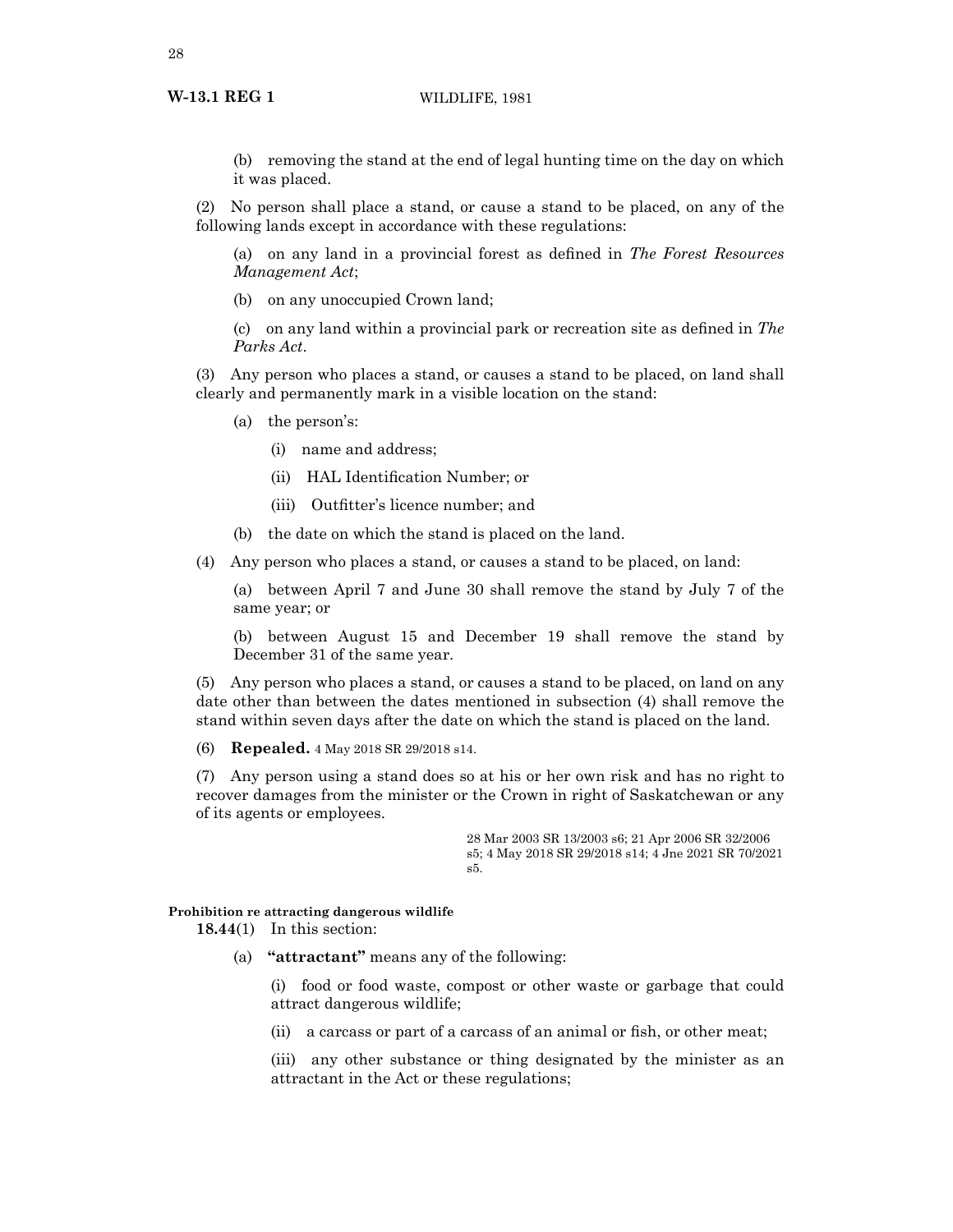(b) removing the stand at the end of legal hunting time on the day on which it was placed.

(2) No person shall place a stand, or cause a stand to be placed, on any of the following lands except in accordance with these regulations:

(a) on any land in a provincial forest as defined in *The Forest Resources Management Act*;

(b) on any unoccupied Crown land;

(c) on any land within a provincial park or recreation site as defined in *The Parks Act*.

(3) Any person who places a stand, or causes a stand to be placed, on land shall clearly and permanently mark in a visible location on the stand:

(a) the person's:

(i) name and address;

(ii) HAL Identification Number; or

(iii) Outfitter's licence number; and

(b) the date on which the stand is placed on the land.

(4) Any person who places a stand, or causes a stand to be placed, on land:

(a) between April 7 and June 30 shall remove the stand by July 7 of the same year; or

(b) between August 15 and December 19 shall remove the stand by December 31 of the same year.

(5) Any person who places a stand, or causes a stand to be placed, on land on any date other than between the dates mentioned in subsection (4) shall remove the stand within seven days after the date on which the stand is placed on the land.

(6) **Repealed.** 4 May 2018 SR 29/2018 s14.

(7) Any person using a stand does so at his or her own risk and has no right to recover damages from the minister or the Crown in right of Saskatchewan or any of its agents or employees.

28 Mar 2003 SR 13/2003 s6; 21 Apr 2006 SR 32/2006 s5; 4 May 2018 SR 29/2018 s14; 4 Jne 2021 SR 70/2021 s5.

**Prohibition re attracting dangerous wildlife**

**18.44**(1) In this section:

(a) **"attractant"** means any of the following:

(i) food or food waste, compost or other waste or garbage that could attract dangerous wildlife;

(ii) a carcass or part of a carcass of an animal or fish, or other meat;

(iii) any other substance or thing designated by the minister as an attractant in the Act or these regulations;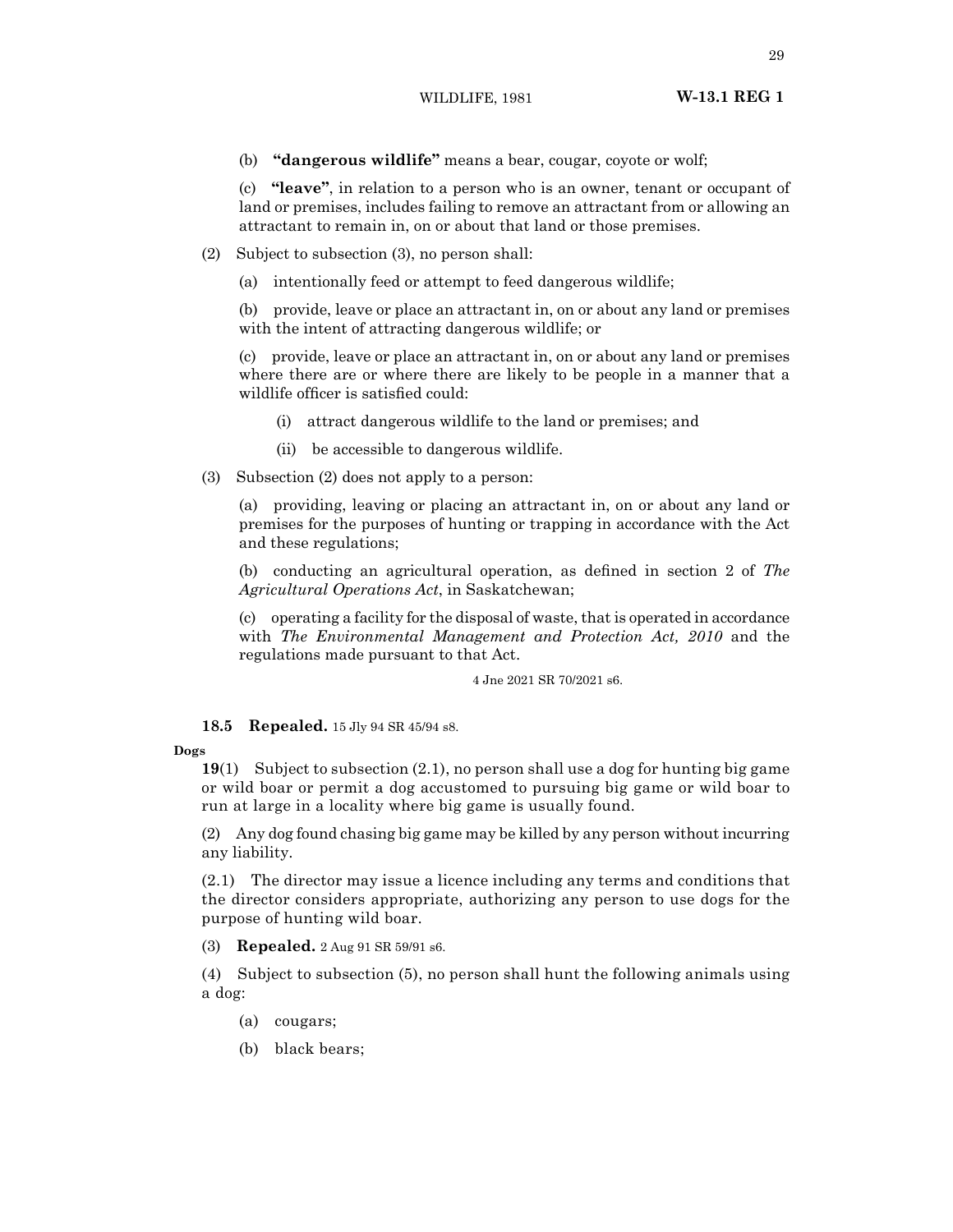(b) **"dangerous wildlife"** means a bear, cougar, coyote or wolf;

(c) **"leave"**, in relation to a person who is an owner, tenant or occupant of land or premises, includes failing to remove an attractant from or allowing an attractant to remain in, on or about that land or those premises.

(2) Subject to subsection (3), no person shall:

(a) intentionally feed or attempt to feed dangerous wildlife;

(b) provide, leave or place an attractant in, on or about any land or premises with the intent of attracting dangerous wildlife; or

(c) provide, leave or place an attractant in, on or about any land or premises where there are or where there are likely to be people in a manner that a wildlife officer is satisfied could:

(i) attract dangerous wildlife to the land or premises; and

(ii) be accessible to dangerous wildlife.

(3) Subsection (2) does not apply to a person:

(a) providing, leaving or placing an attractant in, on or about any land or premises for the purposes of hunting or trapping in accordance with the Act and these regulations;

(b) conducting an agricultural operation, as defined in section 2 of *The Agricultural Operations Act*, in Saskatchewan;

(c) operating a facility for the disposal of waste, that is operated in accordance with *The Environmental Management and Protection Act, 2010* and the regulations made pursuant to that Act.

4 Jne 2021 SR 70/2021 s6.

**18.5 Repealed.** 15 Jly 94 SR 45/94 s8.

**Dogs**

**19**(1) Subject to subsection (2.1), no person shall use a dog for hunting big game or wild boar or permit a dog accustomed to pursuing big game or wild boar to run at large in a locality where big game is usually found.

(2) Any dog found chasing big game may be killed by any person without incurring any liability.

(2.1) The director may issue a licence including any terms and conditions that the director considers appropriate, authorizing any person to use dogs for the purpose of hunting wild boar.

(3) **Repealed.** 2 Aug 91 SR 59/91 s6.

(4) Subject to subsection (5), no person shall hunt the following animals using a dog:

(a) cougars;

(b) black bears;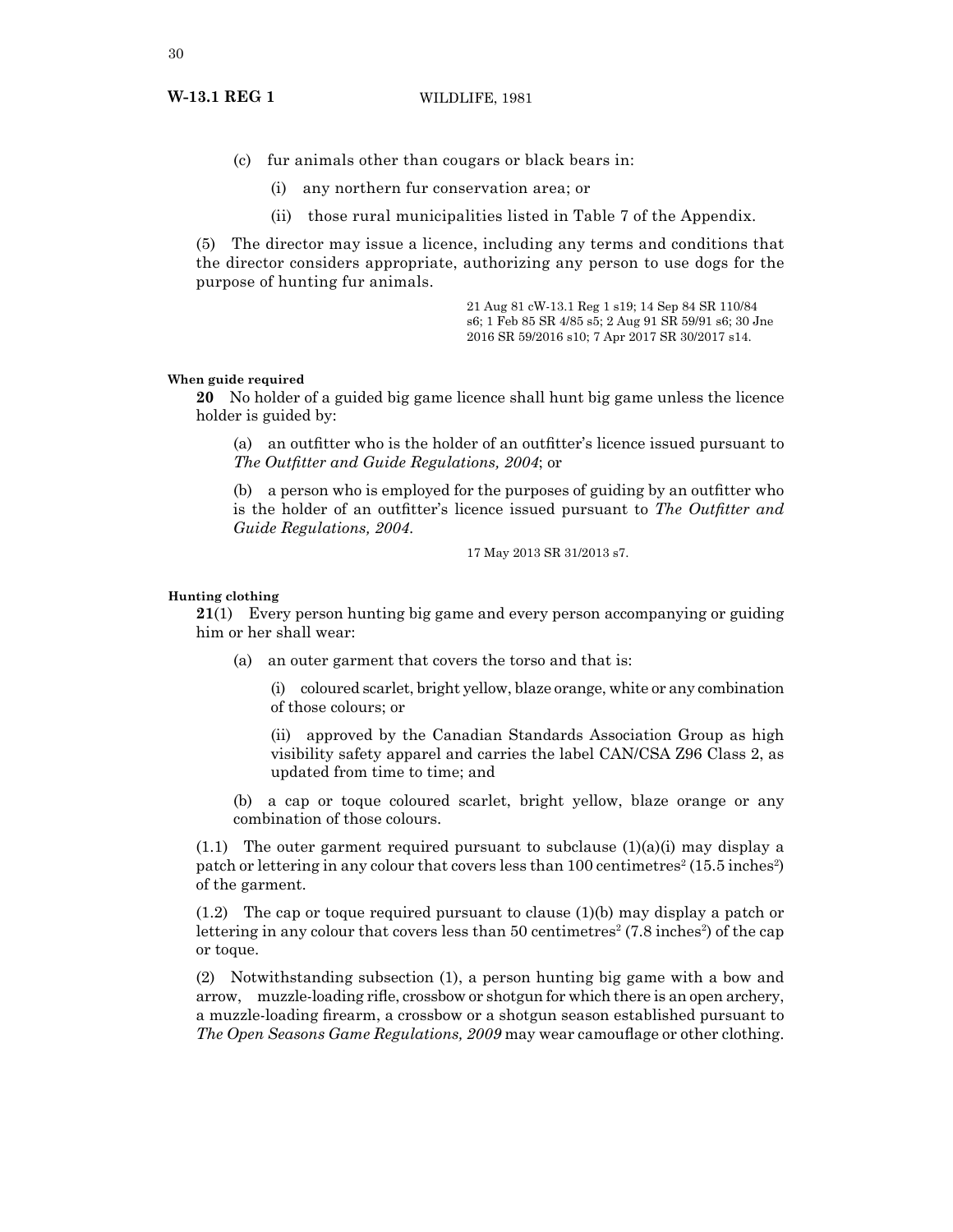(c) fur animals other than cougars or black bears in:

(i) any northern fur conservation area; or

(ii) those rural municipalities listed in Table 7 of the Appendix.

(5) The director may issue a licence, including any terms and conditions that the director considers appropriate, authorizing any person to use dogs for the purpose of hunting fur animals.

21 Aug 81 cW-13.1 Reg 1 s19; 14 Sep 84 SR 110/84 s6; 1 Feb 85 SR 4/85 s5; 2 Aug 91 SR 59/91 s6; 30 Jne 2016 SR 59/2016 s10; 7 Apr 2017 SR 30/2017 s14.

**When guide required**

**20** No holder of a guided big game licence shall hunt big game unless the licence holder is guided by:

(a) an outfitter who is the holder of an outfitter's licence issued pursuant to *The Outfitter and Guide Regulations, 2004*; or

(b) a person who is employed for the purposes of guiding by an outfitter who is the holder of an outfitter's licence issued pursuant to *The Outfitter and Guide Regulations, 2004*.

17 May 2013 SR 31/2013 s7.

**Hunting clothing**

**21**(1) Every person hunting big game and every person accompanying or guiding him or her shall wear:

(a) an outer garment that covers the torso and that is:

(i) coloured scarlet, bright yellow, blaze orange, white or any combination of those colours; or

(ii) approved by the Canadian Standards Association Group as high visibility safety apparel and carries the label CAN/CSA Z96 Class 2, as updated from time to time; and

(b) a cap or toque coloured scarlet, bright yellow, blaze orange or any combination of those colours.

(1.1) The outer garment required pursuant to subclause (1)(a)(i) may display a patch or lettering in any colour that covers less than 100 centimetres$^2$ (15.5 inches$^2$) of the garment.

(1.2) The cap or toque required pursuant to clause (1)(b) may display a patch or lettering in any colour that covers less than 50 centimetres$^2$ (7.8 inches$^2$) of the cap or toque.

(2) Notwithstanding subsection (1), a person hunting big game with a bow and arrow, muzzle-loading rifle, crossbow or shotgun for which there is an open archery, a muzzle-loading firearm, a crossbow or a shotgun season established pursuant to *The Open Seasons Game Regulations, 2009* may wear camouflage or other clothing.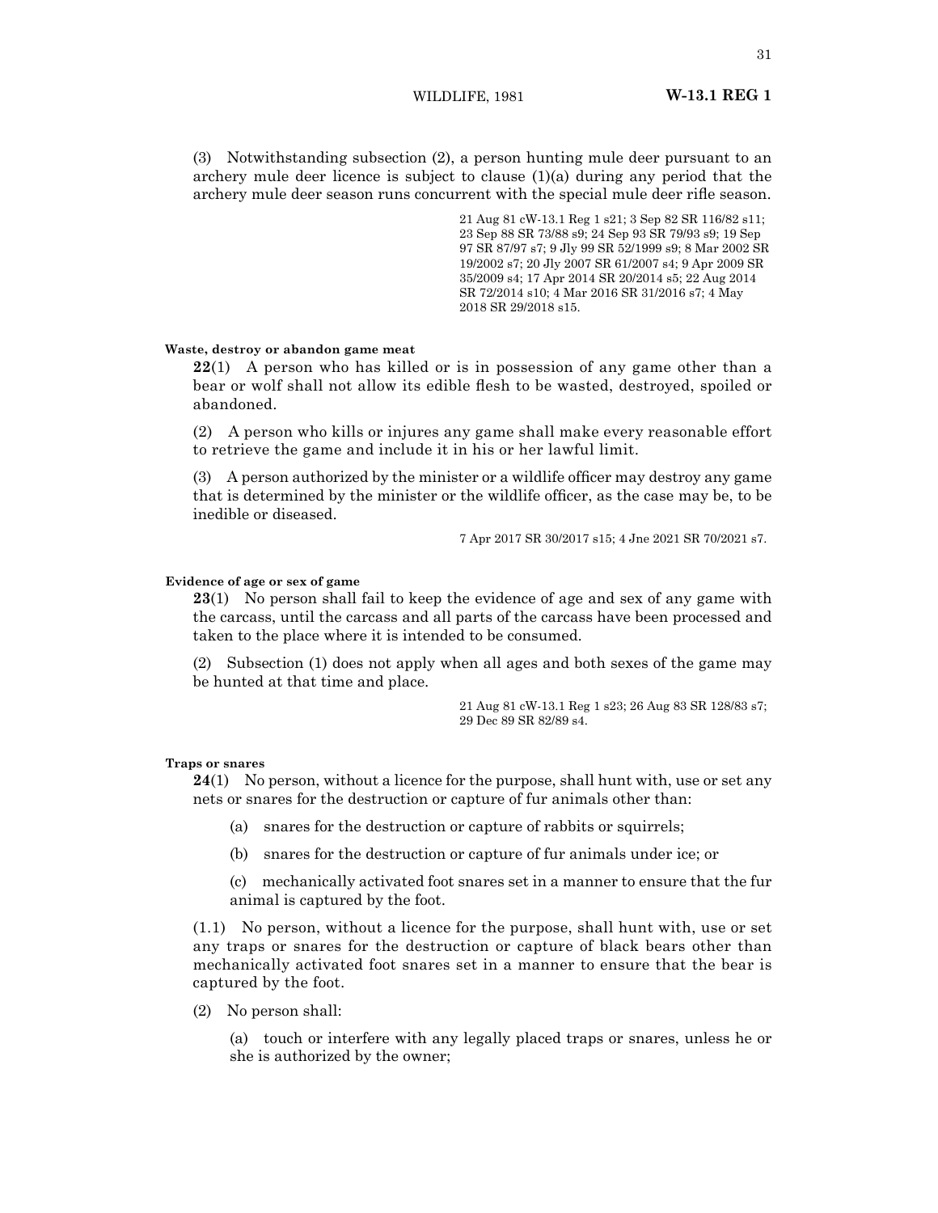(3) Notwithstanding subsection (2), a person hunting mule deer pursuant to an archery mule deer licence is subject to clause (1)(a) during any period that the archery mule deer season runs concurrent with the special mule deer rifle season.

21 Aug 81 cW-13.1 Reg 1 s21; 3 Sep 82 SR 116/82 s11; 23 Sep 88 SR 73/88 s9; 24 Sep 93 SR 79/93 s9; 19 Sep 97 SR 87/97 s7; 9 Jly 99 SR 52/1999 s9; 8 Mar 2002 SR 19/2002 s7; 20 Jly 2007 SR 61/2007 s4; 9 Apr 2009 SR 35/2009 s4; 17 Apr 2014 SR 20/2014 s5; 22 Aug 2014 SR 72/2014 s10; 4 Mar 2016 SR 31/2016 s7; 4 May 2018 SR 29/2018 s15.

**Waste, destroy or abandon game meat**

**22**(1) A person who has killed or is in possession of any game other than a bear or wolf shall not allow its edible flesh to be wasted, destroyed, spoiled or abandoned.

(2) A person who kills or injures any game shall make every reasonable effort to retrieve the game and include it in his or her lawful limit.

(3) A person authorized by the minister or a wildlife officer may destroy any game that is determined by the minister or the wildlife officer, as the case may be, to be inedible or diseased.

7 Apr 2017 SR 30/2017 s15; 4 Jne 2021 SR 70/2021 s7.

**Evidence of age or sex of game**

**23**(1) No person shall fail to keep the evidence of age and sex of any game with the carcass, until the carcass and all parts of the carcass have been processed and taken to the place where it is intended to be consumed.

(2) Subsection (1) does not apply when all ages and both sexes of the game may be hunted at that time and place.

21 Aug 81 cW-13.1 Reg 1 s23; 26 Aug 83 SR 128/83 s7; 29 Dec 89 SR 82/89 s4.

**Traps or snares**

**24**(1) No person, without a licence for the purpose, shall hunt with, use or set any nets or snares for the destruction or capture of fur animals other than:

(a) snares for the destruction or capture of rabbits or squirrels;

(b) snares for the destruction or capture of fur animals under ice; or

(c) mechanically activated foot snares set in a manner to ensure that the fur animal is captured by the foot.

(1.1) No person, without a licence for the purpose, shall hunt with, use or set any traps or snares for the destruction or capture of black bears other than mechanically activated foot snares set in a manner to ensure that the bear is captured by the foot.

(2) No person shall:

(a) touch or interfere with any legally placed traps or snares, unless he or she is authorized by the owner;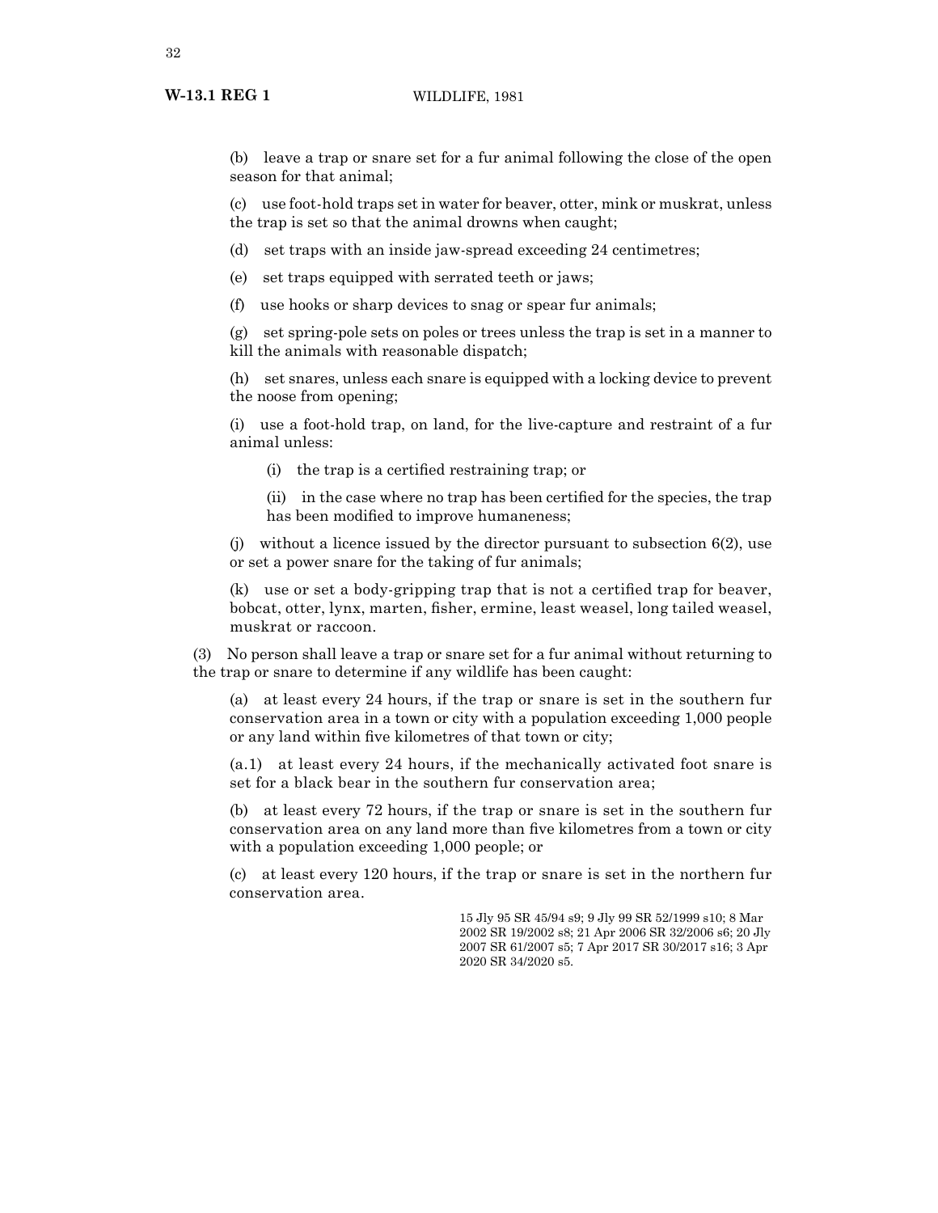(b) leave a trap or snare set for a fur animal following the close of the open season for that animal;

(c) use foot-hold traps set in water for beaver, otter, mink or muskrat, unless the trap is set so that the animal drowns when caught;

(d) set traps with an inside jaw-spread exceeding 24 centimetres;

(e) set traps equipped with serrated teeth or jaws;

(f) use hooks or sharp devices to snag or spear fur animals;

(g) set spring-pole sets on poles or trees unless the trap is set in a manner to kill the animals with reasonable dispatch;

(h) set snares, unless each snare is equipped with a locking device to prevent the noose from opening;

(i) use a foot-hold trap, on land, for the live-capture and restraint of a fur animal unless:

(i) the trap is a certified restraining trap; or

(ii) in the case where no trap has been certified for the species, the trap has been modified to improve humaneness;

(j) without a licence issued by the director pursuant to subsection 6(2), use or set a power snare for the taking of fur animals;

(k) use or set a body-gripping trap that is not a certified trap for beaver, bobcat, otter, lynx, marten, fisher, ermine, least weasel, long tailed weasel, muskrat or raccoon.

(3) No person shall leave a trap or snare set for a fur animal without returning to the trap or snare to determine if any wildlife has been caught:

(a) at least every 24 hours, if the trap or snare is set in the southern fur conservation area in a town or city with a population exceeding 1,000 people or any land within five kilometres of that town or city;

(a.1) at least every 24 hours, if the mechanically activated foot snare is set for a black bear in the southern fur conservation area;

(b) at least every 72 hours, if the trap or snare is set in the southern fur conservation area on any land more than five kilometres from a town or city with a population exceeding 1,000 people; or

(c) at least every 120 hours, if the trap or snare is set in the northern fur conservation area.

15 Jly 95 SR 45/94 s9; 9 Jly 99 SR 52/1999 s10; 8 Mar 2002 SR 19/2002 s8; 21 Apr 2006 SR 32/2006 s6; 20 Jly 2007 SR 61/2007 s5; 7 Apr 2017 SR 30/2017 s16; 3 Apr 2020 SR 34/2020 s5.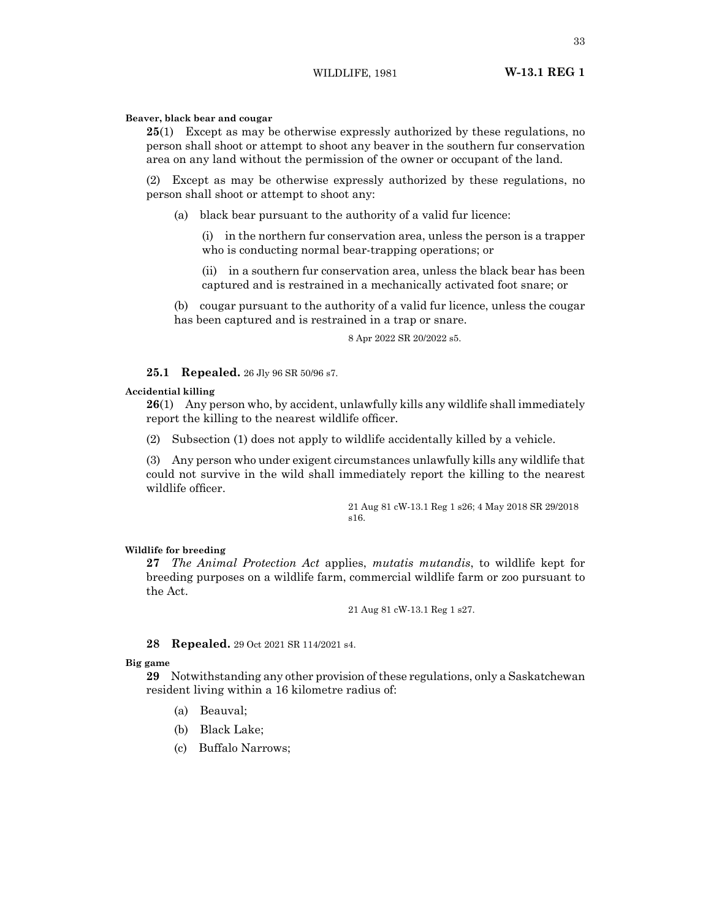**Beaver, black bear and cougar**

**25**(1) Except as may be otherwise expressly authorized by these regulations, no person shall shoot or attempt to shoot any beaver in the southern fur conservation area on any land without the permission of the owner or occupant of the land.

(2) Except as may be otherwise expressly authorized by these regulations, no person shall shoot or attempt to shoot any:

(a) black bear pursuant to the authority of a valid fur licence:

(i) in the northern fur conservation area, unless the person is a trapper who is conducting normal bear-trapping operations; or

(ii) in a southern fur conservation area, unless the black bear has been captured and is restrained in a mechanically activated foot snare; or

(b) cougar pursuant to the authority of a valid fur licence, unless the cougar has been captured and is restrained in a trap or snare.

8 Apr 2022 SR 20/2022 s5.

**25.1 Repealed.** 26 Jly 96 SR 50/96 s7.

**Accidental killing**

**26**(1) Any person who, by accident, unlawfully kills any wildlife shall immediately report the killing to the nearest wildlife officer.

(2) Subsection (1) does not apply to wildlife accidentally killed by a vehicle.

(3) Any person who under exigent circumstances unlawfully kills any wildlife that could not survive in the wild shall immediately report the killing to the nearest wildlife officer.

21 Aug 81 cW-13.1 Reg 1 s26; 4 May 2018 SR 29/2018 s16.

**Wildlife for breeding**

**27** *The Animal Protection Act* applies, *mutatis mutandis*, to wildlife kept for breeding purposes on a wildlife farm, commercial wildlife farm or zoo pursuant to the Act.

21 Aug 81 cW-13.1 Reg 1 s27.

**28 Repealed.** 29 Oct 2021 SR 114/2021 s4.

**Big game**

**29** Notwithstanding any other provision of these regulations, only a Saskatchewan resident living within a 16 kilometre radius of:

(a) Beauval;

(b) Black Lake;

(c) Buffalo Narrows;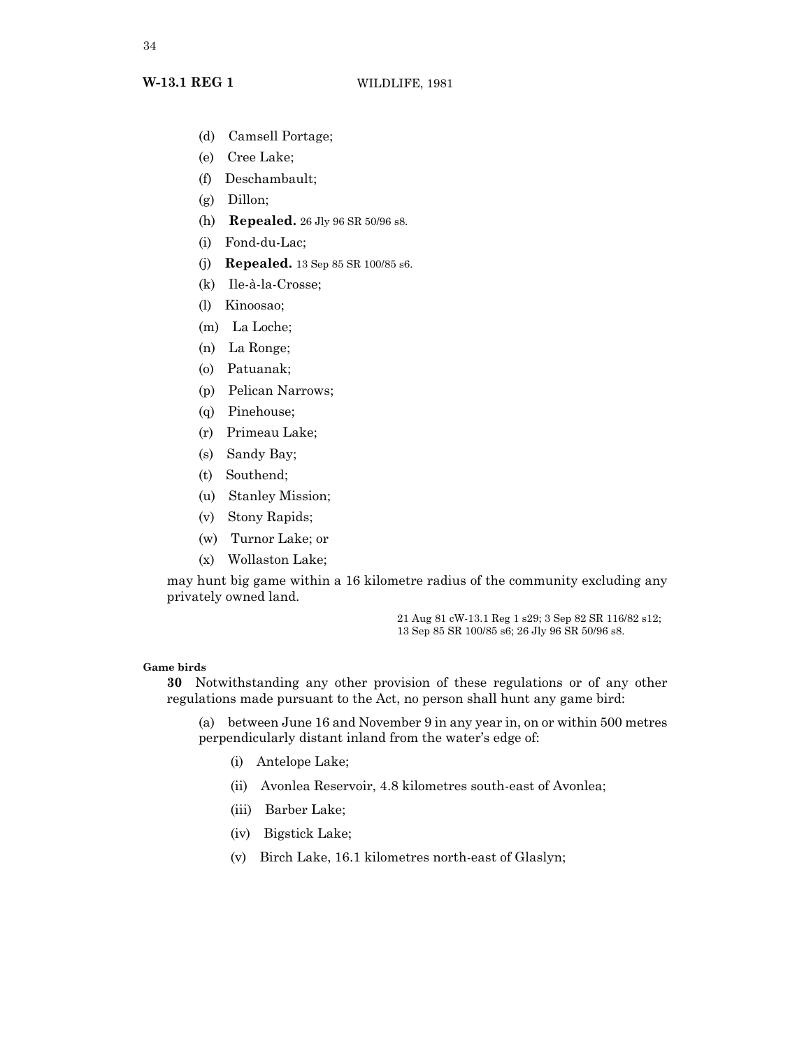(d) Camsell Portage;

(e) Cree Lake;

(f) Deschambault;

(g) Dillon;

(h) **Repealed.** 26 Jly 96 SR 50/96 s8.

(i) Fond-du-Lac;

(j) **Repealed.** 13 Sep 85 SR 100/85 s6.

(k) Ile-à-la-Crosse;

(l) Kinoosao;

(m) La Loche;

(n) La Ronge;

(o) Patuanak;

(p) Pelican Narrows;

(q) Pinehouse;

(r) Primeau Lake;

(s) Sandy Bay;

(t) Southend;

(u) Stanley Mission;

(v) Stony Rapids;

(w) Turnor Lake; or

(x) Wollaston Lake;

may hunt big game within a 16 kilometre radius of the community excluding any privately owned land.

21 Aug 81 cW-13.1 Reg 1 s29; 3 Sep 82 SR 116/82 s12; 13 Sep 85 SR 100/85 s6; 26 Jly 96 SR 50/96 s8.

**Game birds**

**30** Notwithstanding any other provision of these regulations or of any other regulations made pursuant to the Act, no person shall hunt any game bird:

(a) between June 16 and November 9 in any year in, on or within 500 metres perpendicularly distant inland from the water's edge of:

(i) Antelope Lake;

(ii) Avonlea Reservoir, 4.8 kilometres south-east of Avonlea;

(iii) Barber Lake;

(iv) Bigstick Lake;

(v) Birch Lake, 16.1 kilometres north-east of Glaslyn;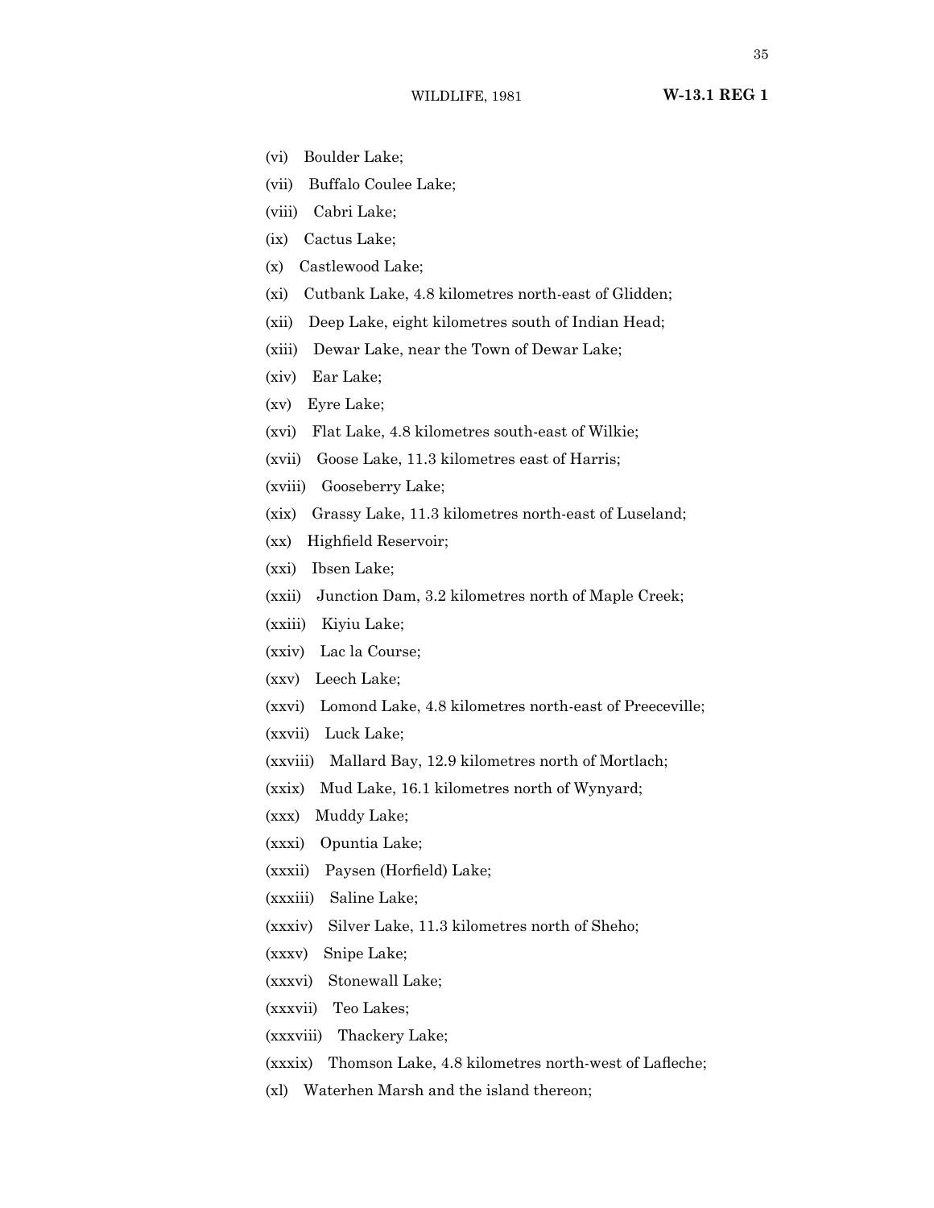(vi) Boulder Lake;

(vii) Buffalo Coulee Lake;

(viii) Cabri Lake;

(ix) Cactus Lake;

(x) Castlewood Lake;

(xi) Cutbank Lake, 4.8 kilometres north-east of Glidden;

(xii) Deep Lake, eight kilometres south of Indian Head;

(xiii) Dewar Lake, near the Town of Dewar Lake;

(xiv) Ear Lake;

(xv) Eyre Lake;

(xvi) Flat Lake, 4.8 kilometres south-east of Wilkie;

(xvii) Goose Lake, 11.3 kilometres east of Harris;

(xviii) Gooseberry Lake;

(xix) Grassy Lake, 11.3 kilometres north-east of Luseland;

(xx) Highfield Reservoir;

(xxi) Ibsen Lake;

(xxii) Junction Dam, 3.2 kilometres north of Maple Creek;

(xxiii) Kiyiu Lake;

(xxiv) Lac la Course;

(xxv) Leech Lake;

(xxvi) Lomond Lake, 4.8 kilometres north-east of Preeceville;

(xxvii) Luck Lake;

(xxviii) Mallard Bay, 12.9 kilometres north of Mortlach;

(xxix) Mud Lake, 16.1 kilometres north of Wynyard;

(xxx) Muddy Lake;

(xxxi) Opuntia Lake;

(xxxii) Paysen (Horfield) Lake;

(xxxiii) Saline Lake;

(xxxiv) Silver Lake, 11.3 kilometres north of Sheho;

(xxxv) Snipe Lake;

(xxxvi) Stonewall Lake;

(xxxvii) Teo Lakes;

(xxxviii) Thackery Lake;

(xxxix) Thomson Lake, 4.8 kilometres north-west of Lafleche;

(xl) Waterhen Marsh and the island thereon;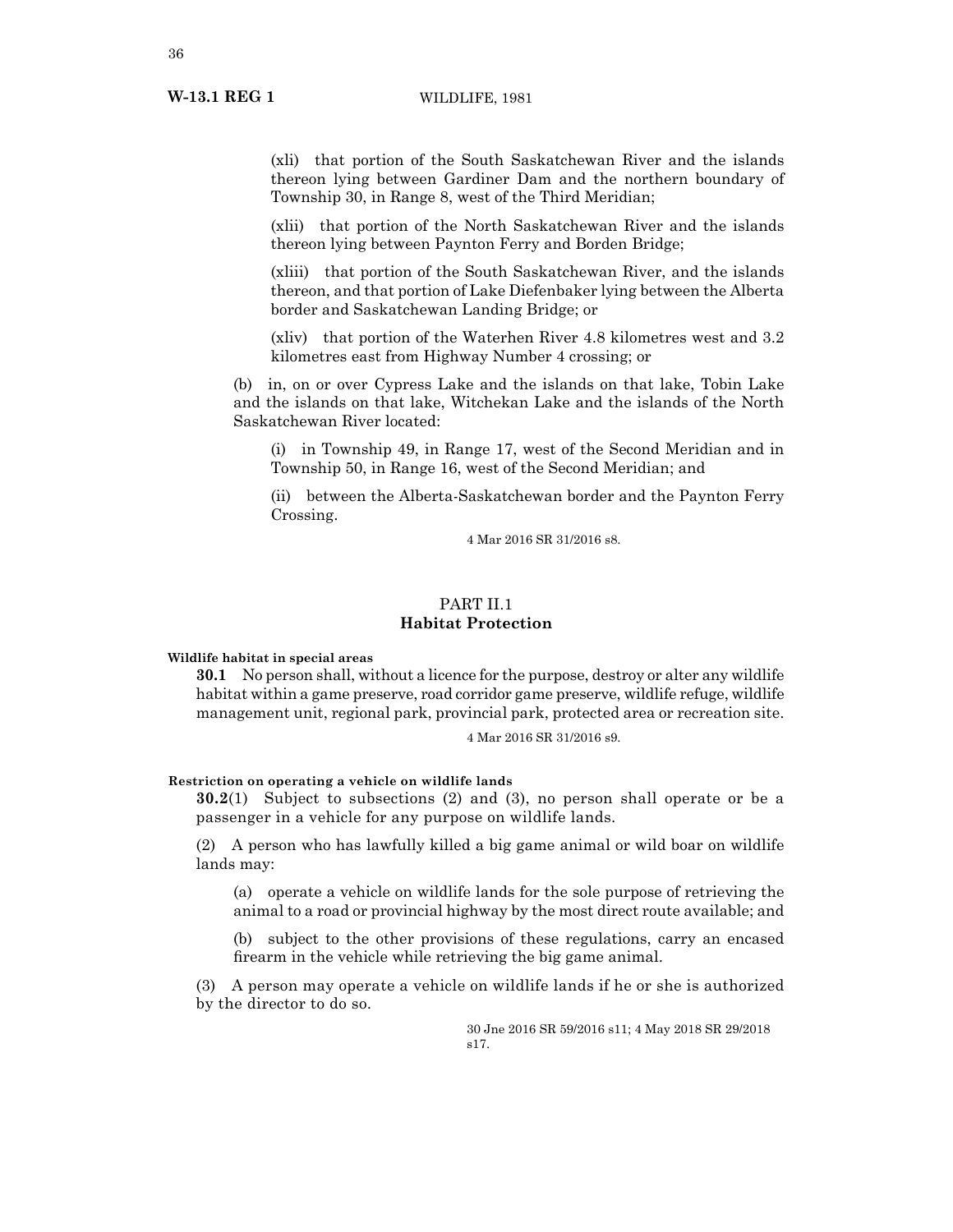(xli) that portion of the South Saskatchewan River and the islands thereon lying between Gardiner Dam and the northern boundary of Township 30, in Range 8, west of the Third Meridian;

(xlii) that portion of the North Saskatchewan River and the islands thereon lying between Paynton Ferry and Borden Bridge;

(xliii) that portion of the South Saskatchewan River, and the islands thereon, and that portion of Lake Diefenbaker lying between the Alberta border and Saskatchewan Landing Bridge; or

(xliv) that portion of the Waterhen River 4.8 kilometres west and 3.2 kilometres east from Highway Number 4 crossing; or

(b) in, on or over Cypress Lake and the islands on that lake, Tobin Lake and the islands on that lake, Witchekan Lake and the islands of the North Saskatchewan River located:

(i) in Township 49, in Range 17, west of the Second Meridian and in Township 50, in Range 16, west of the Second Meridian; and

(ii) between the Alberta-Saskatchewan border and the Paynton Ferry Crossing.

4 Mar 2016 SR 31/2016 s8.

## PART II.1
## Habitat Protection

**Wildlife habitat in special areas**

**30.1** No person shall, without a licence for the purpose, destroy or alter any wildlife habitat within a game preserve, road corridor game preserve, wildlife refuge, wildlife management unit, regional park, provincial park, protected area or recreation site.

4 Mar 2016 SR 31/2016 s9.

**Restriction on operating a vehicle on wildlife lands**

**30.2**(1) Subject to subsections (2) and (3), no person shall operate or be a passenger in a vehicle for any purpose on wildlife lands.

(2) A person who has lawfully killed a big game animal or wild boar on wildlife lands may:

(a) operate a vehicle on wildlife lands for the sole purpose of retrieving the animal to a road or provincial highway by the most direct route available; and

(b) subject to the other provisions of these regulations, carry an encased firearm in the vehicle while retrieving the big game animal.

(3) A person may operate a vehicle on wildlife lands if he or she is authorized by the director to do so.

30 Jne 2016 SR 59/2016 s11; 4 May 2018 SR 29/2018 s17.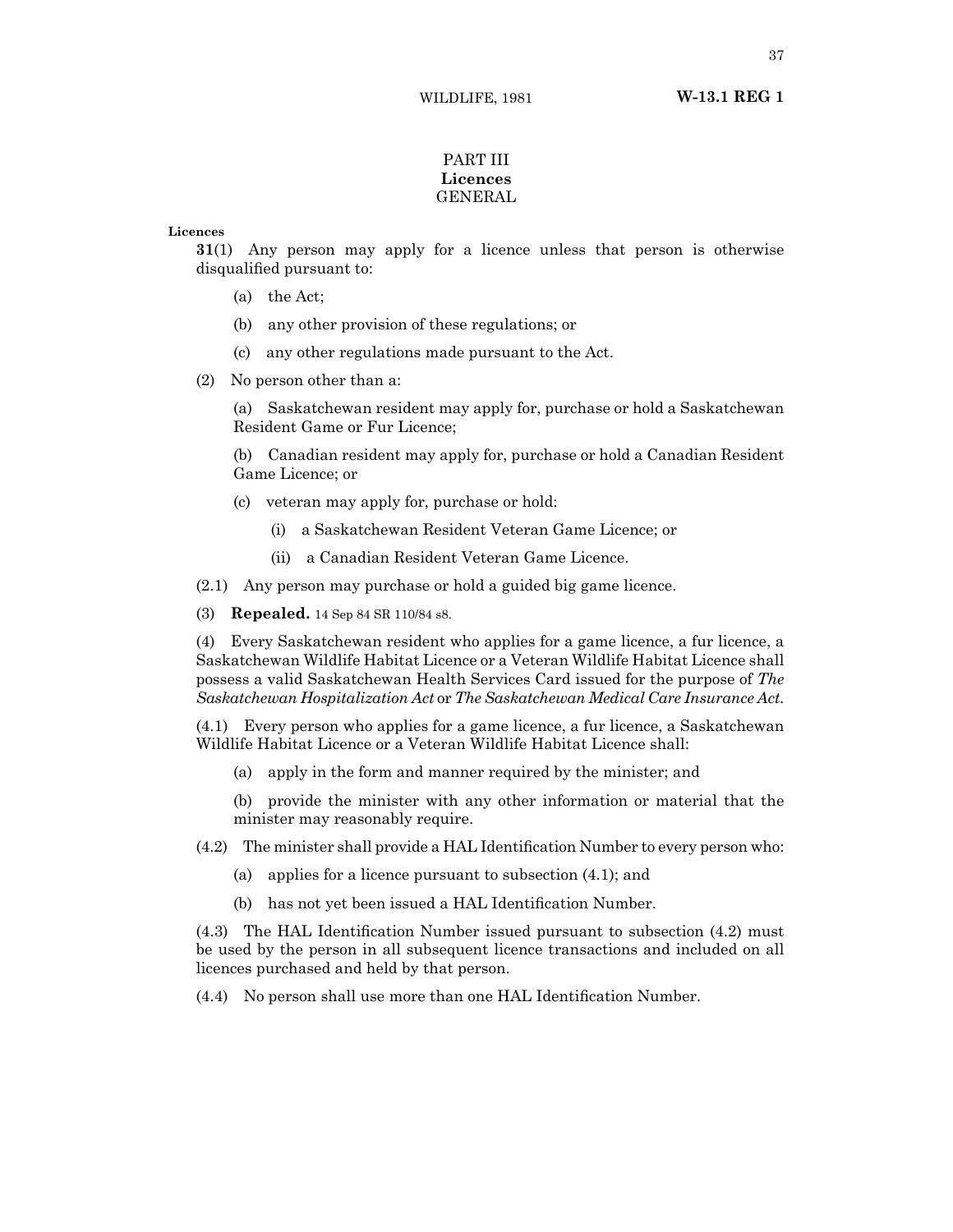# PART III
## Licences
### GENERAL

**Licences**

**31**(1) Any person may apply for a licence unless that person is otherwise disqualified pursuant to:

(a) the Act;

(b) any other provision of these regulations; or

(c) any other regulations made pursuant to the Act.

(2) No person other than a:

(a) Saskatchewan resident may apply for, purchase or hold a Saskatchewan Resident Game or Fur Licence;

(b) Canadian resident may apply for, purchase or hold a Canadian Resident Game Licence; or

(c) veteran may apply for, purchase or hold:

(i) a Saskatchewan Resident Veteran Game Licence; or

(ii) a Canadian Resident Veteran Game Licence.

(2.1) Any person may purchase or hold a guided big game licence.

(3) **Repealed.** 14 Sep 84 SR 110/84 s8.

(4) Every Saskatchewan resident who applies for a game licence, a fur licence, a Saskatchewan Wildlife Habitat Licence or a Veteran Wildlife Habitat Licence shall possess a valid Saskatchewan Health Services Card issued for the purpose of *The Saskatchewan Hospitalization Act* or *The Saskatchewan Medical Care Insurance Act*.

(4.1) Every person who applies for a game licence, a fur licence, a Saskatchewan Wildlife Habitat Licence or a Veteran Wildlife Habitat Licence shall:

(a) apply in the form and manner required by the minister; and

(b) provide the minister with any other information or material that the minister may reasonably require.

(4.2) The minister shall provide a HAL Identification Number to every person who:

(a) applies for a licence pursuant to subsection (4.1); and

(b) has not yet been issued a HAL Identification Number.

(4.3) The HAL Identification Number issued pursuant to subsection (4.2) must be used by the person in all subsequent licence transactions and included on all licences purchased and held by that person.

(4.4) No person shall use more than one HAL Identification Number.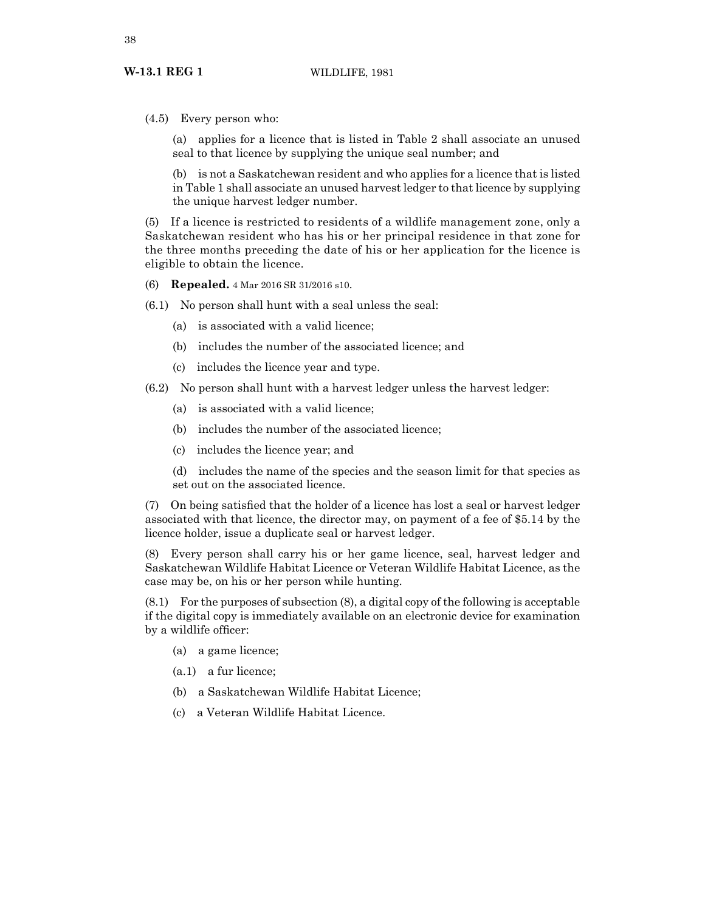(4.5) Every person who:

(a) applies for a licence that is listed in Table 2 shall associate an unused seal to that licence by supplying the unique seal number; and

(b) is not a Saskatchewan resident and who applies for a licence that is listed in Table 1 shall associate an unused harvest ledger to that licence by supplying the unique harvest ledger number.

(5) If a licence is restricted to residents of a wildlife management zone, only a Saskatchewan resident who has his or her principal residence in that zone for the three months preceding the date of his or her application for the licence is eligible to obtain the licence.

(6) **Repealed.** 4 Mar 2016 SR 31/2016 s10.

(6.1) No person shall hunt with a seal unless the seal:

(a) is associated with a valid licence;

(b) includes the number of the associated licence; and

(c) includes the licence year and type.

(6.2) No person shall hunt with a harvest ledger unless the harvest ledger:

(a) is associated with a valid licence;

(b) includes the number of the associated licence;

(c) includes the licence year; and

(d) includes the name of the species and the season limit for that species as set out on the associated licence.

(7) On being satisfied that the holder of a licence has lost a seal or harvest ledger associated with that licence, the director may, on payment of a fee of $5.14 by the licence holder, issue a duplicate seal or harvest ledger.

(8) Every person shall carry his or her game licence, seal, harvest ledger and Saskatchewan Wildlife Habitat Licence or Veteran Wildlife Habitat Licence, as the case may be, on his or her person while hunting.

(8.1) For the purposes of subsection (8), a digital copy of the following is acceptable if the digital copy is immediately available on an electronic device for examination by a wildlife officer:

(a) a game licence;

(a.1) a fur licence;

(b) a Saskatchewan Wildlife Habitat Licence;

(c) a Veteran Wildlife Habitat Licence.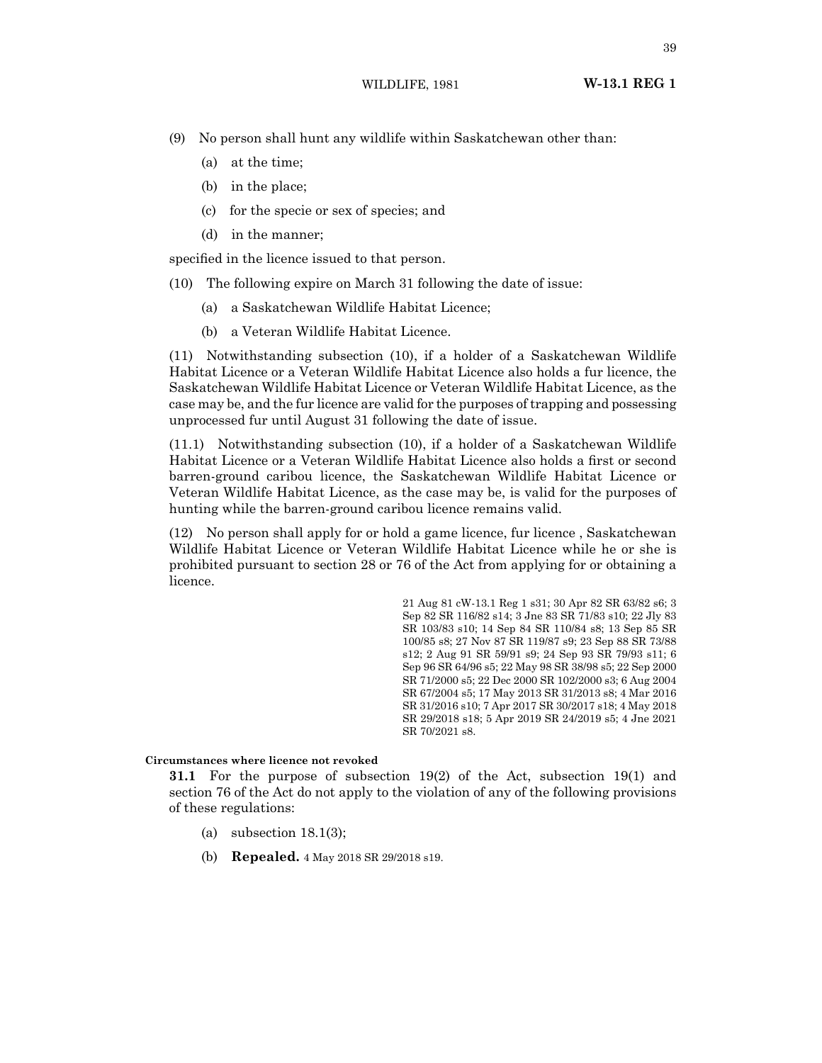(9) No person shall hunt any wildlife within Saskatchewan other than:

(a) at the time;

(b) in the place;

(c) for the specie or sex of species; and

(d) in the manner;

specified in the licence issued to that person.

(10) The following expire on March 31 following the date of issue:

(a) a Saskatchewan Wildlife Habitat Licence;

(b) a Veteran Wildlife Habitat Licence.

(11) Notwithstanding subsection (10), if a holder of a Saskatchewan Wildlife Habitat Licence or a Veteran Wildlife Habitat Licence also holds a fur licence, the Saskatchewan Wildlife Habitat Licence or Veteran Wildlife Habitat Licence, as the case may be, and the fur licence are valid for the purposes of trapping and possessing unprocessed fur until August 31 following the date of issue.

(11.1) Notwithstanding subsection (10), if a holder of a Saskatchewan Wildlife Habitat Licence or a Veteran Wildlife Habitat Licence also holds a first or second barren-ground caribou licence, the Saskatchewan Wildlife Habitat Licence or Veteran Wildlife Habitat Licence, as the case may be, is valid for the purposes of hunting while the barren-ground caribou licence remains valid.

(12) No person shall apply for or hold a game licence, fur licence , Saskatchewan Wildlife Habitat Licence or Veteran Wildlife Habitat Licence while he or she is prohibited pursuant to section 28 or 76 of the Act from applying for or obtaining a licence.

21 Aug 81 cW-13.1 Reg 1 s31; 30 Apr 82 SR 63/82 s6; 3 Sep 82 SR 116/82 s14; 3 Jne 83 SR 71/83 s10; 22 Jly 83 SR 103/83 s10; 14 Sep 84 SR 110/84 s8; 13 Sep 85 SR 100/85 s8; 27 Nov 87 SR 119/87 s9; 23 Sep 88 SR 73/88 s12; 2 Aug 91 SR 59/91 s9; 24 Sep 93 SR 79/93 s11; 6 Sep 96 SR 64/96 s5; 22 May 98 SR 38/98 s5; 22 Sep 2000 SR 71/2000 s5; 22 Dec 2000 SR 102/2000 s3; 6 Aug 2004 SR 67/2004 s5; 17 May 2013 SR 31/2013 s8; 4 Mar 2016 SR 31/2016 s10; 7 Apr 2017 SR 30/2017 s18; 4 May 2018 SR 29/2018 s18; 5 Apr 2019 SR 24/2019 s5; 4 Jne 2021 SR 70/2021 s8.

**Circumstances where licence not revoked**

**31.1** For the purpose of subsection 19(2) of the Act, subsection 19(1) and section 76 of the Act do not apply to the violation of any of the following provisions of these regulations:

(a) subsection 18.1(3);

(b) **Repealed.** 4 May 2018 SR 29/2018 s19.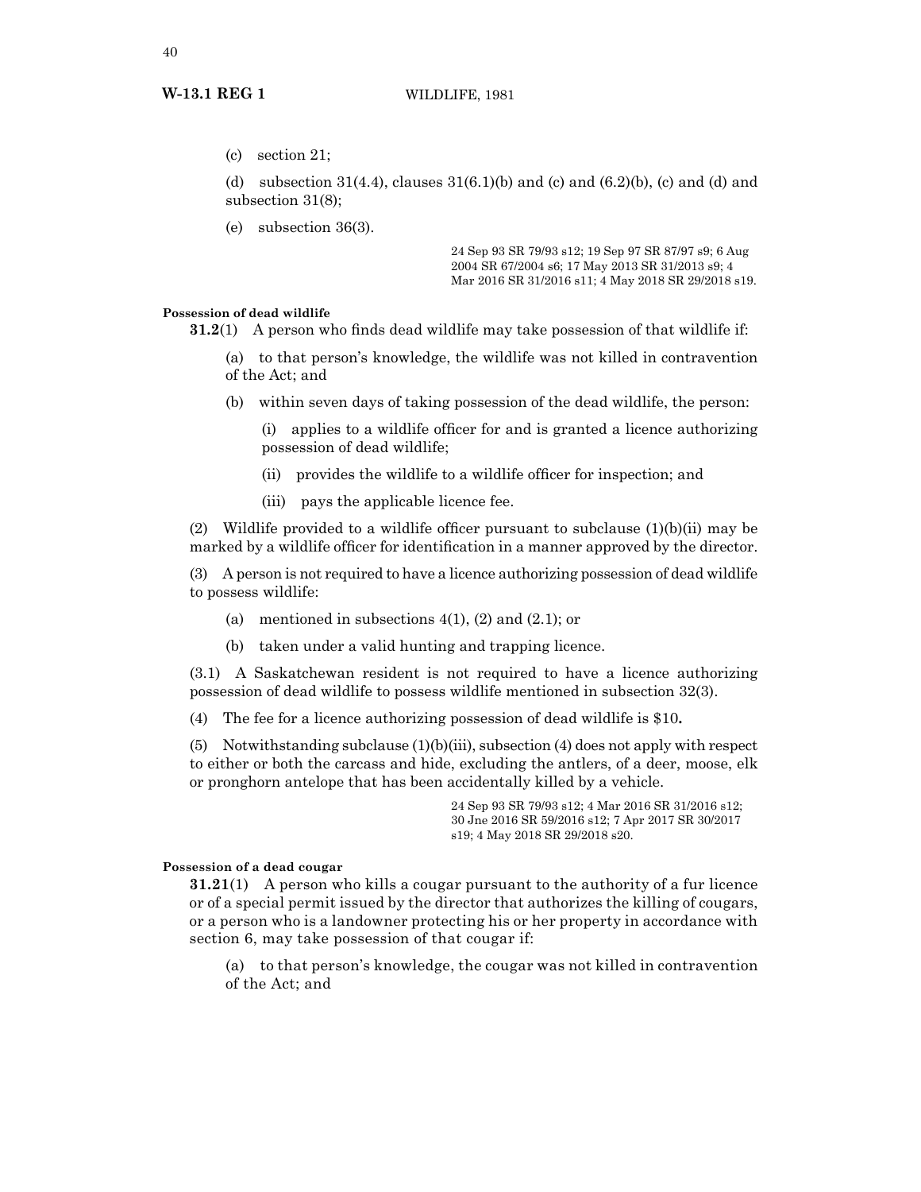(c) section 21;

(d) subsection 31(4.4), clauses 31(6.1)(b) and (c) and (6.2)(b), (c) and (d) and subsection 31(8);

(e) subsection 36(3).

24 Sep 93 SR 79/93 s12; 19 Sep 97 SR 87/97 s9; 6 Aug 2004 SR 67/2004 s6; 17 May 2013 SR 31/2013 s9; 4 Mar 2016 SR 31/2016 s11; 4 May 2018 SR 29/2018 s19.

**Possession of dead wildlife**

**31.2**(1) A person who finds dead wildlife may take possession of that wildlife if:

(a) to that person's knowledge, the wildlife was not killed in contravention of the Act; and

(b) within seven days of taking possession of the dead wildlife, the person:

(i) applies to a wildlife officer for and is granted a licence authorizing possession of dead wildlife;

(ii) provides the wildlife to a wildlife officer for inspection; and

(iii) pays the applicable licence fee.

(2) Wildlife provided to a wildlife officer pursuant to subclause (1)(b)(ii) may be marked by a wildlife officer for identification in a manner approved by the director.

(3) A person is not required to have a licence authorizing possession of dead wildlife to possess wildlife:

(a) mentioned in subsections 4(1), (2) and (2.1); or

(b) taken under a valid hunting and trapping licence.

(3.1) A Saskatchewan resident is not required to have a licence authorizing possession of dead wildlife to possess wildlife mentioned in subsection 32(3).

(4) The fee for a licence authorizing possession of dead wildlife is $10**.**

(5) Notwithstanding subclause (1)(b)(iii), subsection (4) does not apply with respect to either or both the carcass and hide, excluding the antlers, of a deer, moose, elk or pronghorn antelope that has been accidentally killed by a vehicle.

24 Sep 93 SR 79/93 s12; 4 Mar 2016 SR 31/2016 s12; 30 Jne 2016 SR 59/2016 s12; 7 Apr 2017 SR 30/2017 s19; 4 May 2018 SR 29/2018 s20.

**Possession of a dead cougar**

**31.21**(1) A person who kills a cougar pursuant to the authority of a fur licence or of a special permit issued by the director that authorizes the killing of cougars, or a person who is a landowner protecting his or her property in accordance with section 6, may take possession of that cougar if:

(a) to that person's knowledge, the cougar was not killed in contravention of the Act; and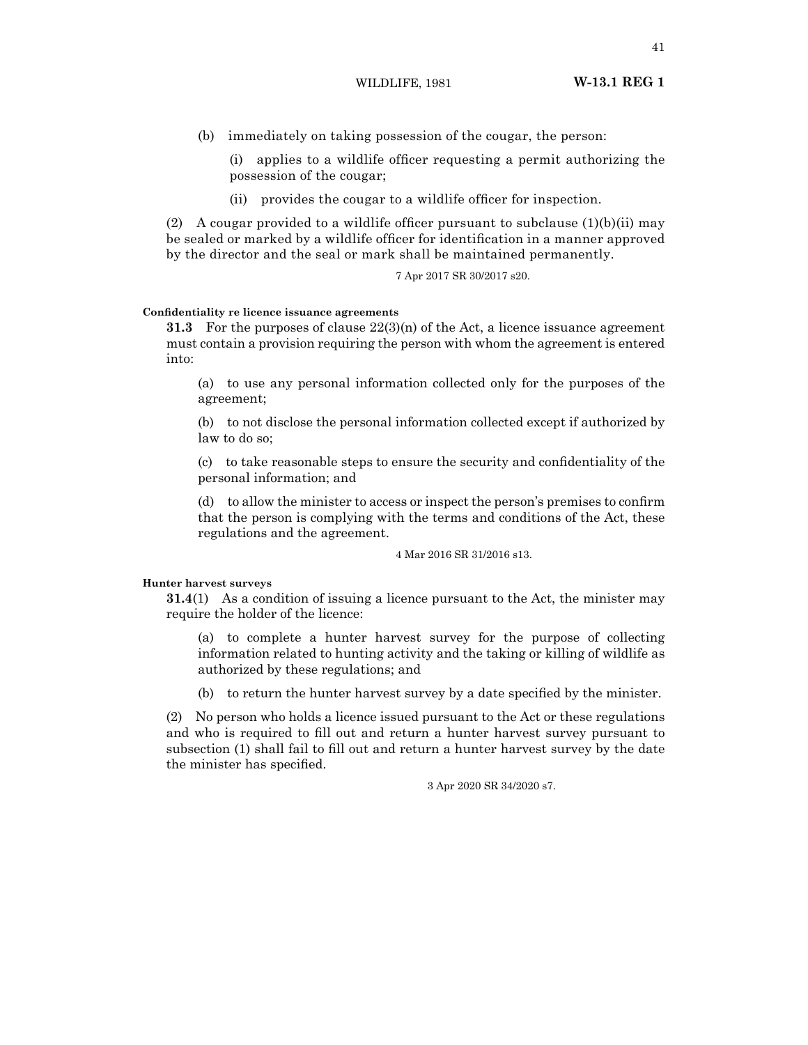(b) immediately on taking possession of the cougar, the person:

(i) applies to a wildlife officer requesting a permit authorizing the possession of the cougar;

(ii) provides the cougar to a wildlife officer for inspection.

(2) A cougar provided to a wildlife officer pursuant to subclause (1)(b)(ii) may be sealed or marked by a wildlife officer for identification in a manner approved by the director and the seal or mark shall be maintained permanently.

7 Apr 2017 SR 30/2017 s20.

**Confidentiality re licence issuance agreements**

**31.3** For the purposes of clause 22(3)(n) of the Act, a licence issuance agreement must contain a provision requiring the person with whom the agreement is entered into:

(a) to use any personal information collected only for the purposes of the agreement;

(b) to not disclose the personal information collected except if authorized by law to do so;

(c) to take reasonable steps to ensure the security and confidentiality of the personal information; and

(d) to allow the minister to access or inspect the person's premises to confirm that the person is complying with the terms and conditions of the Act, these regulations and the agreement.

4 Mar 2016 SR 31/2016 s13.

**Hunter harvest surveys**

**31.4**(1) As a condition of issuing a licence pursuant to the Act, the minister may require the holder of the licence:

(a) to complete a hunter harvest survey for the purpose of collecting information related to hunting activity and the taking or killing of wildlife as authorized by these regulations; and

(b) to return the hunter harvest survey by a date specified by the minister.

(2) No person who holds a licence issued pursuant to the Act or these regulations and who is required to fill out and return a hunter harvest survey pursuant to subsection (1) shall fail to fill out and return a hunter harvest survey by the date the minister has specified.

3 Apr 2020 SR 34/2020 s7.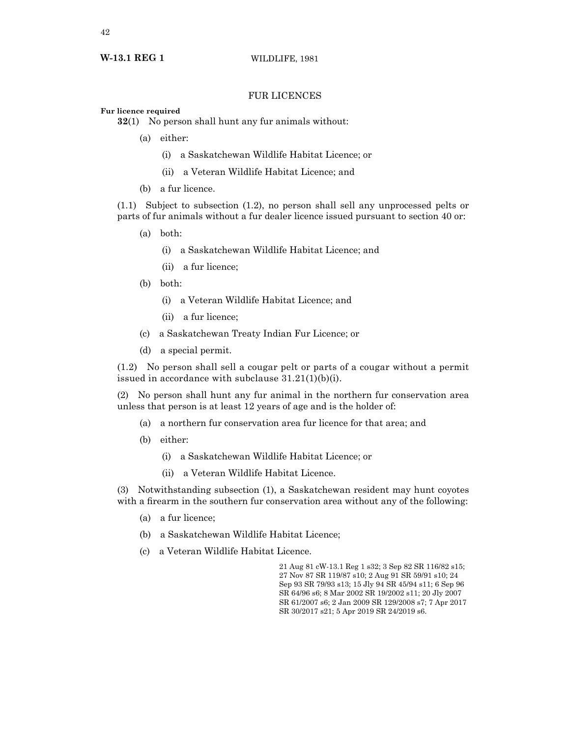## FUR LICENCES

**Fur licence required**

**32**(1) No person shall hunt any fur animals without:

(a) either:

(i) a Saskatchewan Wildlife Habitat Licence; or

(ii) a Veteran Wildlife Habitat Licence; and

(b) a fur licence.

(1.1) Subject to subsection (1.2), no person shall sell any unprocessed pelts or parts of fur animals without a fur dealer licence issued pursuant to section 40 or:

(a) both:

(i) a Saskatchewan Wildlife Habitat Licence; and

(ii) a fur licence;

(b) both:

(i) a Veteran Wildlife Habitat Licence; and

(ii) a fur licence;

(c) a Saskatchewan Treaty Indian Fur Licence; or

(d) a special permit.

(1.2) No person shall sell a cougar pelt or parts of a cougar without a permit issued in accordance with subclause 31.21(1)(b)(i).

(2) No person shall hunt any fur animal in the northern fur conservation area unless that person is at least 12 years of age and is the holder of:

(a) a northern fur conservation area fur licence for that area; and

(b) either:

(i) a Saskatchewan Wildlife Habitat Licence; or

(ii) a Veteran Wildlife Habitat Licence.

(3) Notwithstanding subsection (1), a Saskatchewan resident may hunt coyotes with a firearm in the southern fur conservation area without any of the following:

(a) a fur licence;

(b) a Saskatchewan Wildlife Habitat Licence;

(c) a Veteran Wildlife Habitat Licence.

21 Aug 81 cW-13.1 Reg 1 s32; 3 Sep 82 SR 116/82 s15; 27 Nov 87 SR 119/87 s10; 2 Aug 91 SR 59/91 s10; 24 Sep 93 SR 79/93 s13; 15 Jly 94 SR 45/94 s11; 6 Sep 96 SR 64/96 s6; 8 Mar 2002 SR 19/2002 s11; 20 Jly 2007 SR 61/2007 s6; 2 Jan 2009 SR 129/2008 s7; 7 Apr 2017 SR 30/2017 s21; 5 Apr 2019 SR 24/2019 s6.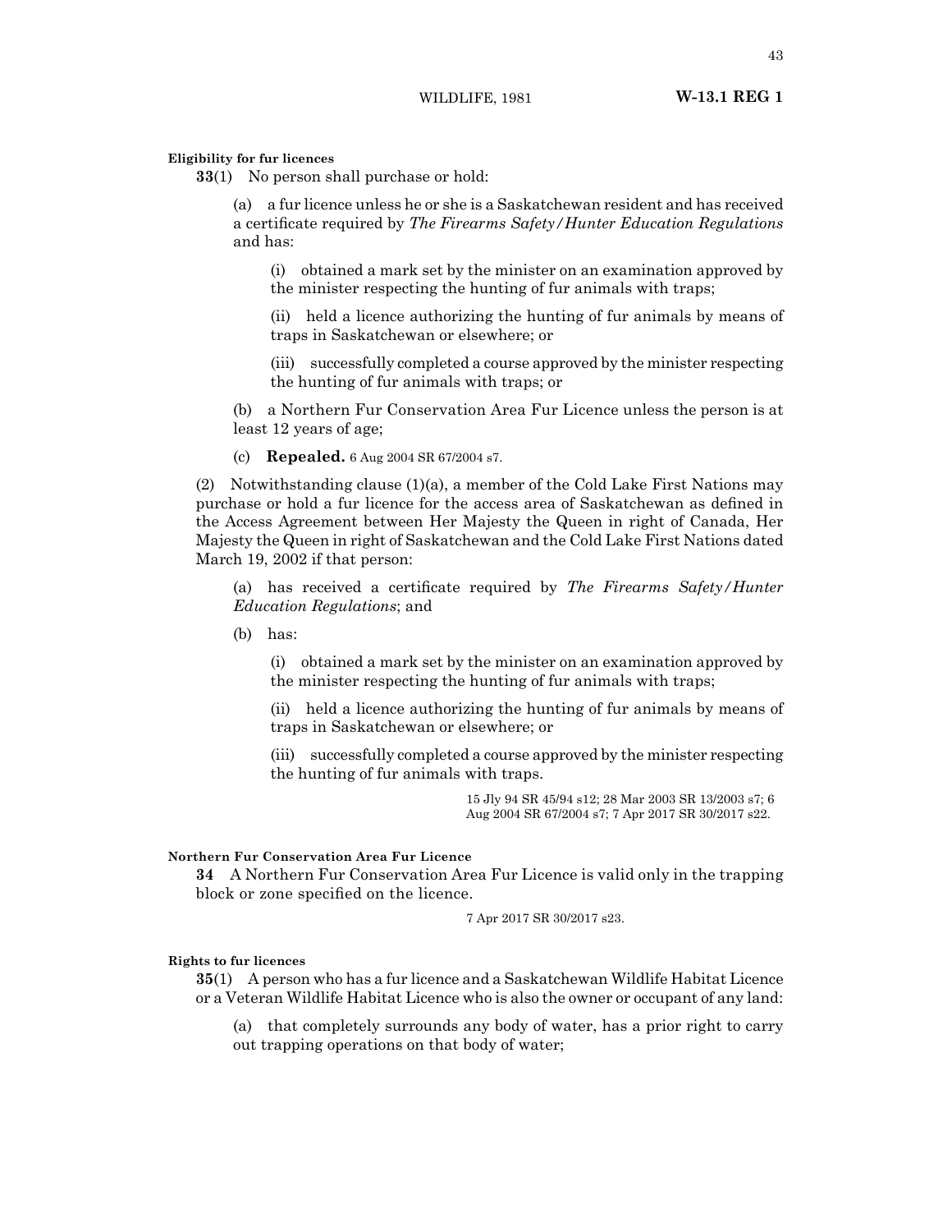**Eligibility for fur licences**

**33**(1) No person shall purchase or hold:

(a) a fur licence unless he or she is a Saskatchewan resident and has received a certificate required by *The Firearms Safety/Hunter Education Regulations* and has:

(i) obtained a mark set by the minister on an examination approved by the minister respecting the hunting of fur animals with traps;

(ii) held a licence authorizing the hunting of fur animals by means of traps in Saskatchewan or elsewhere; or

(iii) successfully completed a course approved by the minister respecting the hunting of fur animals with traps; or

(b) a Northern Fur Conservation Area Fur Licence unless the person is at least 12 years of age;

(c) **Repealed.** 6 Aug 2004 SR 67/2004 s7.

(2) Notwithstanding clause (1)(a), a member of the Cold Lake First Nations may purchase or hold a fur licence for the access area of Saskatchewan as defined in the Access Agreement between Her Majesty the Queen in right of Canada, Her Majesty the Queen in right of Saskatchewan and the Cold Lake First Nations dated March 19, 2002 if that person:

(a) has received a certificate required by *The Firearms Safety/Hunter Education Regulations*; and

(b) has:

(i) obtained a mark set by the minister on an examination approved by the minister respecting the hunting of fur animals with traps;

(ii) held a licence authorizing the hunting of fur animals by means of traps in Saskatchewan or elsewhere; or

(iii) successfully completed a course approved by the minister respecting the hunting of fur animals with traps.

15 Jly 94 SR 45/94 s12; 28 Mar 2003 SR 13/2003 s7; 6 Aug 2004 SR 67/2004 s7; 7 Apr 2017 SR 30/2017 s22.

**Northern Fur Conservation Area Fur Licence**

**34** A Northern Fur Conservation Area Fur Licence is valid only in the trapping block or zone specified on the licence.

7 Apr 2017 SR 30/2017 s23.

**Rights to fur licences**

**35**(1) A person who has a fur licence and a Saskatchewan Wildlife Habitat Licence or a Veteran Wildlife Habitat Licence who is also the owner or occupant of any land:

(a) that completely surrounds any body of water, has a prior right to carry out trapping operations on that body of water;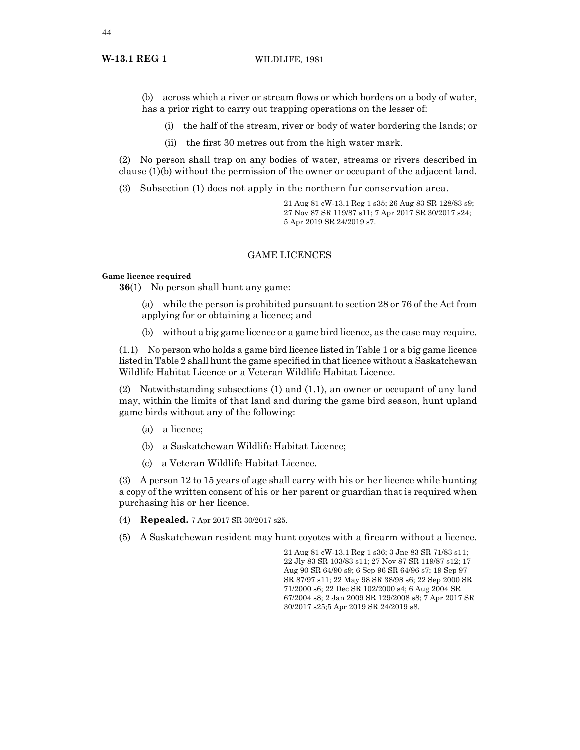(b) across which a river or stream flows or which borders on a body of water, has a prior right to carry out trapping operations on the lesser of:

(i) the half of the stream, river or body of water bordering the lands; or

(ii) the first 30 metres out from the high water mark.

(2) No person shall trap on any bodies of water, streams or rivers described in clause (1)(b) without the permission of the owner or occupant of the adjacent land.

(3) Subsection (1) does not apply in the northern fur conservation area.

21 Aug 81 cW-13.1 Reg 1 s35; 26 Aug 83 SR 128/83 s9; 27 Nov 87 SR 119/87 s11; 7 Apr 2017 SR 30/2017 s24; 5 Apr 2019 SR 24/2019 s7.

## GAME LICENCES

**Game licence required**

**36**(1) No person shall hunt any game:

(a) while the person is prohibited pursuant to section 28 or 76 of the Act from applying for or obtaining a licence; and

(b) without a big game licence or a game bird licence, as the case may require.

(1.1) No person who holds a game bird licence listed in Table 1 or a big game licence listed in Table 2 shall hunt the game specified in that licence without a Saskatchewan Wildlife Habitat Licence or a Veteran Wildlife Habitat Licence.

(2) Notwithstanding subsections (1) and (1.1), an owner or occupant of any land may, within the limits of that land and during the game bird season, hunt upland game birds without any of the following:

(a) a licence;

(b) a Saskatchewan Wildlife Habitat Licence;

(c) a Veteran Wildlife Habitat Licence.

(3) A person 12 to 15 years of age shall carry with his or her licence while hunting a copy of the written consent of his or her parent or guardian that is required when purchasing his or her licence.

(4) **Repealed.** 7 Apr 2017 SR 30/2017 s25.

(5) A Saskatchewan resident may hunt coyotes with a firearm without a licence.

21 Aug 81 cW-13.1 Reg 1 s36; 3 Jne 83 SR 71/83 s11; 22 Jly 83 SR 103/83 s11; 27 Nov 87 SR 119/87 s12; 17 Aug 90 SR 64/90 s9; 6 Sep 96 SR 64/96 s7; 19 Sep 97 SR 87/97 s11; 22 May 98 SR 38/98 s6; 22 Sep 2000 SR 71/2000 s6; 22 Dec SR 102/2000 s4; 6 Aug 2004 SR 67/2004 s8; 2 Jan 2009 SR 129/2008 s8; 7 Apr 2017 SR 30/2017 s25;5 Apr 2019 SR 24/2019 s8.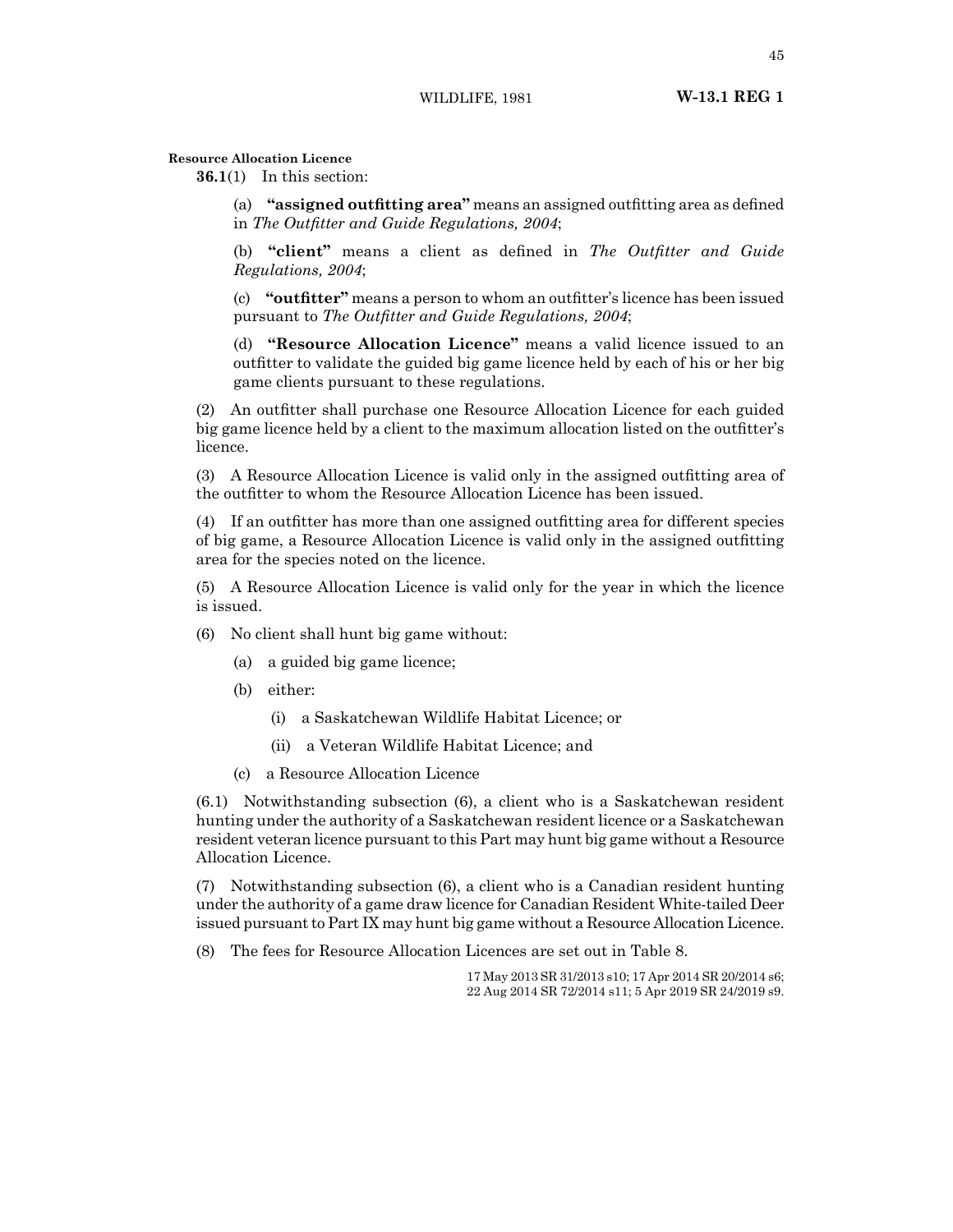**Resource Allocation Licence**

**36.1**(1) In this section:

(a) **"assigned outfitting area"** means an assigned outfitting area as defined in *The Outfitter and Guide Regulations, 2004*;

(b) **"client"** means a client as defined in *The Outfitter and Guide Regulations, 2004*;

(c) **"outfitter"** means a person to whom an outfitter's licence has been issued pursuant to *The Outfitter and Guide Regulations, 2004*;

(d) **"Resource Allocation Licence"** means a valid licence issued to an outfitter to validate the guided big game licence held by each of his or her big game clients pursuant to these regulations.

(2) An outfitter shall purchase one Resource Allocation Licence for each guided big game licence held by a client to the maximum allocation listed on the outfitter's licence.

(3) A Resource Allocation Licence is valid only in the assigned outfitting area of the outfitter to whom the Resource Allocation Licence has been issued.

(4) If an outfitter has more than one assigned outfitting area for different species of big game, a Resource Allocation Licence is valid only in the assigned outfitting area for the species noted on the licence.

(5) A Resource Allocation Licence is valid only for the year in which the licence is issued.

(6) No client shall hunt big game without:

(a) a guided big game licence;

(b) either:

(i) a Saskatchewan Wildlife Habitat Licence; or

(ii) a Veteran Wildlife Habitat Licence; and

(c) a Resource Allocation Licence

(6.1) Notwithstanding subsection (6), a client who is a Saskatchewan resident hunting under the authority of a Saskatchewan resident licence or a Saskatchewan resident veteran licence pursuant to this Part may hunt big game without a Resource Allocation Licence.

(7) Notwithstanding subsection (6), a client who is a Canadian resident hunting under the authority of a game draw licence for Canadian Resident White-tailed Deer issued pursuant to Part IX may hunt big game without a Resource Allocation Licence.

(8) The fees for Resource Allocation Licences are set out in Table 8.

17 May 2013 SR 31/2013 s10; 17 Apr 2014 SR 20/2014 s6; 22 Aug 2014 SR 72/2014 s11; 5 Apr 2019 SR 24/2019 s9.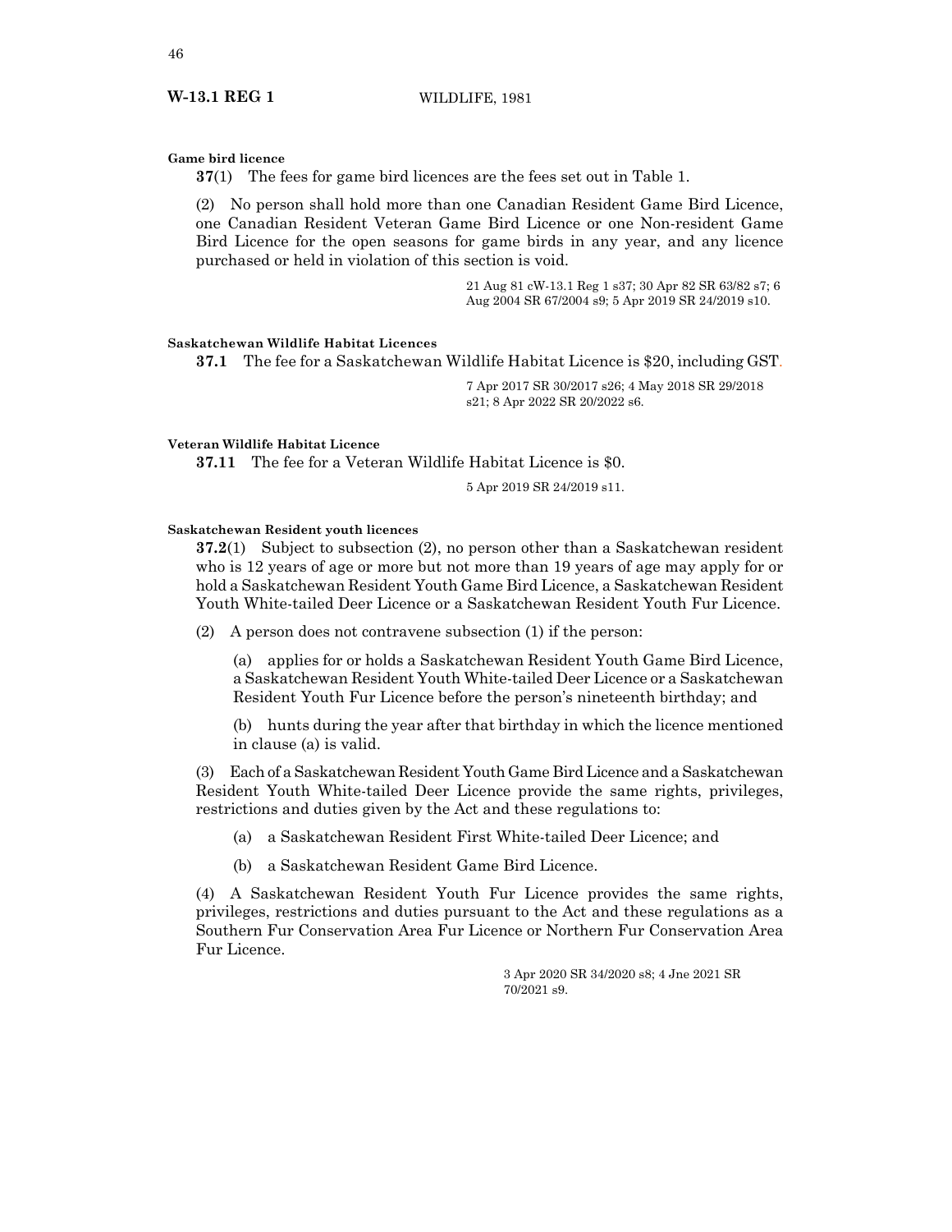**Game bird licence**

**37**(1) The fees for game bird licences are the fees set out in Table 1.

(2) No person shall hold more than one Canadian Resident Game Bird Licence, one Canadian Resident Veteran Game Bird Licence or one Non-resident Game Bird Licence for the open seasons for game birds in any year, and any licence purchased or held in violation of this section is void.

21 Aug 81 cW-13.1 Reg 1 s37; 30 Apr 82 SR 63/82 s7; 6 Aug 2004 SR 67/2004 s9; 5 Apr 2019 SR 24/2019 s10.

**Saskatchewan Wildlife Habitat Licences**

**37.1** The fee for a Saskatchewan Wildlife Habitat Licence is $20, including GST.

7 Apr 2017 SR 30/2017 s26; 4 May 2018 SR 29/2018 s21; 8 Apr 2022 SR 20/2022 s6.

**Veteran Wildlife Habitat Licence**

**37.11** The fee for a Veteran Wildlife Habitat Licence is $0.

5 Apr 2019 SR 24/2019 s11.

**Saskatchewan Resident youth licences**

**37.2**(1) Subject to subsection (2), no person other than a Saskatchewan resident who is 12 years of age or more but not more than 19 years of age may apply for or hold a Saskatchewan Resident Youth Game Bird Licence, a Saskatchewan Resident Youth White-tailed Deer Licence or a Saskatchewan Resident Youth Fur Licence.

(2) A person does not contravene subsection (1) if the person:

(a) applies for or holds a Saskatchewan Resident Youth Game Bird Licence, a Saskatchewan Resident Youth White-tailed Deer Licence or a Saskatchewan Resident Youth Fur Licence before the person's nineteenth birthday; and

(b) hunts during the year after that birthday in which the licence mentioned in clause (a) is valid.

(3) Each of a Saskatchewan Resident Youth Game Bird Licence and a Saskatchewan Resident Youth White-tailed Deer Licence provide the same rights, privileges, restrictions and duties given by the Act and these regulations to:

(a) a Saskatchewan Resident First White-tailed Deer Licence; and

(b) a Saskatchewan Resident Game Bird Licence.

(4) A Saskatchewan Resident Youth Fur Licence provides the same rights, privileges, restrictions and duties pursuant to the Act and these regulations as a Southern Fur Conservation Area Fur Licence or Northern Fur Conservation Area Fur Licence.

3 Apr 2020 SR 34/2020 s8; 4 Jne 2021 SR 70/2021 s9.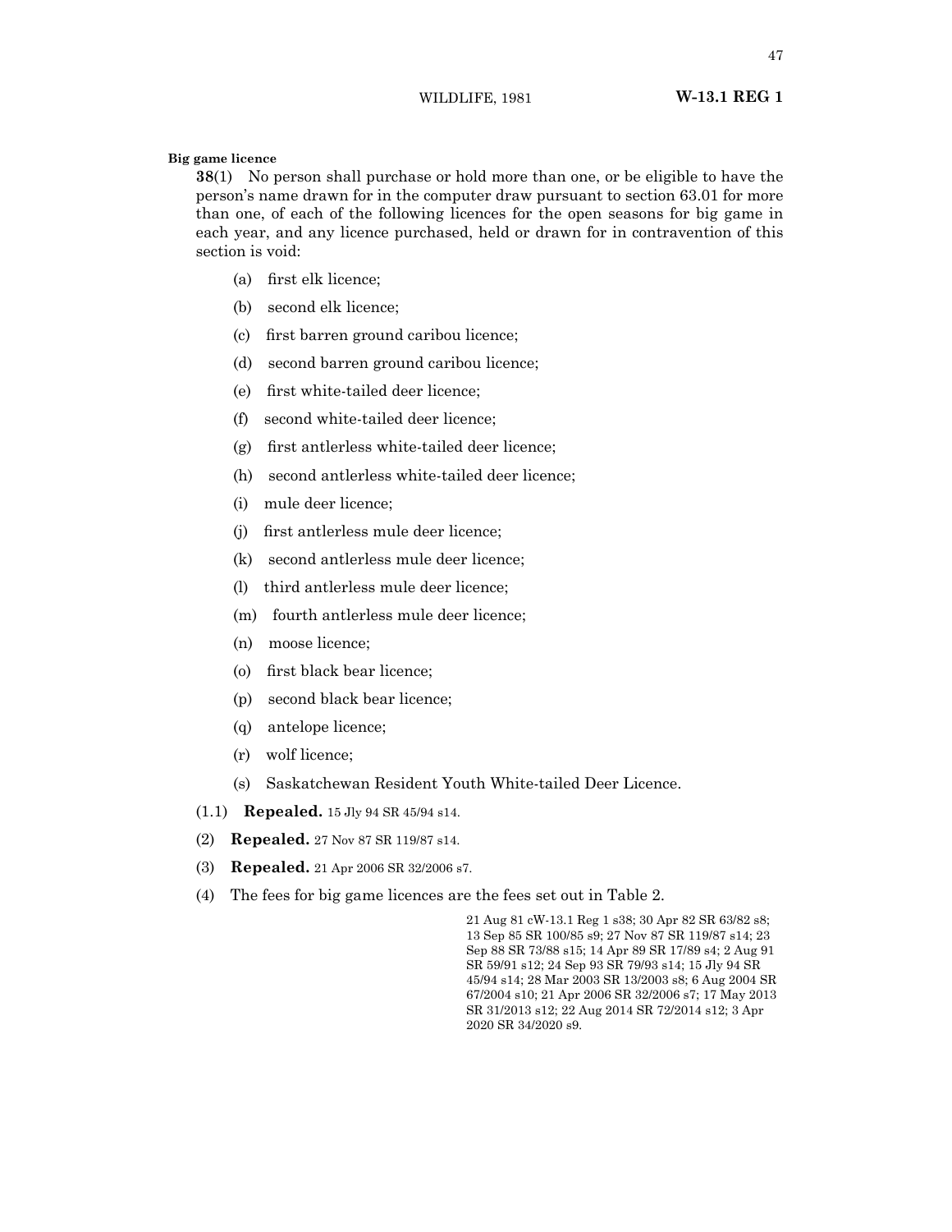**Big game licence**

**38**(1) No person shall purchase or hold more than one, or be eligible to have the person's name drawn for in the computer draw pursuant to section 63.01 for more than one, of each of the following licences for the open seasons for big game in each year, and any licence purchased, held or drawn for in contravention of this section is void:

(a) first elk licence;

(b) second elk licence;

(c) first barren ground caribou licence;

(d) second barren ground caribou licence;

(e) first white-tailed deer licence;

(f) second white-tailed deer licence;

(g) first antlerless white-tailed deer licence;

(h) second antlerless white-tailed deer licence;

(i) mule deer licence;

(j) first antlerless mule deer licence;

(k) second antlerless mule deer licence;

(l) third antlerless mule deer licence;

(m) fourth antlerless mule deer licence;

(n) moose licence;

(o) first black bear licence;

(p) second black bear licence;

(q) antelope licence;

(r) wolf licence;

(s) Saskatchewan Resident Youth White-tailed Deer Licence.

(1.1) **Repealed.** 15 Jly 94 SR 45/94 s14.

(2) **Repealed.** 27 Nov 87 SR 119/87 s14.

(3) **Repealed.** 21 Apr 2006 SR 32/2006 s7.

(4) The fees for big game licences are the fees set out in Table 2.

21 Aug 81 cW-13.1 Reg 1 s38; 30 Apr 82 SR 63/82 s8; 13 Sep 85 SR 100/85 s9; 27 Nov 87 SR 119/87 s14; 23 Sep 88 SR 73/88 s15; 14 Apr 89 SR 17/89 s4; 2 Aug 91 SR 59/91 s12; 24 Sep 93 SR 79/93 s14; 15 Jly 94 SR 45/94 s14; 28 Mar 2003 SR 13/2003 s8; 6 Aug 2004 SR 67/2004 s10; 21 Apr 2006 SR 32/2006 s7; 17 May 2013 SR 31/2013 s12; 22 Aug 2014 SR 72/2014 s12; 3 Apr 2020 SR 34/2020 s9.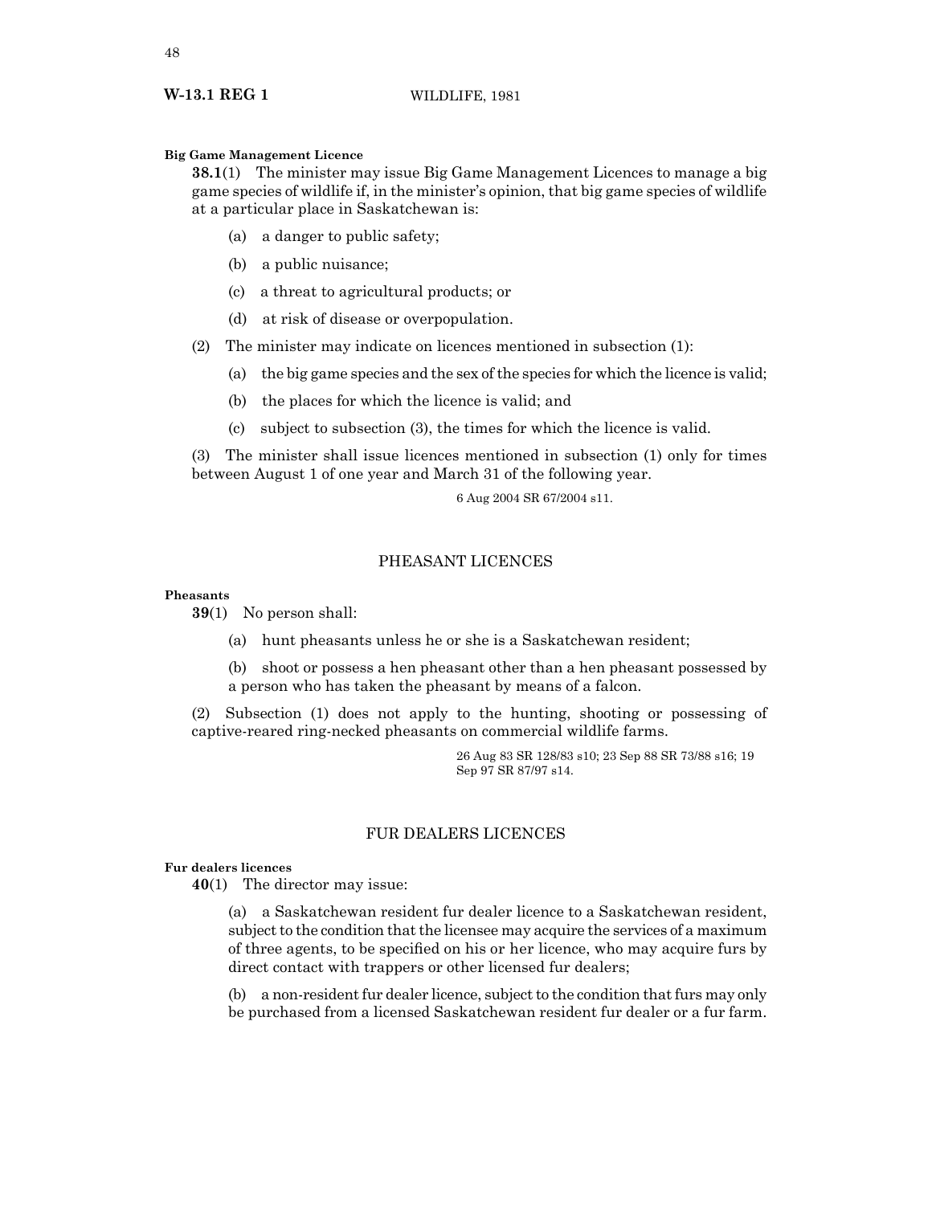**Big Game Management Licence**

**38.1**(1) The minister may issue Big Game Management Licences to manage a big game species of wildlife if, in the minister's opinion, that big game species of wildlife at a particular place in Saskatchewan is:

(a) a danger to public safety;

(b) a public nuisance;

(c) a threat to agricultural products; or

(d) at risk of disease or overpopulation.

(2) The minister may indicate on licences mentioned in subsection (1):

(a) the big game species and the sex of the species for which the licence is valid;

(b) the places for which the licence is valid; and

(c) subject to subsection (3), the times for which the licence is valid.

(3) The minister shall issue licences mentioned in subsection (1) only for times between August 1 of one year and March 31 of the following year.

6 Aug 2004 SR 67/2004 s11.

## PHEASANT LICENCES

**Pheasants**

**39**(1) No person shall:

(a) hunt pheasants unless he or she is a Saskatchewan resident;

(b) shoot or possess a hen pheasant other than a hen pheasant possessed by a person who has taken the pheasant by means of a falcon.

(2) Subsection (1) does not apply to the hunting, shooting or possessing of captive-reared ring-necked pheasants on commercial wildlife farms.

26 Aug 83 SR 128/83 s10; 23 Sep 88 SR 73/88 s16; 19 Sep 97 SR 87/97 s14.

## FUR DEALERS LICENCES

**Fur dealers licences**

**40**(1) The director may issue:

(a) a Saskatchewan resident fur dealer licence to a Saskatchewan resident, subject to the condition that the licensee may acquire the services of a maximum of three agents, to be specified on his or her licence, who may acquire furs by direct contact with trappers or other licensed fur dealers;

(b) a non-resident fur dealer licence, subject to the condition that furs may only be purchased from a licensed Saskatchewan resident fur dealer or a fur farm.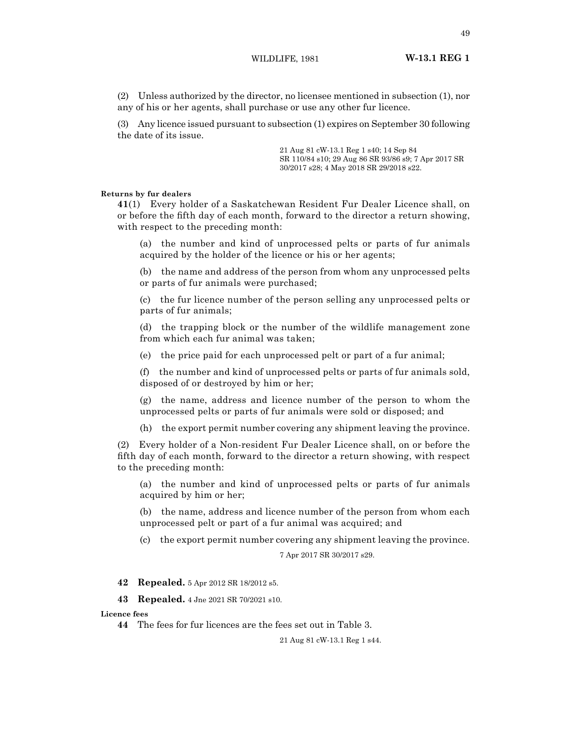(2) Unless authorized by the director, no licensee mentioned in subsection (1), nor any of his or her agents, shall purchase or use any other fur licence.

(3) Any licence issued pursuant to subsection (1) expires on September 30 following the date of its issue.

21 Aug 81 cW-13.1 Reg 1 s40; 14 Sep 84 SR 110/84 s10; 29 Aug 86 SR 93/86 s9; 7 Apr 2017 SR 30/2017 s28; 4 May 2018 SR 29/2018 s22.

**Returns by fur dealers**

**41**(1) Every holder of a Saskatchewan Resident Fur Dealer Licence shall, on or before the fifth day of each month, forward to the director a return showing, with respect to the preceding month:

(a) the number and kind of unprocessed pelts or parts of fur animals acquired by the holder of the licence or his or her agents;

(b) the name and address of the person from whom any unprocessed pelts or parts of fur animals were purchased;

(c) the fur licence number of the person selling any unprocessed pelts or parts of fur animals;

(d) the trapping block or the number of the wildlife management zone from which each fur animal was taken;

(e) the price paid for each unprocessed pelt or part of a fur animal;

(f) the number and kind of unprocessed pelts or parts of fur animals sold, disposed of or destroyed by him or her;

(g) the name, address and licence number of the person to whom the unprocessed pelts or parts of fur animals were sold or disposed; and

(h) the export permit number covering any shipment leaving the province.

(2) Every holder of a Non-resident Fur Dealer Licence shall, on or before the fifth day of each month, forward to the director a return showing, with respect to the preceding month:

(a) the number and kind of unprocessed pelts or parts of fur animals acquired by him or her;

(b) the name, address and licence number of the person from whom each unprocessed pelt or part of a fur animal was acquired; and

(c) the export permit number covering any shipment leaving the province.

7 Apr 2017 SR 30/2017 s29.

**42** **Repealed.** 5 Apr 2012 SR 18/2012 s5.

**43** **Repealed.** 4 Jne 2021 SR 70/2021 s10.

**Licence fees**

**44** The fees for fur licences are the fees set out in Table 3.

21 Aug 81 cW-13.1 Reg 1 s44.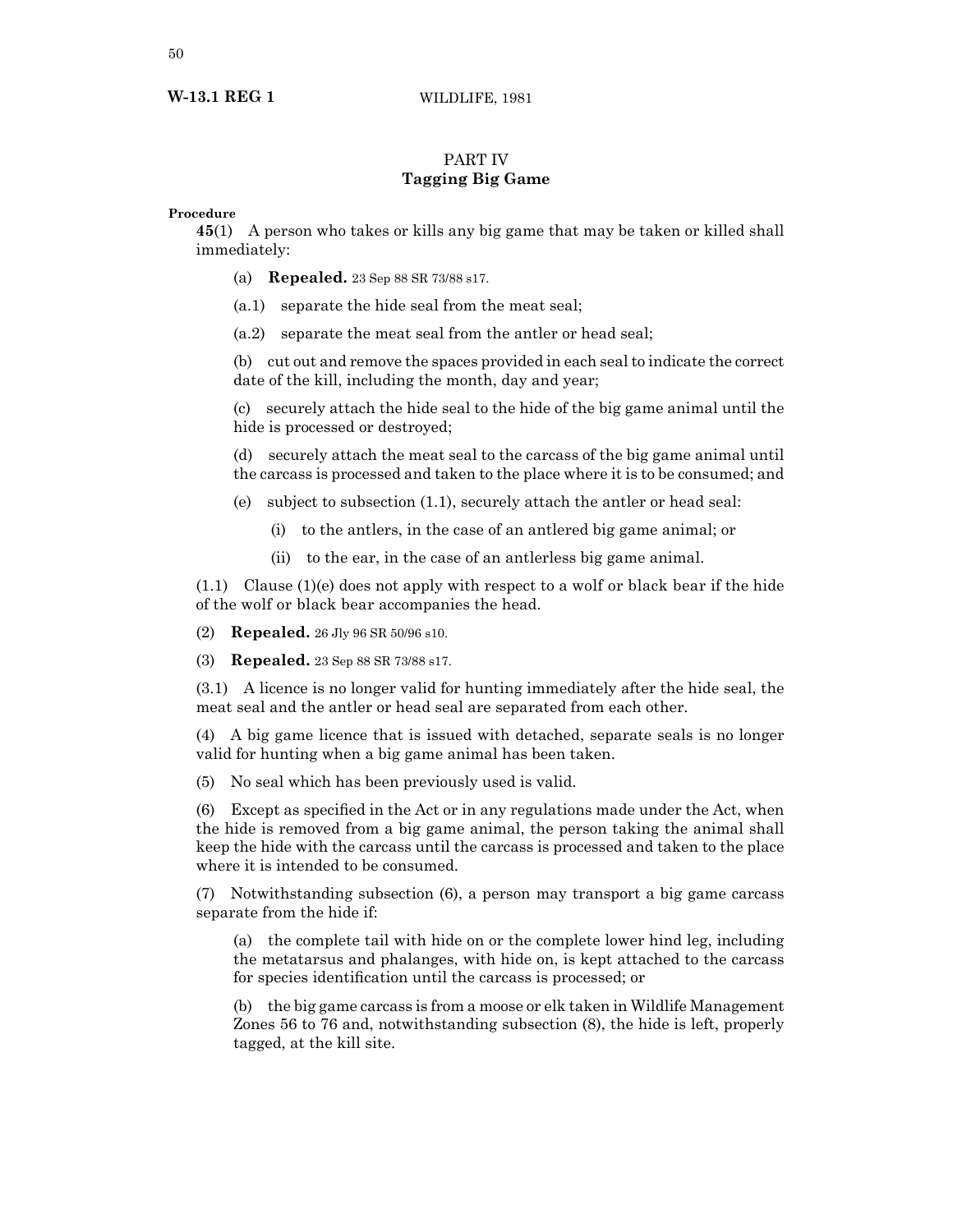## PART IV
## Tagging Big Game

**Procedure**

**45**(1) A person who takes or kills any big game that may be taken or killed shall immediately:

(a) **Repealed.** 23 Sep 88 SR 73/88 s17.

(a.1) separate the hide seal from the meat seal;

(a.2) separate the meat seal from the antler or head seal;

(b) cut out and remove the spaces provided in each seal to indicate the correct date of the kill, including the month, day and year;

(c) securely attach the hide seal to the hide of the big game animal until the hide is processed or destroyed;

(d) securely attach the meat seal to the carcass of the big game animal until the carcass is processed and taken to the place where it is to be consumed; and

(e) subject to subsection (1.1), securely attach the antler or head seal:

(i) to the antlers, in the case of an antlered big game animal; or

(ii) to the ear, in the case of an antlerless big game animal.

(1.1) Clause (1)(e) does not apply with respect to a wolf or black bear if the hide of the wolf or black bear accompanies the head.

(2) **Repealed.** 26 Jly 96 SR 50/96 s10.

(3) **Repealed.** 23 Sep 88 SR 73/88 s17.

(3.1) A licence is no longer valid for hunting immediately after the hide seal, the meat seal and the antler or head seal are separated from each other.

(4) A big game licence that is issued with detached, separate seals is no longer valid for hunting when a big game animal has been taken.

(5) No seal which has been previously used is valid.

(6) Except as specified in the Act or in any regulations made under the Act, when the hide is removed from a big game animal, the person taking the animal shall keep the hide with the carcass until the carcass is processed and taken to the place where it is intended to be consumed.

(7) Notwithstanding subsection (6), a person may transport a big game carcass separate from the hide if:

(a) the complete tail with hide on or the complete lower hind leg, including the metatarsus and phalanges, with hide on, is kept attached to the carcass for species identification until the carcass is processed; or

(b) the big game carcass is from a moose or elk taken in Wildlife Management Zones 56 to 76 and, notwithstanding subsection (8), the hide is left, properly tagged, at the kill site.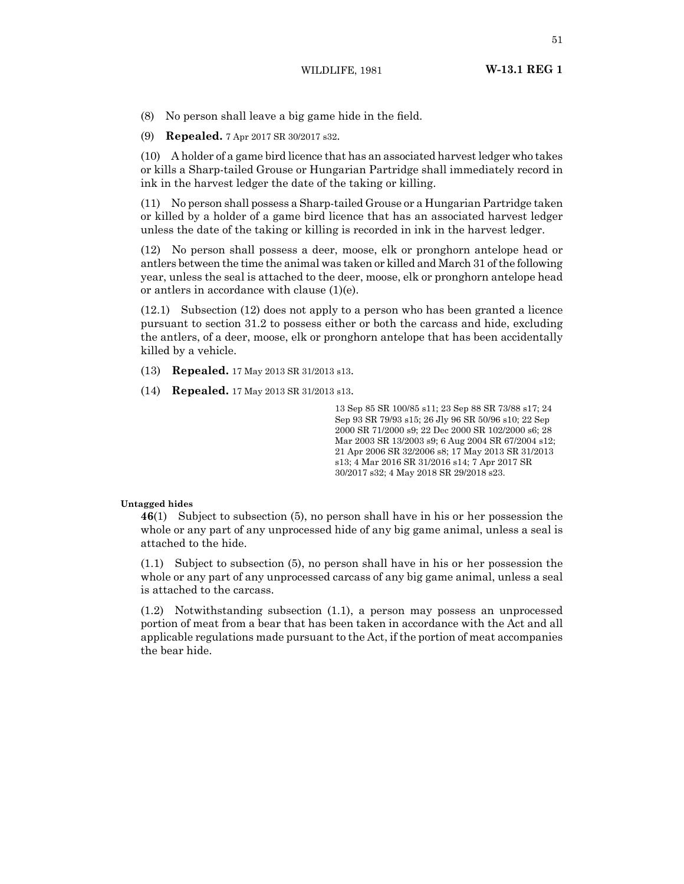(8) No person shall leave a big game hide in the field.

(9) **Repealed.** 7 Apr 2017 SR 30/2017 s32.

(10) A holder of a game bird licence that has an associated harvest ledger who takes or kills a Sharp-tailed Grouse or Hungarian Partridge shall immediately record in ink in the harvest ledger the date of the taking or killing.

(11) No person shall possess a Sharp-tailed Grouse or a Hungarian Partridge taken or killed by a holder of a game bird licence that has an associated harvest ledger unless the date of the taking or killing is recorded in ink in the harvest ledger.

(12) No person shall possess a deer, moose, elk or pronghorn antelope head or antlers between the time the animal was taken or killed and March 31 of the following year, unless the seal is attached to the deer, moose, elk or pronghorn antelope head or antlers in accordance with clause (1)(e).

(12.1) Subsection (12) does not apply to a person who has been granted a licence pursuant to section 31.2 to possess either or both the carcass and hide, excluding the antlers, of a deer, moose, elk or pronghorn antelope that has been accidentally killed by a vehicle.

(13) **Repealed.** 17 May 2013 SR 31/2013 s13.

(14) **Repealed.** 17 May 2013 SR 31/2013 s13.

13 Sep 85 SR 100/85 s11; 23 Sep 88 SR 73/88 s17; 24 Sep 93 SR 79/93 s15; 26 Jly 96 SR 50/96 s10; 22 Sep 2000 SR 71/2000 s9; 22 Dec 2000 SR 102/2000 s6; 28 Mar 2003 SR 13/2003 s9; 6 Aug 2004 SR 67/2004 s12; 21 Apr 2006 SR 32/2006 s8; 17 May 2013 SR 31/2013 s13; 4 Mar 2016 SR 31/2016 s14; 7 Apr 2017 SR 30/2017 s32; 4 May 2018 SR 29/2018 s23.

**Untagged hides**

**46**(1) Subject to subsection (5), no person shall have in his or her possession the whole or any part of any unprocessed hide of any big game animal, unless a seal is attached to the hide.

(1.1) Subject to subsection (5), no person shall have in his or her possession the whole or any part of any unprocessed carcass of any big game animal, unless a seal is attached to the carcass.

(1.2) Notwithstanding subsection (1.1), a person may possess an unprocessed portion of meat from a bear that has been taken in accordance with the Act and all applicable regulations made pursuant to the Act, if the portion of meat accompanies the bear hide.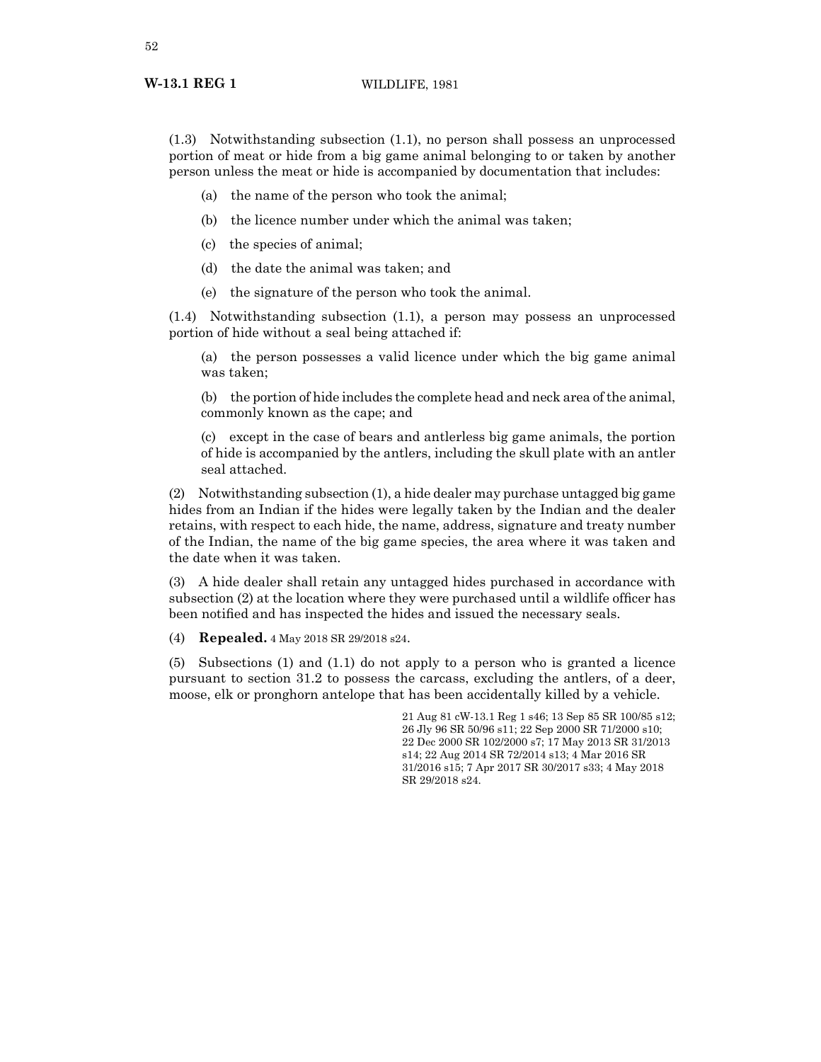(1.3) Notwithstanding subsection (1.1), no person shall possess an unprocessed portion of meat or hide from a big game animal belonging to or taken by another person unless the meat or hide is accompanied by documentation that includes:

(a) the name of the person who took the animal;

(b) the licence number under which the animal was taken;

(c) the species of animal;

(d) the date the animal was taken; and

(e) the signature of the person who took the animal.

(1.4) Notwithstanding subsection (1.1), a person may possess an unprocessed portion of hide without a seal being attached if:

(a) the person possesses a valid licence under which the big game animal was taken;

(b) the portion of hide includes the complete head and neck area of the animal, commonly known as the cape; and

(c) except in the case of bears and antlerless big game animals, the portion of hide is accompanied by the antlers, including the skull plate with an antler seal attached.

(2) Notwithstanding subsection (1), a hide dealer may purchase untagged big game hides from an Indian if the hides were legally taken by the Indian and the dealer retains, with respect to each hide, the name, address, signature and treaty number of the Indian, the name of the big game species, the area where it was taken and the date when it was taken.

(3) A hide dealer shall retain any untagged hides purchased in accordance with subsection (2) at the location where they were purchased until a wildlife officer has been notified and has inspected the hides and issued the necessary seals.

(4) **Repealed.** 4 May 2018 SR 29/2018 s24.

(5) Subsections (1) and (1.1) do not apply to a person who is granted a licence pursuant to section 31.2 to possess the carcass, excluding the antlers, of a deer, moose, elk or pronghorn antelope that has been accidentally killed by a vehicle.

21 Aug 81 cW-13.1 Reg 1 s46; 13 Sep 85 SR 100/85 s12; 26 Jly 96 SR 50/96 s11; 22 Sep 2000 SR 71/2000 s10; 22 Dec 2000 SR 102/2000 s7; 17 May 2013 SR 31/2013 s14; 22 Aug 2014 SR 72/2014 s13; 4 Mar 2016 SR 31/2016 s15; 7 Apr 2017 SR 30/2017 s33; 4 May 2018 SR 29/2018 s24.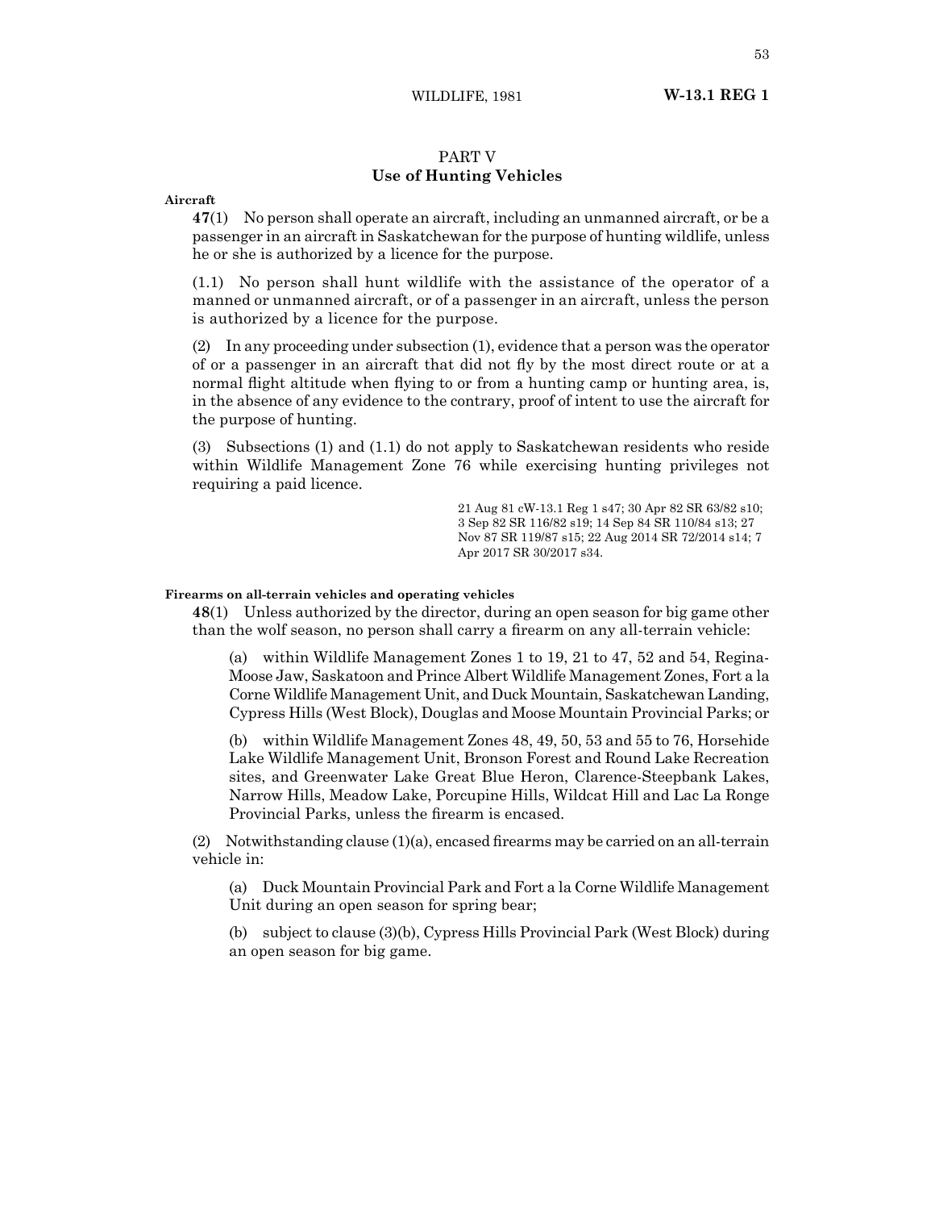# PART V
## Use of Hunting Vehicles

**Aircraft**

**47**(1) No person shall operate an aircraft, including an unmanned aircraft, or be a passenger in an aircraft in Saskatchewan for the purpose of hunting wildlife, unless he or she is authorized by a licence for the purpose.

(1.1) No person shall hunt wildlife with the assistance of the operator of a manned or unmanned aircraft, or of a passenger in an aircraft, unless the person is authorized by a licence for the purpose.

(2) In any proceeding under subsection (1), evidence that a person was the operator of or a passenger in an aircraft that did not fly by the most direct route or at a normal flight altitude when flying to or from a hunting camp or hunting area, is, in the absence of any evidence to the contrary, proof of intent to use the aircraft for the purpose of hunting.

(3) Subsections (1) and (1.1) do not apply to Saskatchewan residents who reside within Wildlife Management Zone 76 while exercising hunting privileges not requiring a paid licence.

21 Aug 81 cW-13.1 Reg 1 s47; 30 Apr 82 SR 63/82 s10; 3 Sep 82 SR 116/82 s19; 14 Sep 84 SR 110/84 s13; 27 Nov 87 SR 119/87 s15; 22 Aug 2014 SR 72/2014 s14; 7 Apr 2017 SR 30/2017 s34.

**Firearms on all-terrain vehicles and operating vehicles**

**48**(1) Unless authorized by the director, during an open season for big game other than the wolf season, no person shall carry a firearm on any all-terrain vehicle:

(a) within Wildlife Management Zones 1 to 19, 21 to 47, 52 and 54, Regina-Moose Jaw, Saskatoon and Prince Albert Wildlife Management Zones, Fort a la Corne Wildlife Management Unit, and Duck Mountain, Saskatchewan Landing, Cypress Hills (West Block), Douglas and Moose Mountain Provincial Parks; or

(b) within Wildlife Management Zones 48, 49, 50, 53 and 55 to 76, Horsehide Lake Wildlife Management Unit, Bronson Forest and Round Lake Recreation sites, and Greenwater Lake Great Blue Heron, Clarence-Steepbank Lakes, Narrow Hills, Meadow Lake, Porcupine Hills, Wildcat Hill and Lac La Ronge Provincial Parks, unless the firearm is encased.

(2) Notwithstanding clause (1)(a), encased firearms may be carried on an all-terrain vehicle in:

(a) Duck Mountain Provincial Park and Fort a la Corne Wildlife Management Unit during an open season for spring bear;

(b) subject to clause (3)(b), Cypress Hills Provincial Park (West Block) during an open season for big game.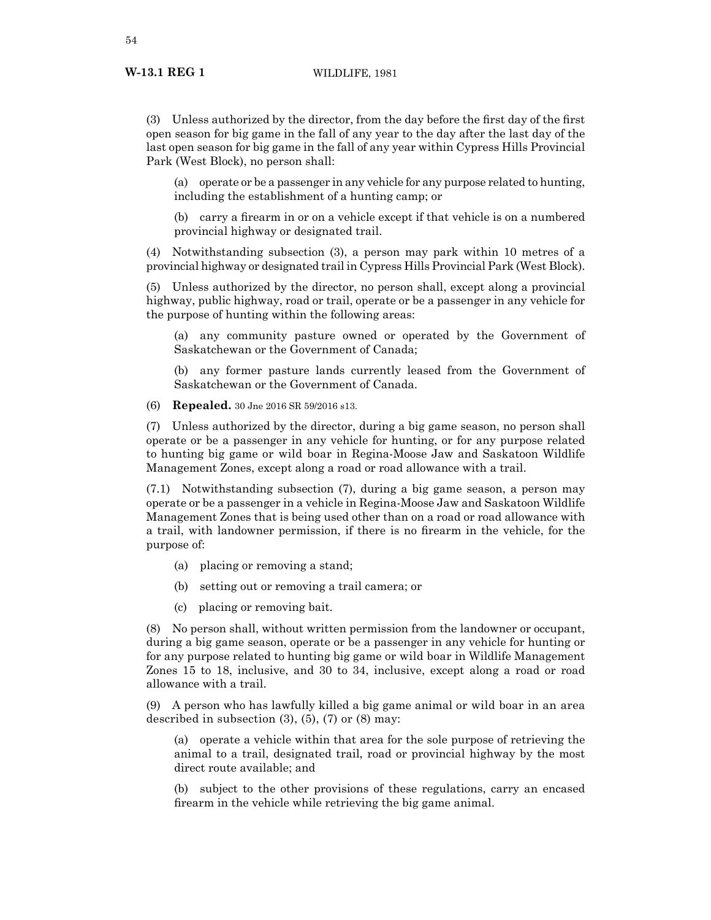(3) Unless authorized by the director, from the day before the first day of the first open season for big game in the fall of any year to the day after the last day of the last open season for big game in the fall of any year within Cypress Hills Provincial Park (West Block), no person shall:

(a) operate or be a passenger in any vehicle for any purpose related to hunting, including the establishment of a hunting camp; or

(b) carry a firearm in or on a vehicle except if that vehicle is on a numbered provincial highway or designated trail.

(4) Notwithstanding subsection (3), a person may park within 10 metres of a provincial highway or designated trail in Cypress Hills Provincial Park (West Block).

(5) Unless authorized by the director, no person shall, except along a provincial highway, public highway, road or trail, operate or be a passenger in any vehicle for the purpose of hunting within the following areas:

(a) any community pasture owned or operated by the Government of Saskatchewan or the Government of Canada;

(b) any former pasture lands currently leased from the Government of Saskatchewan or the Government of Canada.

(6) **Repealed.** 30 Jne 2016 SR 59/2016 s13.

(7) Unless authorized by the director, during a big game season, no person shall operate or be a passenger in any vehicle for hunting, or for any purpose related to hunting big game or wild boar in Regina-Moose Jaw and Saskatoon Wildlife Management Zones, except along a road or road allowance with a trail.

(7.1) Notwithstanding subsection (7), during a big game season, a person may operate or be a passenger in a vehicle in Regina-Moose Jaw and Saskatoon Wildlife Management Zones that is being used other than on a road or road allowance with a trail, with landowner permission, if there is no firearm in the vehicle, for the purpose of:

(a) placing or removing a stand;

(b) setting out or removing a trail camera; or

(c) placing or removing bait.

(8) No person shall, without written permission from the landowner or occupant, during a big game season, operate or be a passenger in any vehicle for hunting or for any purpose related to hunting big game or wild boar in Wildlife Management Zones 15 to 18, inclusive, and 30 to 34, inclusive, except along a road or road allowance with a trail.

(9) A person who has lawfully killed a big game animal or wild boar in an area described in subsection (3), (5), (7) or (8) may:

(a) operate a vehicle within that area for the sole purpose of retrieving the animal to a trail, designated trail, road or provincial highway by the most direct route available; and

(b) subject to the other provisions of these regulations, carry an encased firearm in the vehicle while retrieving the big game animal.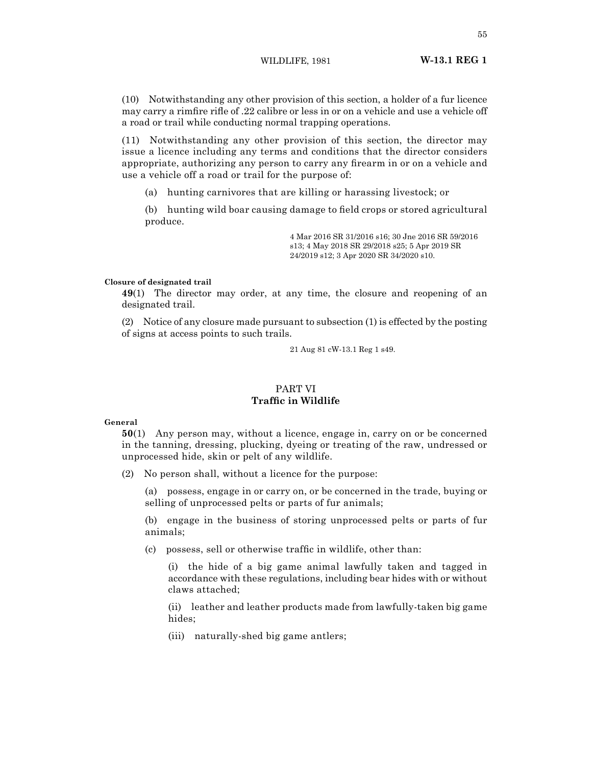(10) Notwithstanding any other provision of this section, a holder of a fur licence may carry a rimfire rifle of .22 calibre or less in or on a vehicle and use a vehicle off a road or trail while conducting normal trapping operations.

(11) Notwithstanding any other provision of this section, the director may issue a licence including any terms and conditions that the director considers appropriate, authorizing any person to carry any firearm in or on a vehicle and use a vehicle off a road or trail for the purpose of:

(a) hunting carnivores that are killing or harassing livestock; or

(b) hunting wild boar causing damage to field crops or stored agricultural produce.

4 Mar 2016 SR 31/2016 s16; 30 Jne 2016 SR 59/2016 s13; 4 May 2018 SR 29/2018 s25; 5 Apr 2019 SR 24/2019 s12; 3 Apr 2020 SR 34/2020 s10.

**Closure of designated trail**

**49**(1) The director may order, at any time, the closure and reopening of an designated trail.

(2) Notice of any closure made pursuant to subsection (1) is effected by the posting of signs at access points to such trails.

21 Aug 81 cW-13.1 Reg 1 s49.

## PART VI
## Traffic in Wildlife

**General**

**50**(1) Any person may, without a licence, engage in, carry on or be concerned in the tanning, dressing, plucking, dyeing or treating of the raw, undressed or unprocessed hide, skin or pelt of any wildlife.

(2) No person shall, without a licence for the purpose:

(a) possess, engage in or carry on, or be concerned in the trade, buying or selling of unprocessed pelts or parts of fur animals;

(b) engage in the business of storing unprocessed pelts or parts of fur animals;

(c) possess, sell or otherwise traffic in wildlife, other than:

(i) the hide of a big game animal lawfully taken and tagged in accordance with these regulations, including bear hides with or without claws attached;

(ii) leather and leather products made from lawfully-taken big game hides;

(iii) naturally-shed big game antlers;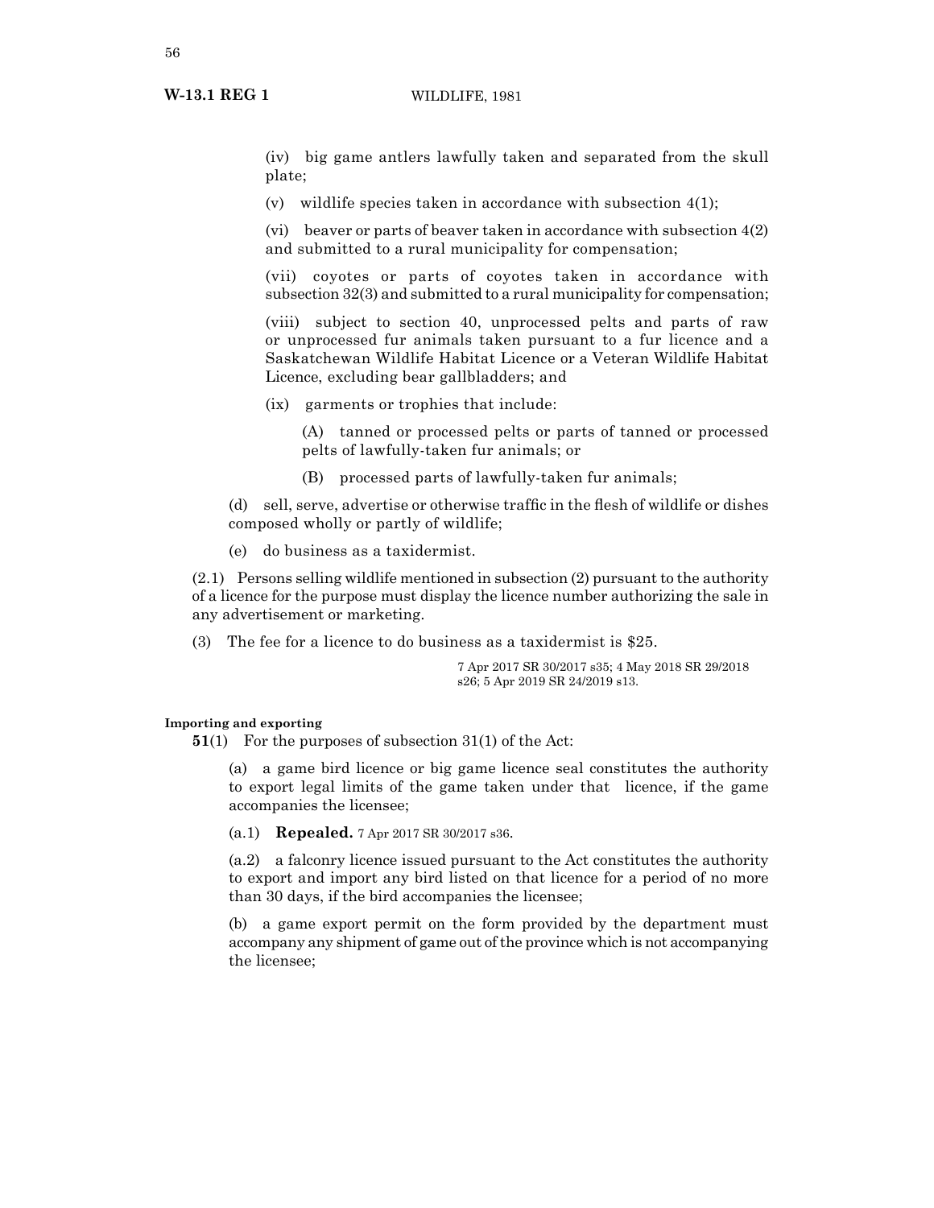(iv) big game antlers lawfully taken and separated from the skull plate;

(v) wildlife species taken in accordance with subsection 4(1);

(vi) beaver or parts of beaver taken in accordance with subsection 4(2) and submitted to a rural municipality for compensation;

(vii) coyotes or parts of coyotes taken in accordance with subsection 32(3) and submitted to a rural municipality for compensation;

(viii) subject to section 40, unprocessed pelts and parts of raw or unprocessed fur animals taken pursuant to a fur licence and a Saskatchewan Wildlife Habitat Licence or a Veteran Wildlife Habitat Licence, excluding bear gallbladders; and

(ix) garments or trophies that include:

(A) tanned or processed pelts or parts of tanned or processed pelts of lawfully-taken fur animals; or

(B) processed parts of lawfully-taken fur animals;

(d) sell, serve, advertise or otherwise traffic in the flesh of wildlife or dishes composed wholly or partly of wildlife;

(e) do business as a taxidermist.

(2.1) Persons selling wildlife mentioned in subsection (2) pursuant to the authority of a licence for the purpose must display the licence number authorizing the sale in any advertisement or marketing.

(3) The fee for a licence to do business as a taxidermist is $25.

7 Apr 2017 SR 30/2017 s35; 4 May 2018 SR 29/2018 s26; 5 Apr 2019 SR 24/2019 s13.

**Importing and exporting**

**51**(1) For the purposes of subsection 31(1) of the Act:

(a) a game bird licence or big game licence seal constitutes the authority to export legal limits of the game taken under that licence, if the game accompanies the licensee;

(a.1) **Repealed.** 7 Apr 2017 SR 30/2017 s36.

(a.2) a falconry licence issued pursuant to the Act constitutes the authority to export and import any bird listed on that licence for a period of no more than 30 days, if the bird accompanies the licensee;

(b) a game export permit on the form provided by the department must accompany any shipment of game out of the province which is not accompanying the licensee;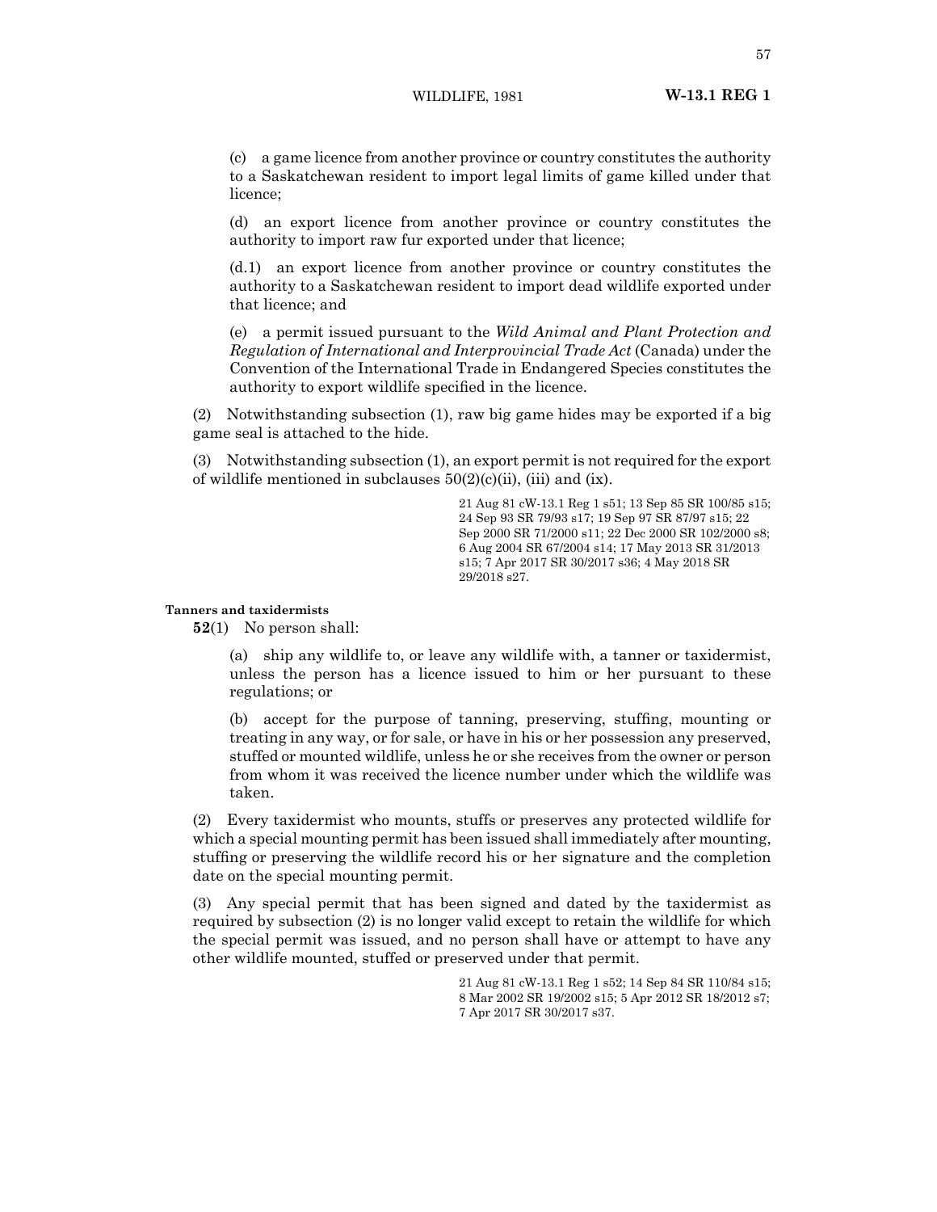(c) a game licence from another province or country constitutes the authority to a Saskatchewan resident to import legal limits of game killed under that licence;

(d) an export licence from another province or country constitutes the authority to import raw fur exported under that licence;

(d.1) an export licence from another province or country constitutes the authority to a Saskatchewan resident to import dead wildlife exported under that licence; and

(e) a permit issued pursuant to the *Wild Animal and Plant Protection and Regulation of International and Interprovincial Trade Act* (Canada) under the Convention of the International Trade in Endangered Species constitutes the authority to export wildlife specified in the licence.

(2) Notwithstanding subsection (1), raw big game hides may be exported if a big game seal is attached to the hide.

(3) Notwithstanding subsection (1), an export permit is not required for the export of wildlife mentioned in subclauses 50(2)(c)(ii), (iii) and (ix).

21 Aug 81 cW-13.1 Reg 1 s51; 13 Sep 85 SR 100/85 s15; 24 Sep 93 SR 79/93 s17; 19 Sep 97 SR 87/97 s15; 22 Sep 2000 SR 71/2000 s11; 22 Dec 2000 SR 102/2000 s8; 6 Aug 2004 SR 67/2004 s14; 17 May 2013 SR 31/2013 s15; 7 Apr 2017 SR 30/2017 s36; 4 May 2018 SR 29/2018 s27.

**Tanners and taxidermists**

**52**(1) No person shall:

(a) ship any wildlife to, or leave any wildlife with, a tanner or taxidermist, unless the person has a licence issued to him or her pursuant to these regulations; or

(b) accept for the purpose of tanning, preserving, stuffing, mounting or treating in any way, or for sale, or have in his or her possession any preserved, stuffed or mounted wildlife, unless he or she receives from the owner or person from whom it was received the licence number under which the wildlife was taken.

(2) Every taxidermist who mounts, stuffs or preserves any protected wildlife for which a special mounting permit has been issued shall immediately after mounting, stuffing or preserving the wildlife record his or her signature and the completion date on the special mounting permit.

(3) Any special permit that has been signed and dated by the taxidermist as required by subsection (2) is no longer valid except to retain the wildlife for which the special permit was issued, and no person shall have or attempt to have any other wildlife mounted, stuffed or preserved under that permit.

21 Aug 81 cW-13.1 Reg 1 s52; 14 Sep 84 SR 110/84 s15; 8 Mar 2002 SR 19/2002 s15; 5 Apr 2012 SR 18/2012 s7; 7 Apr 2017 SR 30/2017 s37.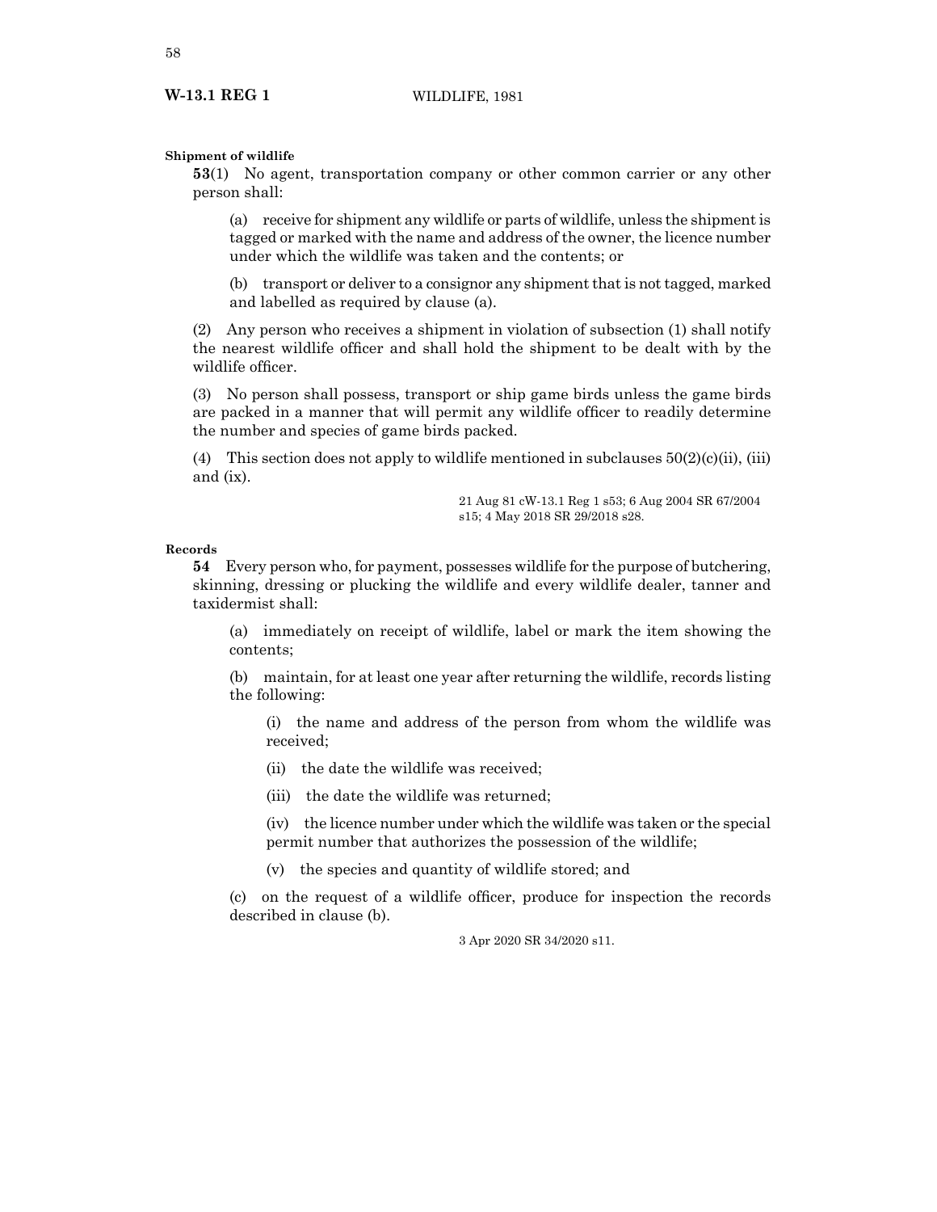**Shipment of wildlife**

**53**(1) No agent, transportation company or other common carrier or any other person shall:

(a) receive for shipment any wildlife or parts of wildlife, unless the shipment is tagged or marked with the name and address of the owner, the licence number under which the wildlife was taken and the contents; or

(b) transport or deliver to a consignor any shipment that is not tagged, marked and labelled as required by clause (a).

(2) Any person who receives a shipment in violation of subsection (1) shall notify the nearest wildlife officer and shall hold the shipment to be dealt with by the wildlife officer.

(3) No person shall possess, transport or ship game birds unless the game birds are packed in a manner that will permit any wildlife officer to readily determine the number and species of game birds packed.

(4) This section does not apply to wildlife mentioned in subclauses 50(2)(c)(ii), (iii) and (ix).

21 Aug 81 cW-13.1 Reg 1 s53; 6 Aug 2004 SR 67/2004 s15; 4 May 2018 SR 29/2018 s28.

**Records**

**54** Every person who, for payment, possesses wildlife for the purpose of butchering, skinning, dressing or plucking the wildlife and every wildlife dealer, tanner and taxidermist shall:

(a) immediately on receipt of wildlife, label or mark the item showing the contents;

(b) maintain, for at least one year after returning the wildlife, records listing the following:

(i) the name and address of the person from whom the wildlife was received;

(ii) the date the wildlife was received;

(iii) the date the wildlife was returned;

(iv) the licence number under which the wildlife was taken or the special permit number that authorizes the possession of the wildlife;

(v) the species and quantity of wildlife stored; and

(c) on the request of a wildlife officer, produce for inspection the records described in clause (b).

3 Apr 2020 SR 34/2020 s11.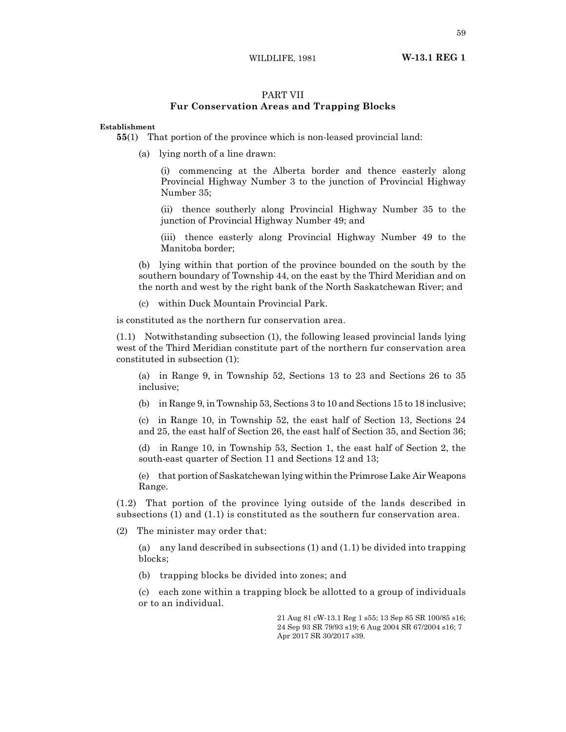## PART VII
### Fur Conservation Areas and Trapping Blocks

**Establishment**

**55**(1) That portion of the province which is non-leased provincial land:

(a) lying north of a line drawn:

(i) commencing at the Alberta border and thence easterly along Provincial Highway Number 3 to the junction of Provincial Highway Number 35;

(ii) thence southerly along Provincial Highway Number 35 to the junction of Provincial Highway Number 49; and

(iii) thence easterly along Provincial Highway Number 49 to the Manitoba border;

(b) lying within that portion of the province bounded on the south by the southern boundary of Township 44, on the east by the Third Meridian and on the north and west by the right bank of the North Saskatchewan River; and

(c) within Duck Mountain Provincial Park.

is constituted as the northern fur conservation area.

(1.1) Notwithstanding subsection (1), the following leased provincial lands lying west of the Third Meridian constitute part of the northern fur conservation area constituted in subsection (1):

(a) in Range 9, in Township 52, Sections 13 to 23 and Sections 26 to 35 inclusive;

(b) in Range 9, in Township 53, Sections 3 to 10 and Sections 15 to 18 inclusive;

(c) in Range 10, in Township 52, the east half of Section 13, Sections 24 and 25, the east half of Section 26, the east half of Section 35, and Section 36;

(d) in Range 10, in Township 53, Section 1, the east half of Section 2, the south-east quarter of Section 11 and Sections 12 and 13;

(e) that portion of Saskatchewan lying within the Primrose Lake Air Weapons Range.

(1.2) That portion of the province lying outside of the lands described in subsections (1) and (1.1) is constituted as the southern fur conservation area.

(2) The minister may order that:

(a) any land described in subsections (1) and (1.1) be divided into trapping blocks;

(b) trapping blocks be divided into zones; and

(c) each zone within a trapping block be allotted to a group of individuals or to an individual.

21 Aug 81 cW-13.1 Reg 1 s55; 13 Sep 85 SR 100/85 s16; 24 Sep 93 SR 79/93 s19; 6 Aug 2004 SR 67/2004 s16; 7 Apr 2017 SR 30/2017 s39.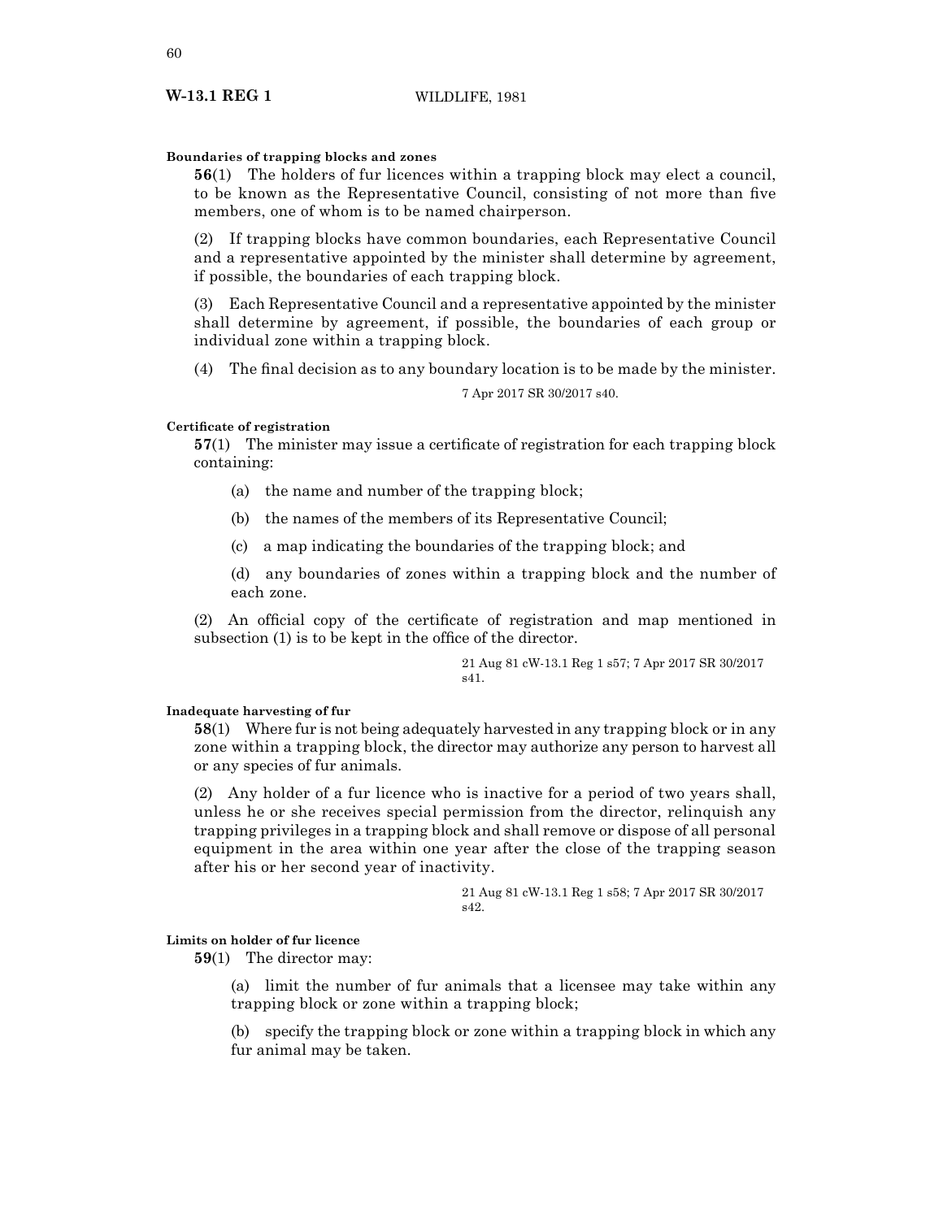**Boundaries of trapping blocks and zones**

**56**(1) The holders of fur licences within a trapping block may elect a council, to be known as the Representative Council, consisting of not more than five members, one of whom is to be named chairperson.

(2) If trapping blocks have common boundaries, each Representative Council and a representative appointed by the minister shall determine by agreement, if possible, the boundaries of each trapping block.

(3) Each Representative Council and a representative appointed by the minister shall determine by agreement, if possible, the boundaries of each group or individual zone within a trapping block.

(4) The final decision as to any boundary location is to be made by the minister.

7 Apr 2017 SR 30/2017 s40.

**Certificate of registration**

**57**(1) The minister may issue a certificate of registration for each trapping block containing:

(a) the name and number of the trapping block;

(b) the names of the members of its Representative Council;

(c) a map indicating the boundaries of the trapping block; and

(d) any boundaries of zones within a trapping block and the number of each zone.

(2) An official copy of the certificate of registration and map mentioned in subsection (1) is to be kept in the office of the director.

21 Aug 81 cW-13.1 Reg 1 s57; 7 Apr 2017 SR 30/2017 s41.

**Inadequate harvesting of fur**

**58**(1) Where fur is not being adequately harvested in any trapping block or in any zone within a trapping block, the director may authorize any person to harvest all or any species of fur animals.

(2) Any holder of a fur licence who is inactive for a period of two years shall, unless he or she receives special permission from the director, relinquish any trapping privileges in a trapping block and shall remove or dispose of all personal equipment in the area within one year after the close of the trapping season after his or her second year of inactivity.

21 Aug 81 cW-13.1 Reg 1 s58; 7 Apr 2017 SR 30/2017 s42.

**Limits on holder of fur licence**

**59**(1) The director may:

(a) limit the number of fur animals that a licensee may take within any trapping block or zone within a trapping block;

(b) specify the trapping block or zone within a trapping block in which any fur animal may be taken.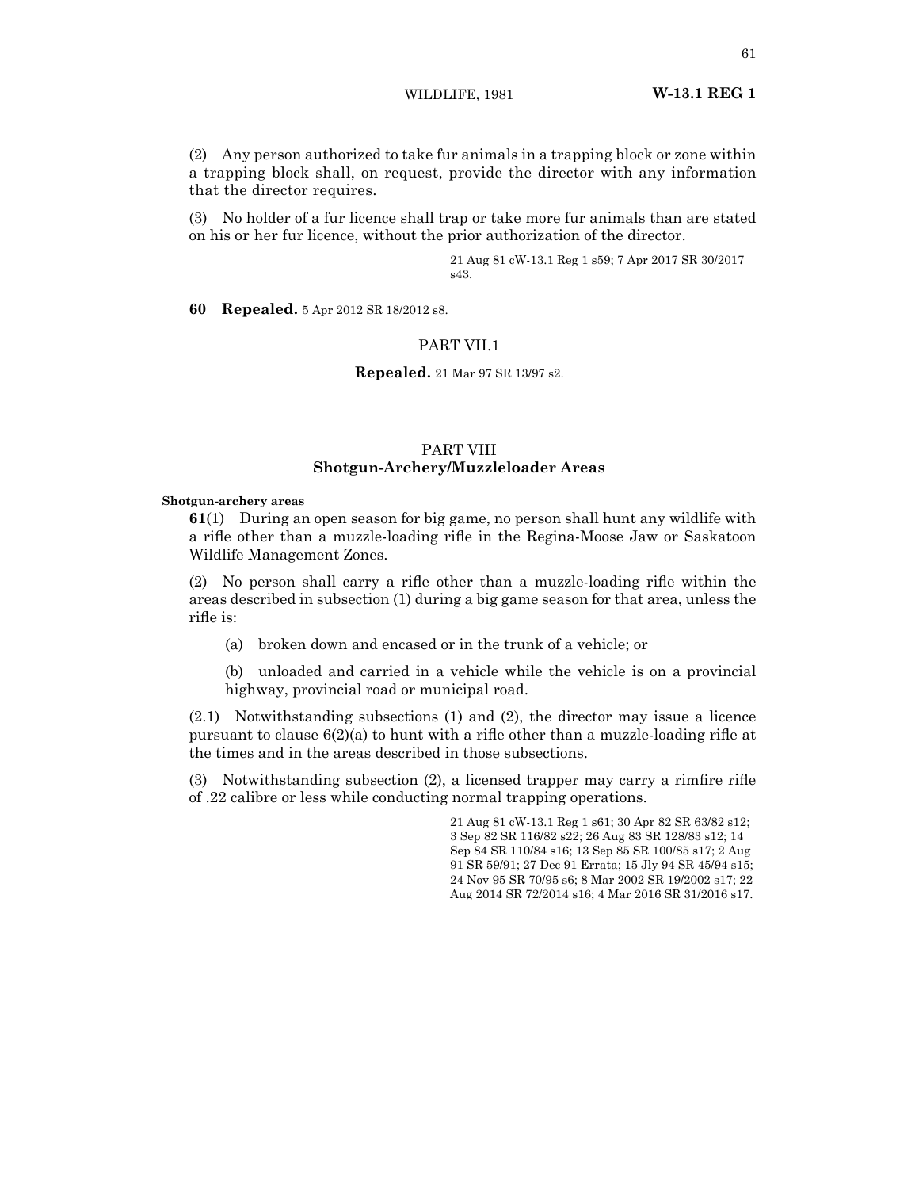(2) Any person authorized to take fur animals in a trapping block or zone within a trapping block shall, on request, provide the director with any information that the director requires.

(3) No holder of a fur licence shall trap or take more fur animals than are stated on his or her fur licence, without the prior authorization of the director.

21 Aug 81 cW-13.1 Reg 1 s59; 7 Apr 2017 SR 30/2017 s43.

**60 Repealed.** 5 Apr 2012 SR 18/2012 s8.

## PART VII.1

**Repealed.** 21 Mar 97 SR 13/97 s2.

## PART VIII
## Shotgun-Archery/Muzzleloader Areas

**Shotgun-archery areas**

**61**(1) During an open season for big game, no person shall hunt any wildlife with a rifle other than a muzzle-loading rifle in the Regina-Moose Jaw or Saskatoon Wildlife Management Zones.

(2) No person shall carry a rifle other than a muzzle-loading rifle within the areas described in subsection (1) during a big game season for that area, unless the rifle is:

(a) broken down and encased or in the trunk of a vehicle; or

(b) unloaded and carried in a vehicle while the vehicle is on a provincial highway, provincial road or municipal road.

(2.1) Notwithstanding subsections (1) and (2), the director may issue a licence pursuant to clause 6(2)(a) to hunt with a rifle other than a muzzle-loading rifle at the times and in the areas described in those subsections.

(3) Notwithstanding subsection (2), a licensed trapper may carry a rimfire rifle of .22 calibre or less while conducting normal trapping operations.

21 Aug 81 cW-13.1 Reg 1 s61; 30 Apr 82 SR 63/82 s12; 3 Sep 82 SR 116/82 s22; 26 Aug 83 SR 128/83 s12; 14 Sep 84 SR 110/84 s16; 13 Sep 85 SR 100/85 s17; 2 Aug 91 SR 59/91; 27 Dec 91 Errata; 15 Jly 94 SR 45/94 s15; 24 Nov 95 SR 70/95 s6; 8 Mar 2002 SR 19/2002 s17; 22 Aug 2014 SR 72/2014 s16; 4 Mar 2016 SR 31/2016 s17.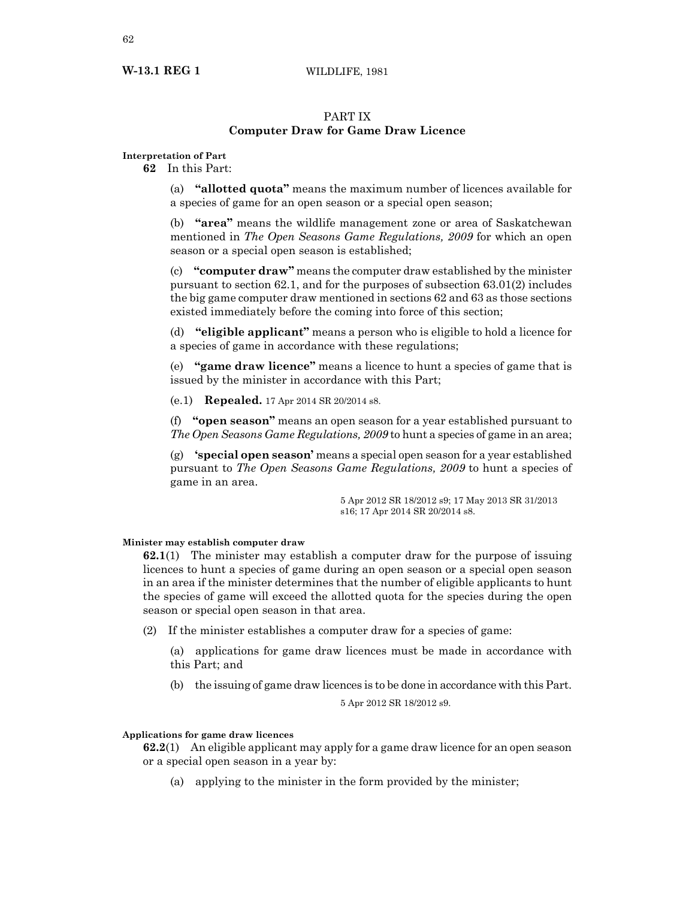## PART IX
## Computer Draw for Game Draw Licence

**Interpretation of Part**

**62** In this Part:

(a) **"allotted quota"** means the maximum number of licences available for a species of game for an open season or a special open season;

(b) **"area"** means the wildlife management zone or area of Saskatchewan mentioned in *The Open Seasons Game Regulations, 2009* for which an open season or a special open season is established;

(c) **"computer draw"** means the computer draw established by the minister pursuant to section 62.1, and for the purposes of subsection 63.01(2) includes the big game computer draw mentioned in sections 62 and 63 as those sections existed immediately before the coming into force of this section;

(d) **"eligible applicant"** means a person who is eligible to hold a licence for a species of game in accordance with these regulations;

(e) **"game draw licence"** means a licence to hunt a species of game that is issued by the minister in accordance with this Part;

(e.1) **Repealed.** 17 Apr 2014 SR 20/2014 s8.

(f) **"open season"** means an open season for a year established pursuant to *The Open Seasons Game Regulations, 2009* to hunt a species of game in an area;

(g) **'special open season'** means a special open season for a year established pursuant to *The Open Seasons Game Regulations, 2009* to hunt a species of game in an area.

5 Apr 2012 SR 18/2012 s9; 17 May 2013 SR 31/2013 s16; 17 Apr 2014 SR 20/2014 s8.

**Minister may establish computer draw**

**62.1**(1) The minister may establish a computer draw for the purpose of issuing licences to hunt a species of game during an open season or a special open season in an area if the minister determines that the number of eligible applicants to hunt the species of game will exceed the allotted quota for the species during the open season or special open season in that area.

(2) If the minister establishes a computer draw for a species of game:

(a) applications for game draw licences must be made in accordance with this Part; and

(b) the issuing of game draw licences is to be done in accordance with this Part.

5 Apr 2012 SR 18/2012 s9.

**Applications for game draw licences**

**62.2**(1) An eligible applicant may apply for a game draw licence for an open season or a special open season in a year by:

(a) applying to the minister in the form provided by the minister;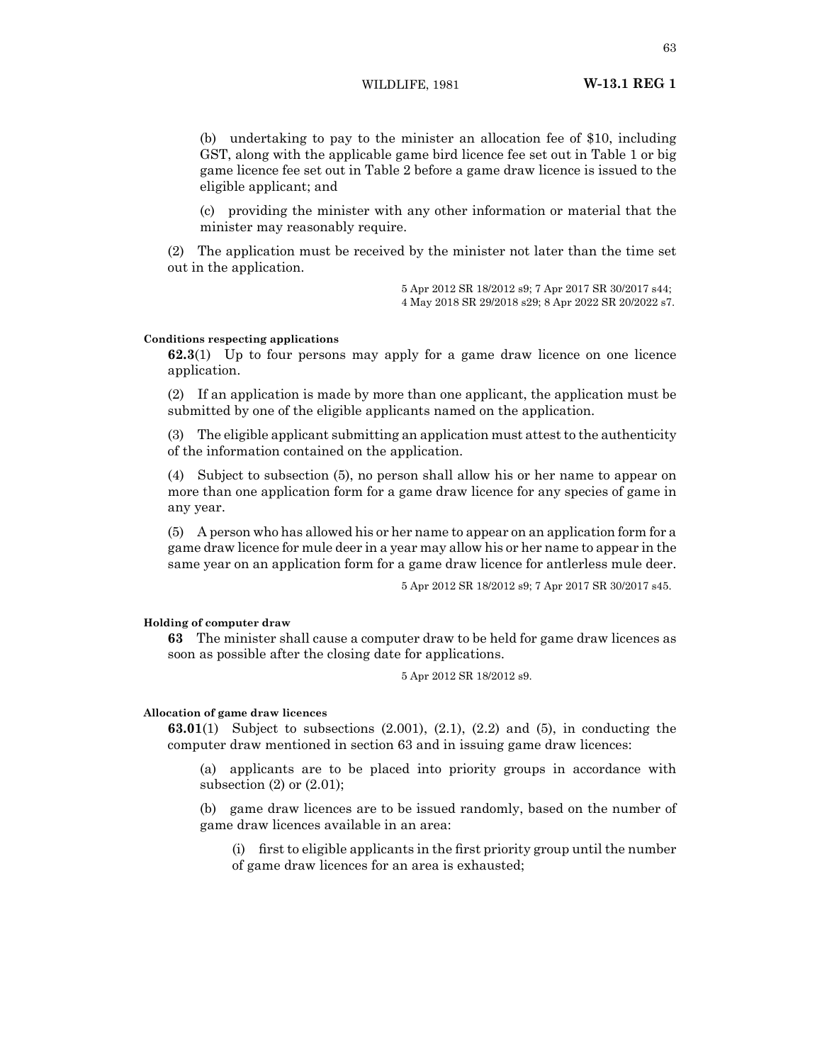(b) undertaking to pay to the minister an allocation fee of $10, including GST, along with the applicable game bird licence fee set out in Table 1 or big game licence fee set out in Table 2 before a game draw licence is issued to the eligible applicant; and

(c) providing the minister with any other information or material that the minister may reasonably require.

(2) The application must be received by the minister not later than the time set out in the application.

5 Apr 2012 SR 18/2012 s9; 7 Apr 2017 SR 30/2017 s44; 4 May 2018 SR 29/2018 s29; 8 Apr 2022 SR 20/2022 s7.

**Conditions respecting applications**

**62.3**(1) Up to four persons may apply for a game draw licence on one licence application.

(2) If an application is made by more than one applicant, the application must be submitted by one of the eligible applicants named on the application.

(3) The eligible applicant submitting an application must attest to the authenticity of the information contained on the application.

(4) Subject to subsection (5), no person shall allow his or her name to appear on more than one application form for a game draw licence for any species of game in any year.

(5) A person who has allowed his or her name to appear on an application form for a game draw licence for mule deer in a year may allow his or her name to appear in the same year on an application form for a game draw licence for antlerless mule deer.

5 Apr 2012 SR 18/2012 s9; 7 Apr 2017 SR 30/2017 s45.

**Holding of computer draw**

**63** The minister shall cause a computer draw to be held for game draw licences as soon as possible after the closing date for applications.

5 Apr 2012 SR 18/2012 s9.

**Allocation of game draw licences**

**63.01**(1) Subject to subsections (2.001), (2.1), (2.2) and (5), in conducting the computer draw mentioned in section 63 and in issuing game draw licences:

(a) applicants are to be placed into priority groups in accordance with subsection (2) or (2.01);

(b) game draw licences are to be issued randomly, based on the number of game draw licences available in an area:

(i) first to eligible applicants in the first priority group until the number of game draw licences for an area is exhausted;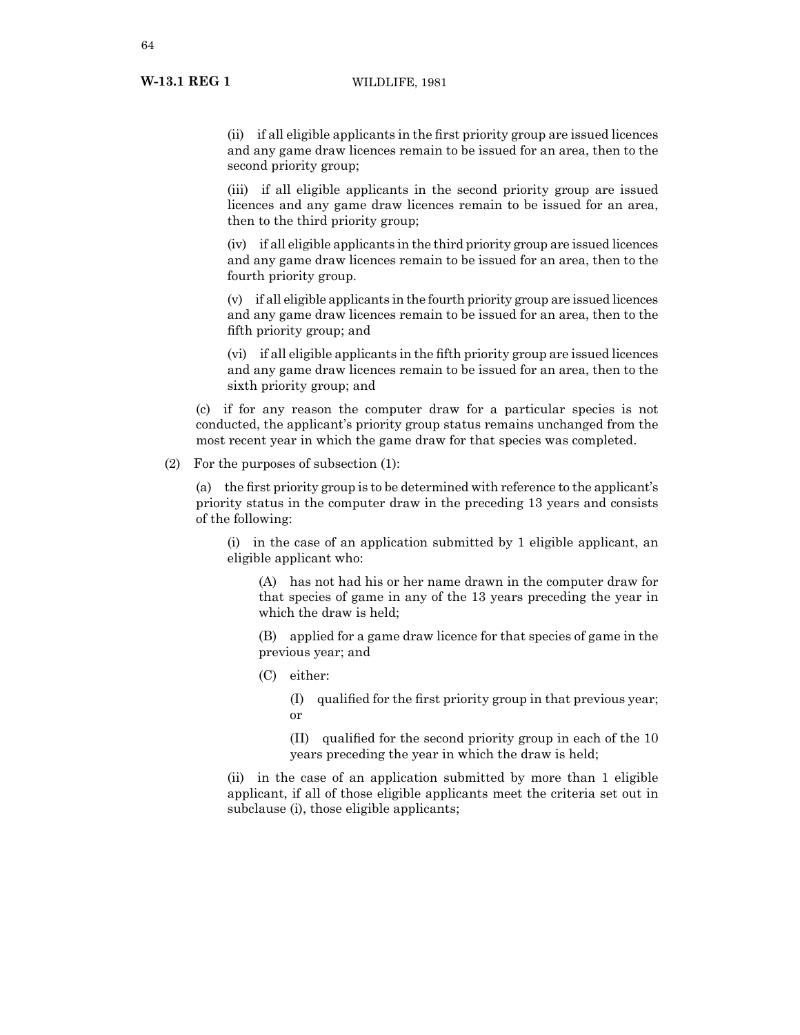(ii) if all eligible applicants in the first priority group are issued licences and any game draw licences remain to be issued for an area, then to the second priority group;

(iii) if all eligible applicants in the second priority group are issued licences and any game draw licences remain to be issued for an area, then to the third priority group;

(iv) if all eligible applicants in the third priority group are issued licences and any game draw licences remain to be issued for an area, then to the fourth priority group.

(v) if all eligible applicants in the fourth priority group are issued licences and any game draw licences remain to be issued for an area, then to the fifth priority group; and

(vi) if all eligible applicants in the fifth priority group are issued licences and any game draw licences remain to be issued for an area, then to the sixth priority group; and

(c) if for any reason the computer draw for a particular species is not conducted, the applicant's priority group status remains unchanged from the most recent year in which the game draw for that species was completed.

(2) For the purposes of subsection (1):

(a) the first priority group is to be determined with reference to the applicant's priority status in the computer draw in the preceding 13 years and consists of the following:

(i) in the case of an application submitted by 1 eligible applicant, an eligible applicant who:

(A) has not had his or her name drawn in the computer draw for that species of game in any of the 13 years preceding the year in which the draw is held;

(B) applied for a game draw licence for that species of game in the previous year; and

(C) either:

(I) qualified for the first priority group in that previous year; or

(II) qualified for the second priority group in each of the 10 years preceding the year in which the draw is held;

(ii) in the case of an application submitted by more than 1 eligible applicant, if all of those eligible applicants meet the criteria set out in subclause (i), those eligible applicants;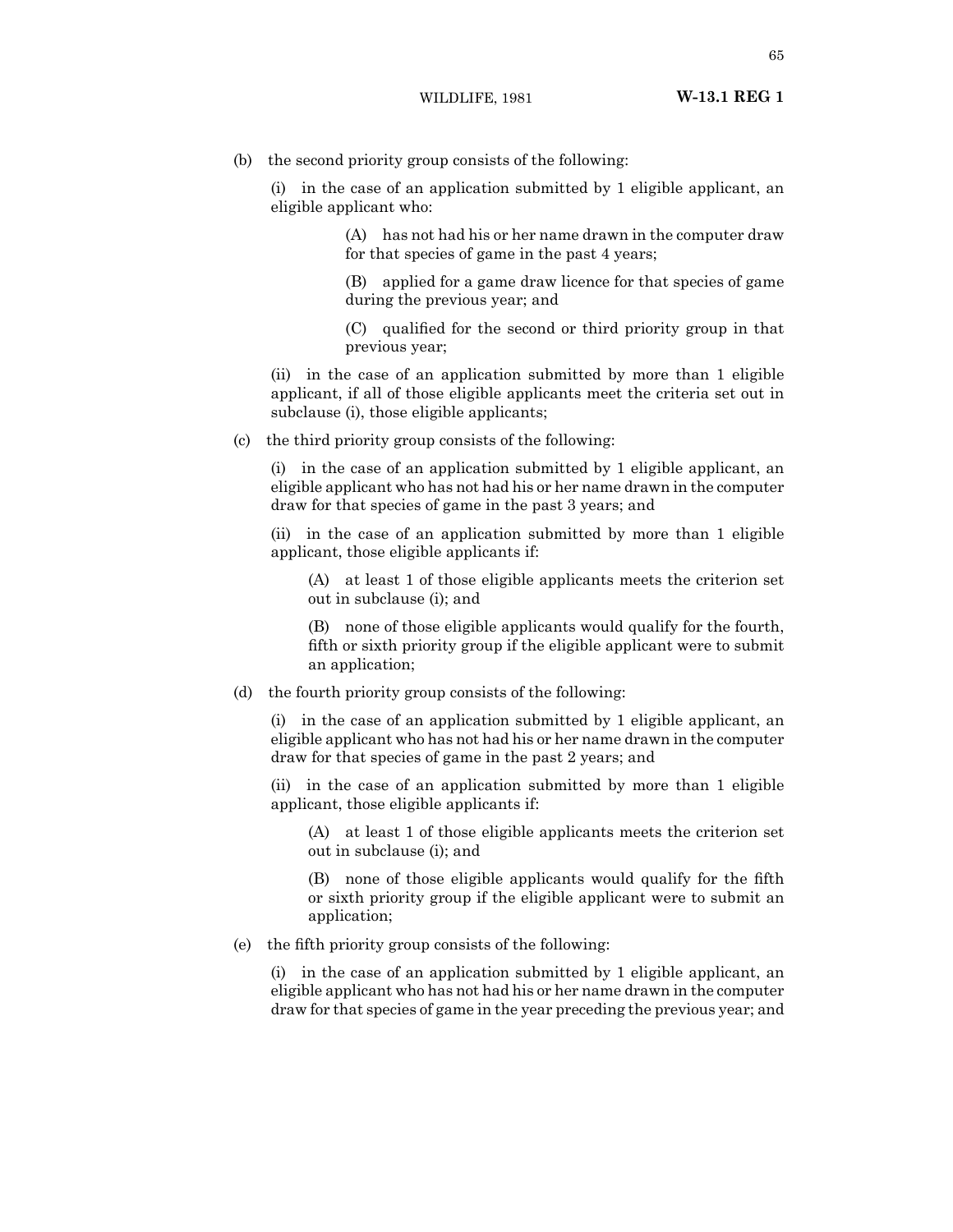(b) the second priority group consists of the following:

(i) in the case of an application submitted by 1 eligible applicant, an eligible applicant who:

(A) has not had his or her name drawn in the computer draw for that species of game in the past 4 years;

(B) applied for a game draw licence for that species of game during the previous year; and

(C) qualified for the second or third priority group in that previous year;

(ii) in the case of an application submitted by more than 1 eligible applicant, if all of those eligible applicants meet the criteria set out in subclause (i), those eligible applicants;

(c) the third priority group consists of the following:

(i) in the case of an application submitted by 1 eligible applicant, an eligible applicant who has not had his or her name drawn in the computer draw for that species of game in the past 3 years; and

(ii) in the case of an application submitted by more than 1 eligible applicant, those eligible applicants if:

(A) at least 1 of those eligible applicants meets the criterion set out in subclause (i); and

(B) none of those eligible applicants would qualify for the fourth, fifth or sixth priority group if the eligible applicant were to submit an application;

(d) the fourth priority group consists of the following:

(i) in the case of an application submitted by 1 eligible applicant, an eligible applicant who has not had his or her name drawn in the computer draw for that species of game in the past 2 years; and

(ii) in the case of an application submitted by more than 1 eligible applicant, those eligible applicants if:

(A) at least 1 of those eligible applicants meets the criterion set out in subclause (i); and

(B) none of those eligible applicants would qualify for the fifth or sixth priority group if the eligible applicant were to submit an application;

(e) the fifth priority group consists of the following:

(i) in the case of an application submitted by 1 eligible applicant, an eligible applicant who has not had his or her name drawn in the computer draw for that species of game in the year preceding the previous year; and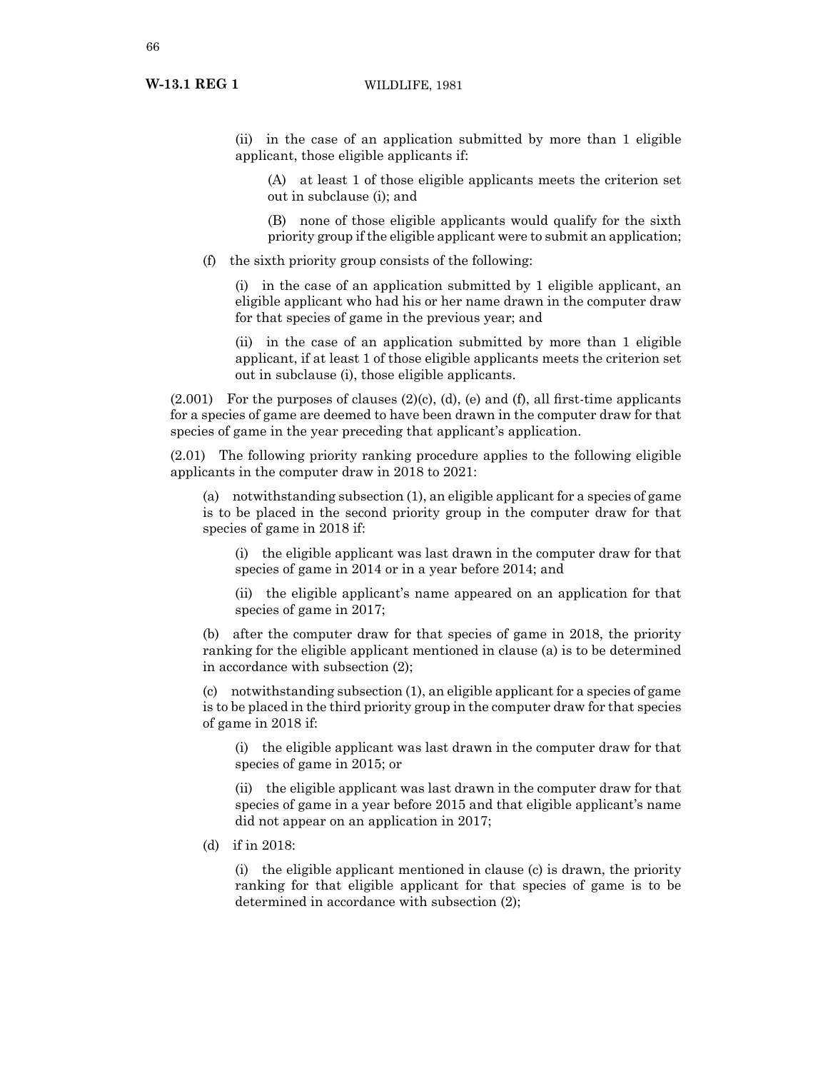(ii) in the case of an application submitted by more than 1 eligible applicant, those eligible applicants if:

(A) at least 1 of those eligible applicants meets the criterion set out in subclause (i); and

(B) none of those eligible applicants would qualify for the sixth priority group if the eligible applicant were to submit an application;

(f) the sixth priority group consists of the following:

(i) in the case of an application submitted by 1 eligible applicant, an eligible applicant who had his or her name drawn in the computer draw for that species of game in the previous year; and

(ii) in the case of an application submitted by more than 1 eligible applicant, if at least 1 of those eligible applicants meets the criterion set out in subclause (i), those eligible applicants.

(2.001) For the purposes of clauses (2)(c), (d), (e) and (f), all first-time applicants for a species of game are deemed to have been drawn in the computer draw for that species of game in the year preceding that applicant's application.

(2.01) The following priority ranking procedure applies to the following eligible applicants in the computer draw in 2018 to 2021:

(a) notwithstanding subsection (1), an eligible applicant for a species of game is to be placed in the second priority group in the computer draw for that species of game in 2018 if:

(i) the eligible applicant was last drawn in the computer draw for that species of game in 2014 or in a year before 2014; and

(ii) the eligible applicant's name appeared on an application for that species of game in 2017;

(b) after the computer draw for that species of game in 2018, the priority ranking for the eligible applicant mentioned in clause (a) is to be determined in accordance with subsection (2);

(c) notwithstanding subsection (1), an eligible applicant for a species of game is to be placed in the third priority group in the computer draw for that species of game in 2018 if:

(i) the eligible applicant was last drawn in the computer draw for that species of game in 2015; or

(ii) the eligible applicant was last drawn in the computer draw for that species of game in a year before 2015 and that eligible applicant's name did not appear on an application in 2017;

(d) if in 2018:

(i) the eligible applicant mentioned in clause (c) is drawn, the priority ranking for that eligible applicant for that species of game is to be determined in accordance with subsection (2);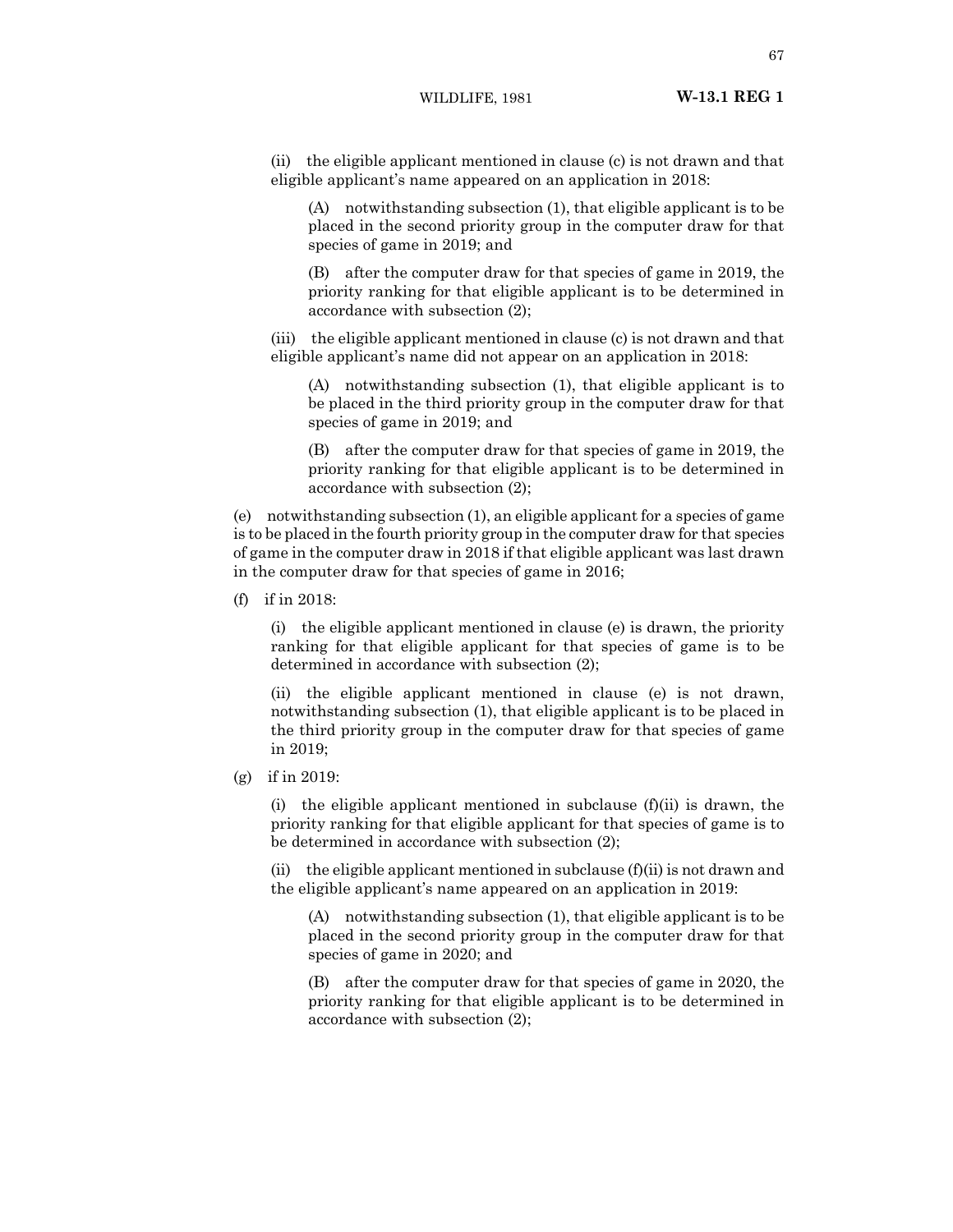(ii) the eligible applicant mentioned in clause (c) is not drawn and that eligible applicant's name appeared on an application in 2018:

(A) notwithstanding subsection (1), that eligible applicant is to be placed in the second priority group in the computer draw for that species of game in 2019; and

(B) after the computer draw for that species of game in 2019, the priority ranking for that eligible applicant is to be determined in accordance with subsection (2);

(iii) the eligible applicant mentioned in clause (c) is not drawn and that eligible applicant's name did not appear on an application in 2018:

(A) notwithstanding subsection (1), that eligible applicant is to be placed in the third priority group in the computer draw for that species of game in 2019; and

(B) after the computer draw for that species of game in 2019, the priority ranking for that eligible applicant is to be determined in accordance with subsection (2);

(e) notwithstanding subsection (1), an eligible applicant for a species of game is to be placed in the fourth priority group in the computer draw for that species of game in the computer draw in 2018 if that eligible applicant was last drawn in the computer draw for that species of game in 2016;

(f) if in 2018:

(i) the eligible applicant mentioned in clause (e) is drawn, the priority ranking for that eligible applicant for that species of game is to be determined in accordance with subsection (2);

(ii) the eligible applicant mentioned in clause (e) is not drawn, notwithstanding subsection (1), that eligible applicant is to be placed in the third priority group in the computer draw for that species of game in 2019;

(g) if in 2019:

(i) the eligible applicant mentioned in subclause (f)(ii) is drawn, the priority ranking for that eligible applicant for that species of game is to be determined in accordance with subsection (2);

(ii) the eligible applicant mentioned in subclause (f)(ii) is not drawn and the eligible applicant's name appeared on an application in 2019:

(A) notwithstanding subsection (1), that eligible applicant is to be placed in the second priority group in the computer draw for that species of game in 2020; and

(B) after the computer draw for that species of game in 2020, the priority ranking for that eligible applicant is to be determined in accordance with subsection (2);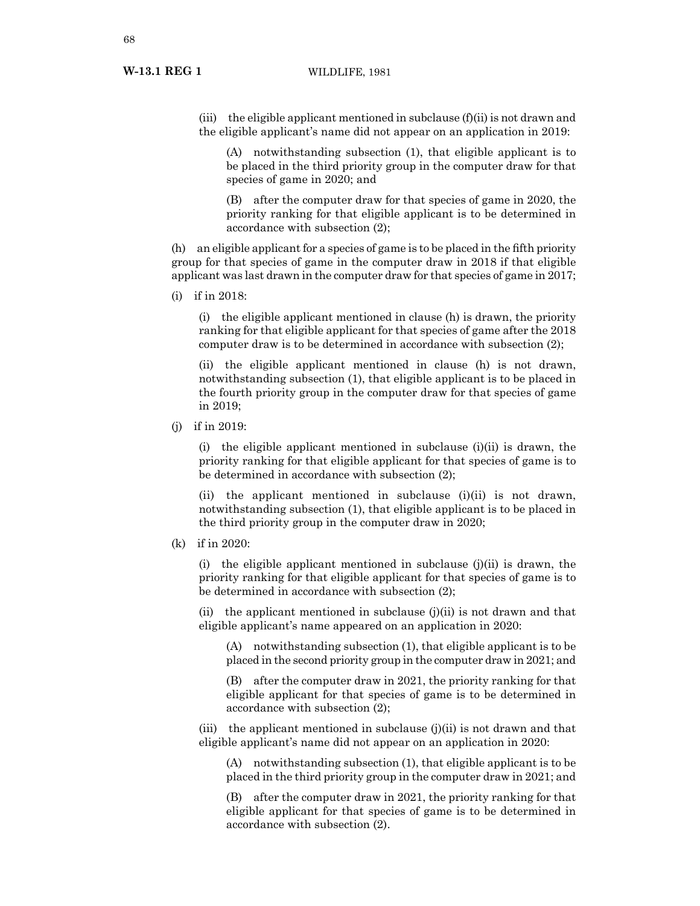(iii) the eligible applicant mentioned in subclause (f)(ii) is not drawn and the eligible applicant's name did not appear on an application in 2019:

(A) notwithstanding subsection (1), that eligible applicant is to be placed in the third priority group in the computer draw for that species of game in 2020; and

(B) after the computer draw for that species of game in 2020, the priority ranking for that eligible applicant is to be determined in accordance with subsection (2);

(h) an eligible applicant for a species of game is to be placed in the fifth priority group for that species of game in the computer draw in 2018 if that eligible applicant was last drawn in the computer draw for that species of game in 2017;

(i) if in 2018:

(i) the eligible applicant mentioned in clause (h) is drawn, the priority ranking for that eligible applicant for that species of game after the 2018 computer draw is to be determined in accordance with subsection (2);

(ii) the eligible applicant mentioned in clause (h) is not drawn, notwithstanding subsection (1), that eligible applicant is to be placed in the fourth priority group in the computer draw for that species of game in 2019;

(j) if in 2019:

(i) the eligible applicant mentioned in subclause (i)(ii) is drawn, the priority ranking for that eligible applicant for that species of game is to be determined in accordance with subsection (2);

(ii) the applicant mentioned in subclause (i)(ii) is not drawn, notwithstanding subsection (1), that eligible applicant is to be placed in the third priority group in the computer draw in 2020;

(k) if in 2020:

(i) the eligible applicant mentioned in subclause (j)(ii) is drawn, the priority ranking for that eligible applicant for that species of game is to be determined in accordance with subsection (2);

(ii) the applicant mentioned in subclause (j)(ii) is not drawn and that eligible applicant's name appeared on an application in 2020:

(A) notwithstanding subsection (1), that eligible applicant is to be placed in the second priority group in the computer draw in 2021; and

(B) after the computer draw in 2021, the priority ranking for that eligible applicant for that species of game is to be determined in accordance with subsection (2);

(iii) the applicant mentioned in subclause (j)(ii) is not drawn and that eligible applicant's name did not appear on an application in 2020:

(A) notwithstanding subsection (1), that eligible applicant is to be placed in the third priority group in the computer draw in 2021; and

(B) after the computer draw in 2021, the priority ranking for that eligible applicant for that species of game is to be determined in accordance with subsection (2).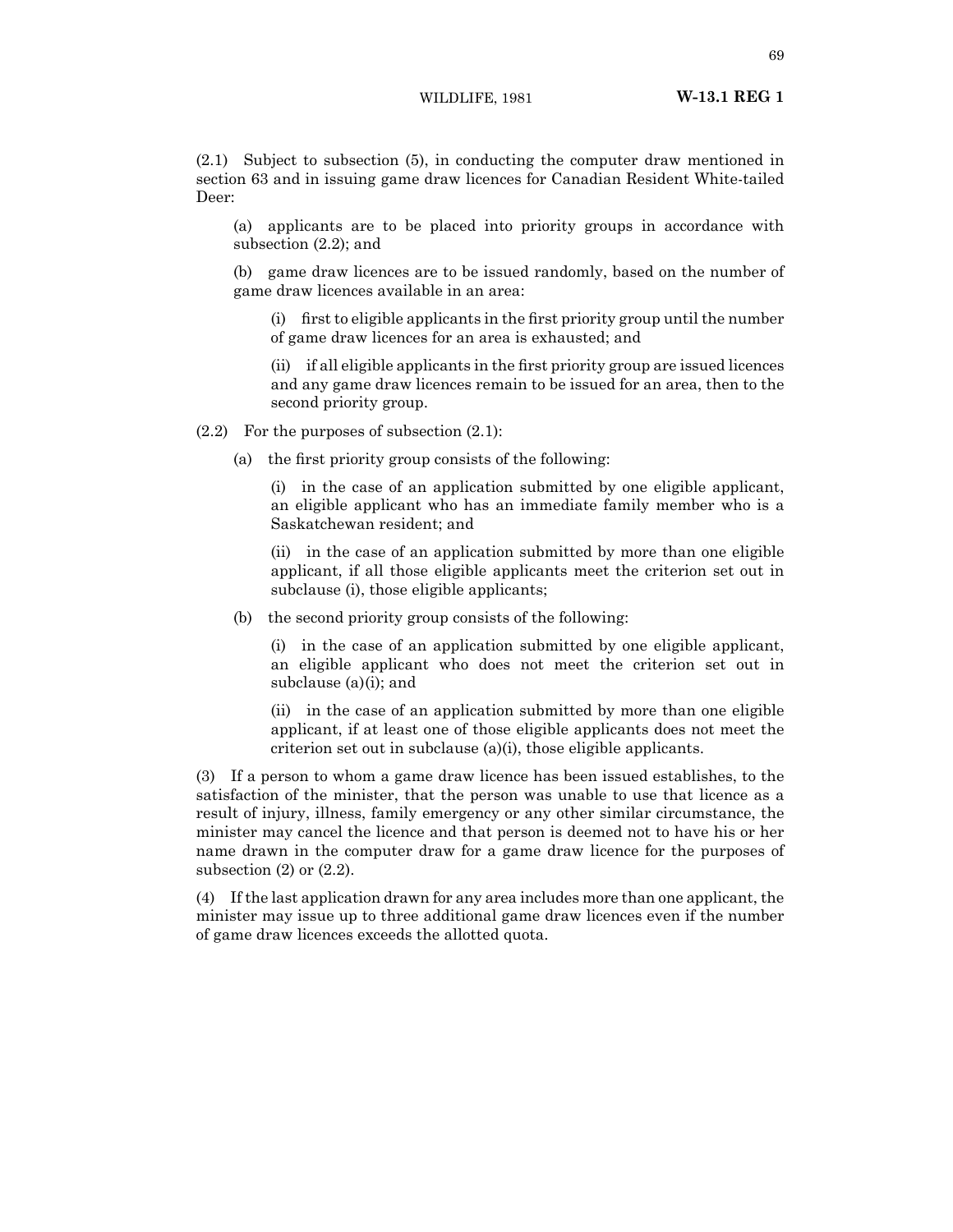(2.1) Subject to subsection (5), in conducting the computer draw mentioned in section 63 and in issuing game draw licences for Canadian Resident White-tailed Deer:

(a) applicants are to be placed into priority groups in accordance with subsection (2.2); and

(b) game draw licences are to be issued randomly, based on the number of game draw licences available in an area:

(i) first to eligible applicants in the first priority group until the number of game draw licences for an area is exhausted; and

(ii) if all eligible applicants in the first priority group are issued licences and any game draw licences remain to be issued for an area, then to the second priority group.

(2.2) For the purposes of subsection (2.1):

(a) the first priority group consists of the following:

(i) in the case of an application submitted by one eligible applicant, an eligible applicant who has an immediate family member who is a Saskatchewan resident; and

(ii) in the case of an application submitted by more than one eligible applicant, if all those eligible applicants meet the criterion set out in subclause (i), those eligible applicants;

(b) the second priority group consists of the following:

(i) in the case of an application submitted by one eligible applicant, an eligible applicant who does not meet the criterion set out in subclause (a)(i); and

(ii) in the case of an application submitted by more than one eligible applicant, if at least one of those eligible applicants does not meet the criterion set out in subclause (a)(i), those eligible applicants.

(3) If a person to whom a game draw licence has been issued establishes, to the satisfaction of the minister, that the person was unable to use that licence as a result of injury, illness, family emergency or any other similar circumstance, the minister may cancel the licence and that person is deemed not to have his or her name drawn in the computer draw for a game draw licence for the purposes of subsection (2) or (2.2).

(4) If the last application drawn for any area includes more than one applicant, the minister may issue up to three additional game draw licences even if the number of game draw licences exceeds the allotted quota.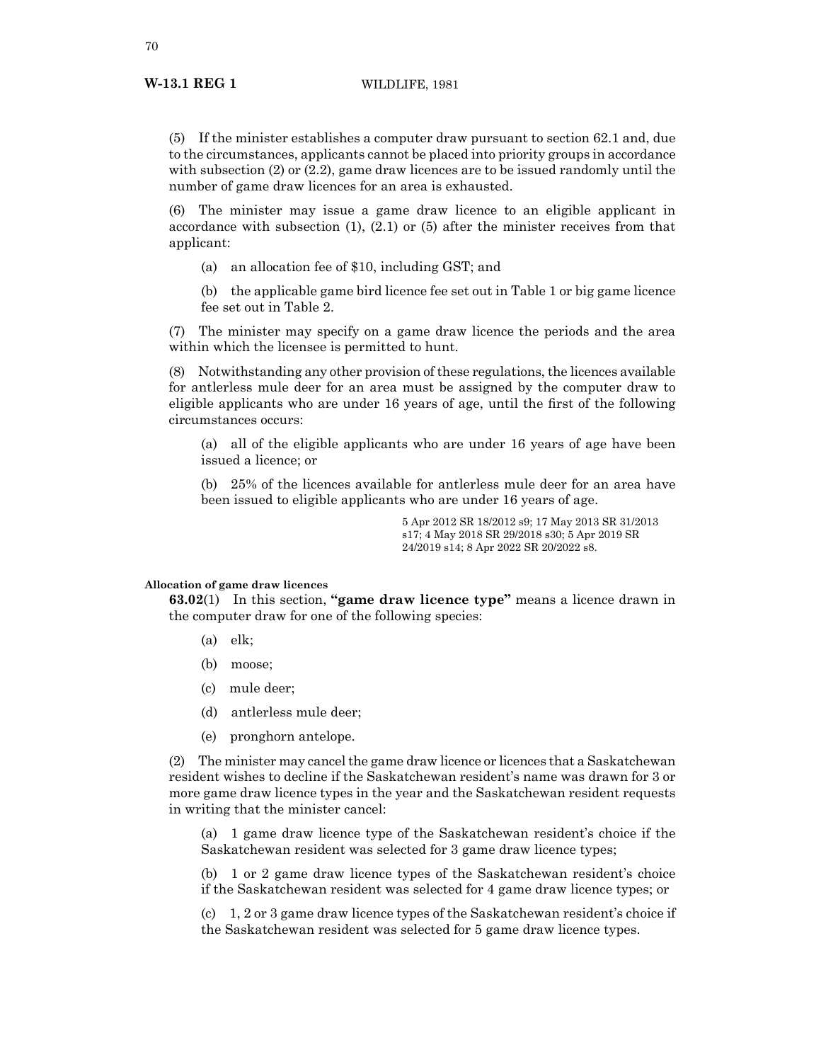(5) If the minister establishes a computer draw pursuant to section 62.1 and, due to the circumstances, applicants cannot be placed into priority groups in accordance with subsection (2) or (2.2), game draw licences are to be issued randomly until the number of game draw licences for an area is exhausted.

(6) The minister may issue a game draw licence to an eligible applicant in accordance with subsection (1), (2.1) or (5) after the minister receives from that applicant:

(a) an allocation fee of $10, including GST; and

(b) the applicable game bird licence fee set out in Table 1 or big game licence fee set out in Table 2.

(7) The minister may specify on a game draw licence the periods and the area within which the licensee is permitted to hunt.

(8) Notwithstanding any other provision of these regulations, the licences available for antlerless mule deer for an area must be assigned by the computer draw to eligible applicants who are under 16 years of age, until the first of the following circumstances occurs:

(a) all of the eligible applicants who are under 16 years of age have been issued a licence; or

(b) 25% of the licences available for antlerless mule deer for an area have been issued to eligible applicants who are under 16 years of age.

5 Apr 2012 SR 18/2012 s9; 17 May 2013 SR 31/2013 s17; 4 May 2018 SR 29/2018 s30; 5 Apr 2019 SR 24/2019 s14; 8 Apr 2022 SR 20/2022 s8.

**Allocation of game draw licences**

**63.02**(1) In this section, **"game draw licence type"** means a licence drawn in the computer draw for one of the following species:

(a) elk;

(b) moose;

(c) mule deer;

(d) antlerless mule deer;

(e) pronghorn antelope.

(2) The minister may cancel the game draw licence or licences that a Saskatchewan resident wishes to decline if the Saskatchewan resident's name was drawn for 3 or more game draw licence types in the year and the Saskatchewan resident requests in writing that the minister cancel:

(a) 1 game draw licence type of the Saskatchewan resident's choice if the Saskatchewan resident was selected for 3 game draw licence types;

(b) 1 or 2 game draw licence types of the Saskatchewan resident's choice if the Saskatchewan resident was selected for 4 game draw licence types; or

(c) 1, 2 or 3 game draw licence types of the Saskatchewan resident's choice if the Saskatchewan resident was selected for 5 game draw licence types.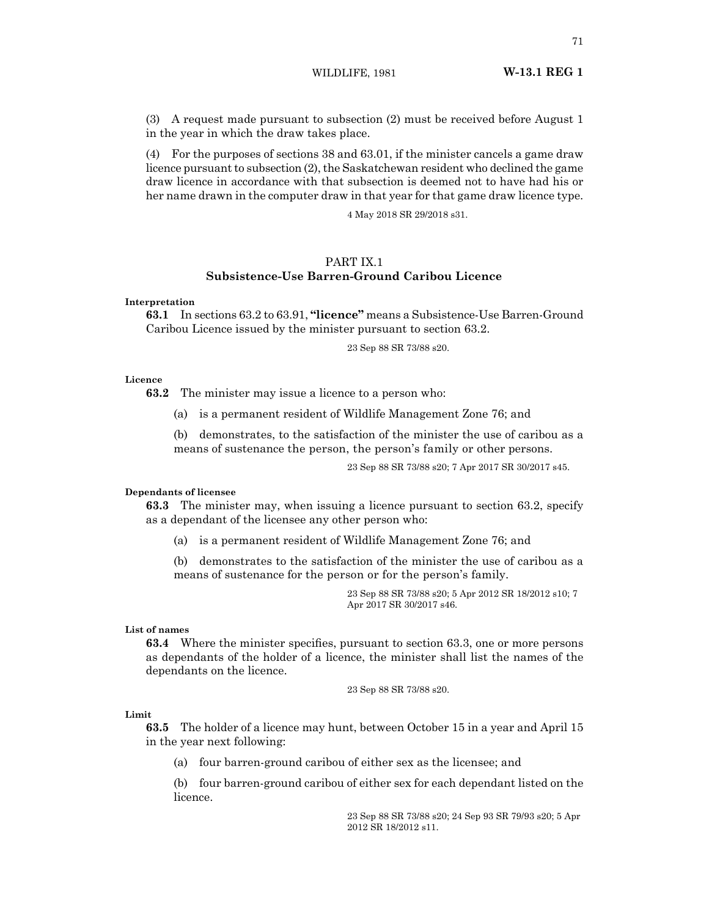(3) A request made pursuant to subsection (2) must be received before August 1 in the year in which the draw takes place.

(4) For the purposes of sections 38 and 63.01, if the minister cancels a game draw licence pursuant to subsection (2), the Saskatchewan resident who declined the game draw licence in accordance with that subsection is deemed not to have had his or her name drawn in the computer draw in that year for that game draw licence type.

4 May 2018 SR 29/2018 s31.

## PART IX.1
## Subsistence-Use Barren-Ground Caribou Licence

**Interpretation**

**63.1** In sections 63.2 to 63.91, **"licence"** means a Subsistence-Use Barren-Ground Caribou Licence issued by the minister pursuant to section 63.2.

23 Sep 88 SR 73/88 s20.

**Licence**

**63.2** The minister may issue a licence to a person who:

(a) is a permanent resident of Wildlife Management Zone 76; and

(b) demonstrates, to the satisfaction of the minister the use of caribou as a means of sustenance the person, the person's family or other persons.

23 Sep 88 SR 73/88 s20; 7 Apr 2017 SR 30/2017 s45.

**Dependants of licensee**

**63.3** The minister may, when issuing a licence pursuant to section 63.2, specify as a dependant of the licensee any other person who:

(a) is a permanent resident of Wildlife Management Zone 76; and

(b) demonstrates to the satisfaction of the minister the use of caribou as a means of sustenance for the person or for the person's family.

23 Sep 88 SR 73/88 s20; 5 Apr 2012 SR 18/2012 s10; 7 Apr 2017 SR 30/2017 s46.

**List of names**

**63.4** Where the minister specifies, pursuant to section 63.3, one or more persons as dependants of the holder of a licence, the minister shall list the names of the dependants on the licence.

23 Sep 88 SR 73/88 s20.

**Limit**

**63.5** The holder of a licence may hunt, between October 15 in a year and April 15 in the year next following:

(a) four barren-ground caribou of either sex as the licensee; and

(b) four barren-ground caribou of either sex for each dependant listed on the licence.

23 Sep 88 SR 73/88 s20; 24 Sep 93 SR 79/93 s20; 5 Apr 2012 SR 18/2012 s11.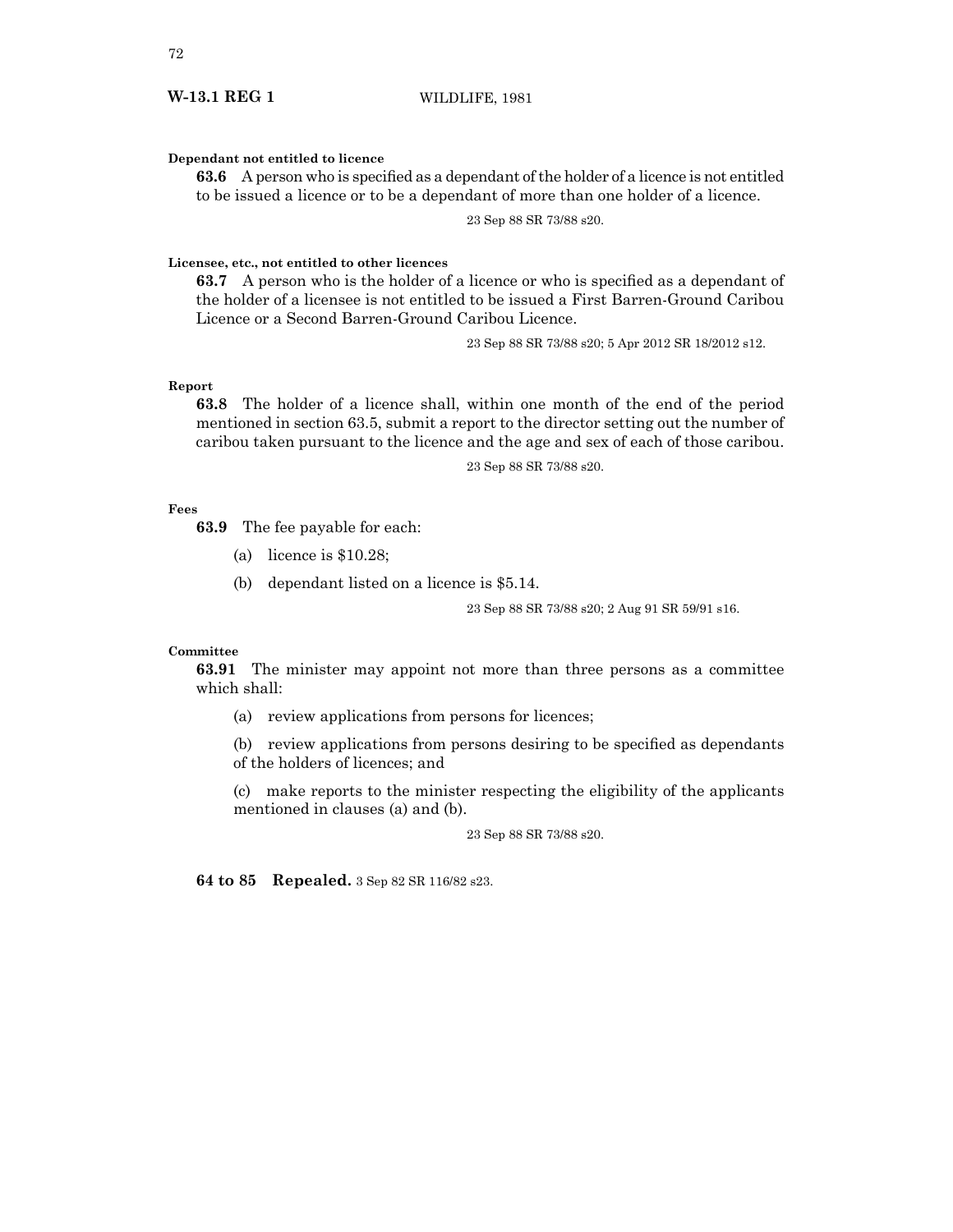**Dependant not entitled to licence**

**63.6** A person who is specified as a dependant of the holder of a licence is not entitled to be issued a licence or to be a dependant of more than one holder of a licence.

23 Sep 88 SR 73/88 s20.

**Licensee, etc., not entitled to other licences**

**63.7** A person who is the holder of a licence or who is specified as a dependant of the holder of a licensee is not entitled to be issued a First Barren-Ground Caribou Licence or a Second Barren-Ground Caribou Licence.

23 Sep 88 SR 73/88 s20; 5 Apr 2012 SR 18/2012 s12.

**Report**

**63.8** The holder of a licence shall, within one month of the end of the period mentioned in section 63.5, submit a report to the director setting out the number of caribou taken pursuant to the licence and the age and sex of each of those caribou.

23 Sep 88 SR 73/88 s20.

**Fees**

**63.9** The fee payable for each:

(a) licence is $10.28;

(b) dependant listed on a licence is $5.14.

23 Sep 88 SR 73/88 s20; 2 Aug 91 SR 59/91 s16.

**Committee**

**63.91** The minister may appoint not more than three persons as a committee which shall:

(a) review applications from persons for licences;

(b) review applications from persons desiring to be specified as dependants of the holders of licences; and

(c) make reports to the minister respecting the eligibility of the applicants mentioned in clauses (a) and (b).

23 Sep 88 SR 73/88 s20.

**64 to 85 Repealed.** 3 Sep 82 SR 116/82 s23.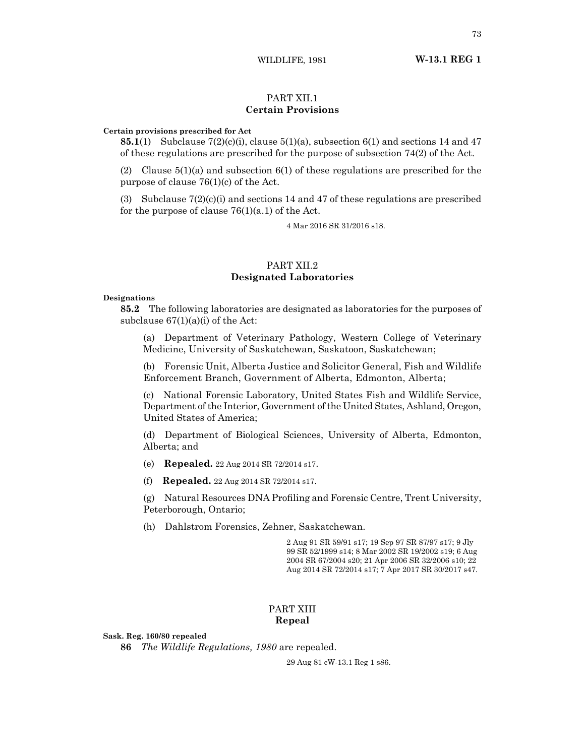## PART XII.1
## Certain Provisions

**Certain provisions prescribed for Act**

**85.1**(1) Subclause 7(2)(c)(i), clause 5(1)(a), subsection 6(1) and sections 14 and 47 of these regulations are prescribed for the purpose of subsection 74(2) of the Act.

(2) Clause 5(1)(a) and subsection 6(1) of these regulations are prescribed for the purpose of clause 76(1)(c) of the Act.

(3) Subclause 7(2)(c)(i) and sections 14 and 47 of these regulations are prescribed for the purpose of clause 76(1)(a.1) of the Act.

4 Mar 2016 SR 31/2016 s18.

## PART XII.2
## Designated Laboratories

**Designations**

**85.2** The following laboratories are designated as laboratories for the purposes of subclause 67(1)(a)(i) of the Act:

(a) Department of Veterinary Pathology, Western College of Veterinary Medicine, University of Saskatchewan, Saskatoon, Saskatchewan;

(b) Forensic Unit, Alberta Justice and Solicitor General, Fish and Wildlife Enforcement Branch, Government of Alberta, Edmonton, Alberta;

(c) National Forensic Laboratory, United States Fish and Wildlife Service, Department of the Interior, Government of the United States, Ashland, Oregon, United States of America;

(d) Department of Biological Sciences, University of Alberta, Edmonton, Alberta; and

(e) **Repealed.** 22 Aug 2014 SR 72/2014 s17.

(f) **Repealed.** 22 Aug 2014 SR 72/2014 s17.

(g) Natural Resources DNA Profiling and Forensic Centre, Trent University, Peterborough, Ontario;

(h) Dahlstrom Forensics, Zehner, Saskatchewan.

2 Aug 91 SR 59/91 s17; 19 Sep 97 SR 87/97 s17; 9 Jly 99 SR 52/1999 s14; 8 Mar 2002 SR 19/2002 s19; 6 Aug 2004 SR 67/2004 s20; 21 Apr 2006 SR 32/2006 s10; 22 Aug 2014 SR 72/2014 s17; 7 Apr 2017 SR 30/2017 s47.

## PART XIII
## Repeal

**Sask. Reg. 160/80 repealed**

**86** *The Wildlife Regulations, 1980* are repealed.

29 Aug 81 cW-13.1 Reg 1 s86.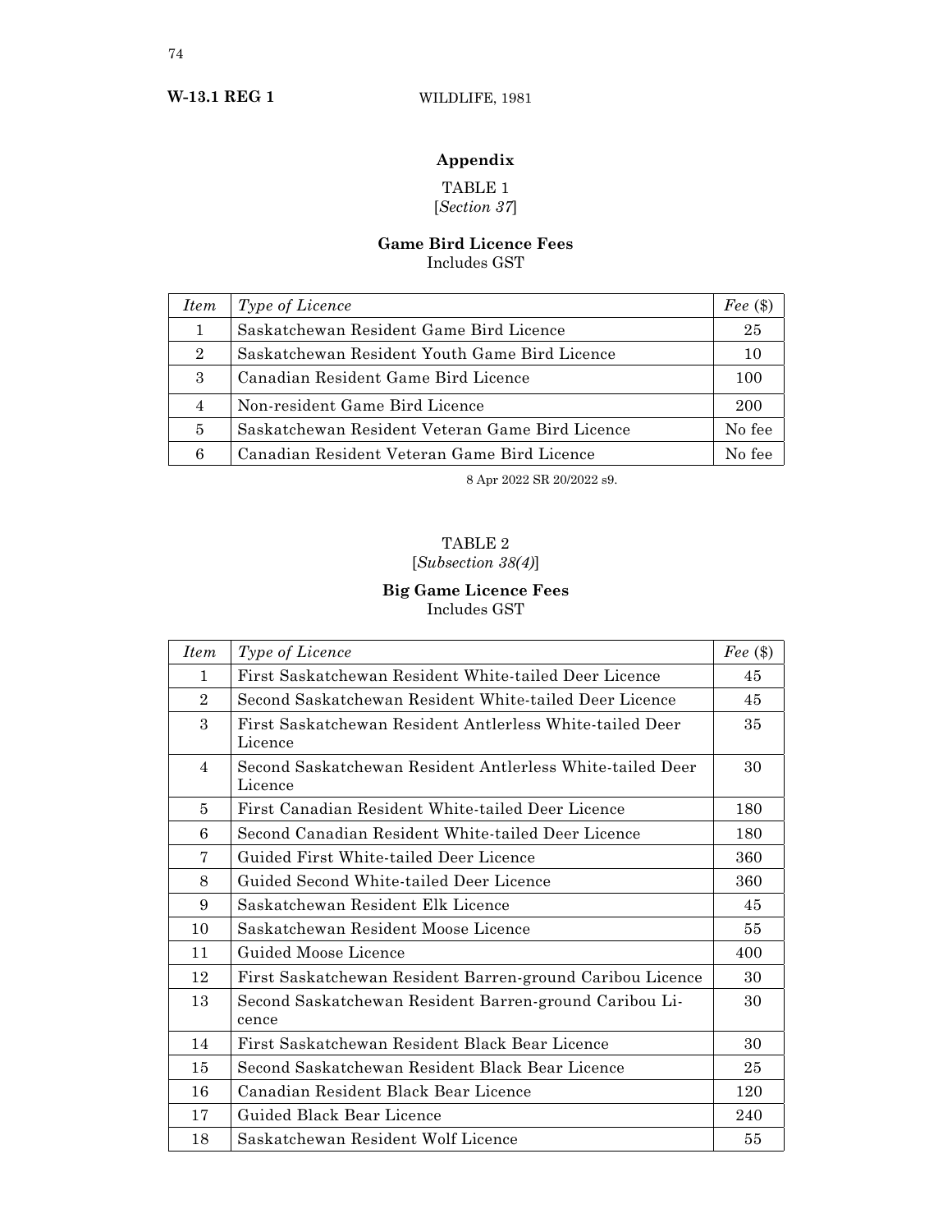## Appendix

TABLE 1
[*Section 37*]

### Game Bird Licence Fees
Includes GST

| *Item* | *Type of Licence* | *Fee* ($) |
|---|---|---|
| 1 | Saskatchewan Resident Game Bird Licence | 25 |
| 2 | Saskatchewan Resident Youth Game Bird Licence | 10 |
| 3 | Canadian Resident Game Bird Licence | 100 |
| 4 | Non-resident Game Bird Licence | 200 |
| 5 | Saskatchewan Resident Veteran Game Bird Licence | No fee |
| 6 | Canadian Resident Veteran Game Bird Licence | No fee |

8 Apr 2022 SR 20/2022 s9.

TABLE 2
[*Subsection 38(4)*]

### Big Game Licence Fees
Includes GST

| *Item* | *Type of Licence* | *Fee* ($) |
|---|---|---|
| 1 | First Saskatchewan Resident White-tailed Deer Licence | 45 |
| 2 | Second Saskatchewan Resident White-tailed Deer Licence | 45 |
| 3 | First Saskatchewan Resident Antlerless White-tailed Deer Licence | 35 |
| 4 | Second Saskatchewan Resident Antlerless White-tailed Deer Licence | 30 |
| 5 | First Canadian Resident White-tailed Deer Licence | 180 |
| 6 | Second Canadian Resident White-tailed Deer Licence | 180 |
| 7 | Guided First White-tailed Deer Licence | 360 |
| 8 | Guided Second White-tailed Deer Licence | 360 |
| 9 | Saskatchewan Resident Elk Licence | 45 |
| 10 | Saskatchewan Resident Moose Licence | 55 |
| 11 | Guided Moose Licence | 400 |
| 12 | First Saskatchewan Resident Barren-ground Caribou Licence | 30 |
| 13 | Second Saskatchewan Resident Barren-ground Caribou Licence | 30 |
| 14 | First Saskatchewan Resident Black Bear Licence | 30 |
| 15 | Second Saskatchewan Resident Black Bear Licence | 25 |
| 16 | Canadian Resident Black Bear Licence | 120 |
| 17 | Guided Black Bear Licence | 240 |
| 18 | Saskatchewan Resident Wolf Licence | 55 |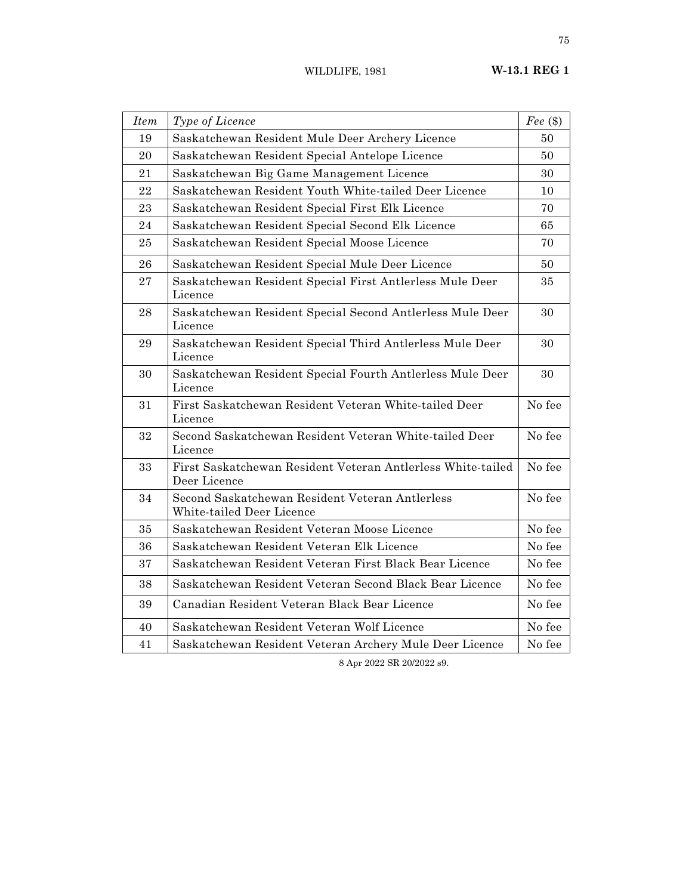| *Item* | *Type of Licence* | *Fee* ($) |
|---|---|---|
| 19 | Saskatchewan Resident Mule Deer Archery Licence | 50 |
| 20 | Saskatchewan Resident Special Antelope Licence | 50 |
| 21 | Saskatchewan Big Game Management Licence | 30 |
| 22 | Saskatchewan Resident Youth White-tailed Deer Licence | 10 |
| 23 | Saskatchewan Resident Special First Elk Licence | 70 |
| 24 | Saskatchewan Resident Special Second Elk Licence | 65 |
| 25 | Saskatchewan Resident Special Moose Licence | 70 |
| 26 | Saskatchewan Resident Special Mule Deer Licence | 50 |
| 27 | Saskatchewan Resident Special First Antlerless Mule Deer Licence | 35 |
| 28 | Saskatchewan Resident Special Second Antlerless Mule Deer Licence | 30 |
| 29 | Saskatchewan Resident Special Third Antlerless Mule Deer Licence | 30 |
| 30 | Saskatchewan Resident Special Fourth Antlerless Mule Deer Licence | 30 |
| 31 | First Saskatchewan Resident Veteran White-tailed Deer Licence | No fee |
| 32 | Second Saskatchewan Resident Veteran White-tailed Deer Licence | No fee |
| 33 | First Saskatchewan Resident Veteran Antlerless White-tailed Deer Licence | No fee |
| 34 | Second Saskatchewan Resident Veteran Antlerless White-tailed Deer Licence | No fee |
| 35 | Saskatchewan Resident Veteran Moose Licence | No fee |
| 36 | Saskatchewan Resident Veteran Elk Licence | No fee |
| 37 | Saskatchewan Resident Veteran First Black Bear Licence | No fee |
| 38 | Saskatchewan Resident Veteran Second Black Bear Licence | No fee |
| 39 | Canadian Resident Veteran Black Bear Licence | No fee |
| 40 | Saskatchewan Resident Veteran Wolf Licence | No fee |
| 41 | Saskatchewan Resident Veteran Archery Mule Deer Licence | No fee |

8 Apr 2022 SR 20/2022 s9.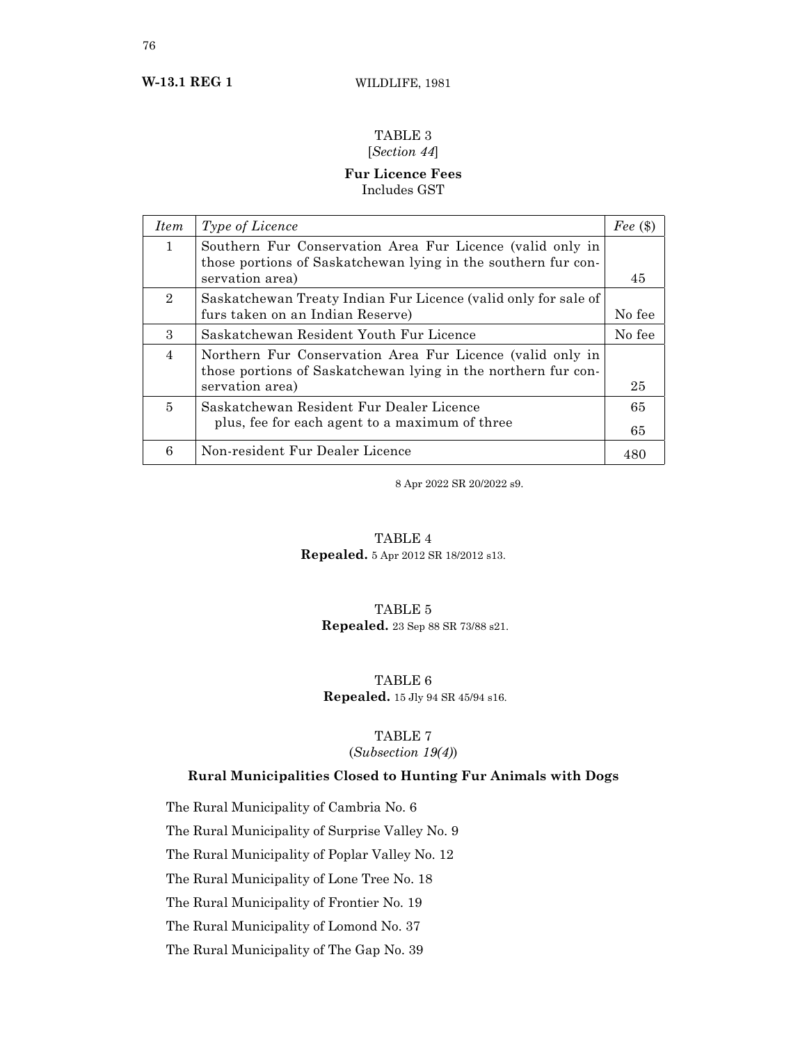## TABLE 3
[*Section 44*]

**Fur Licence Fees**
Includes GST

| *Item* | *Type of Licence* | *Fee* ($) |
|---|---|---|
| 1 | Southern Fur Conservation Area Fur Licence (valid only in those portions of Saskatchewan lying in the southern fur conservation area) | 45 |
| 2 | Saskatchewan Treaty Indian Fur Licence (valid only for sale of furs taken on an Indian Reserve) | No fee |
| 3 | Saskatchewan Resident Youth Fur Licence | No fee |
| 4 | Northern Fur Conservation Area Fur Licence (valid only in those portions of Saskatchewan lying in the northern fur conservation area) | 25 |
| 5 | Saskatchewan Resident Fur Dealer Licence<br>plus, fee for each agent to a maximum of three | 65<br>65 |
| 6 | Non-resident Fur Dealer Licence | 480 |

8 Apr 2022 SR 20/2022 s9.

## TABLE 4
**Repealed.** 5 Apr 2012 SR 18/2012 s13.

## TABLE 5
**Repealed.** 23 Sep 88 SR 73/88 s21.

## TABLE 6
**Repealed.** 15 Jly 94 SR 45/94 s16.

## TABLE 7
(*Subsection 19(4)*)

**Rural Municipalities Closed to Hunting Fur Animals with Dogs**

The Rural Municipality of Cambria No. 6

The Rural Municipality of Surprise Valley No. 9

The Rural Municipality of Poplar Valley No. 12

The Rural Municipality of Lone Tree No. 18

The Rural Municipality of Frontier No. 19

The Rural Municipality of Lomond No. 37

The Rural Municipality of The Gap No. 39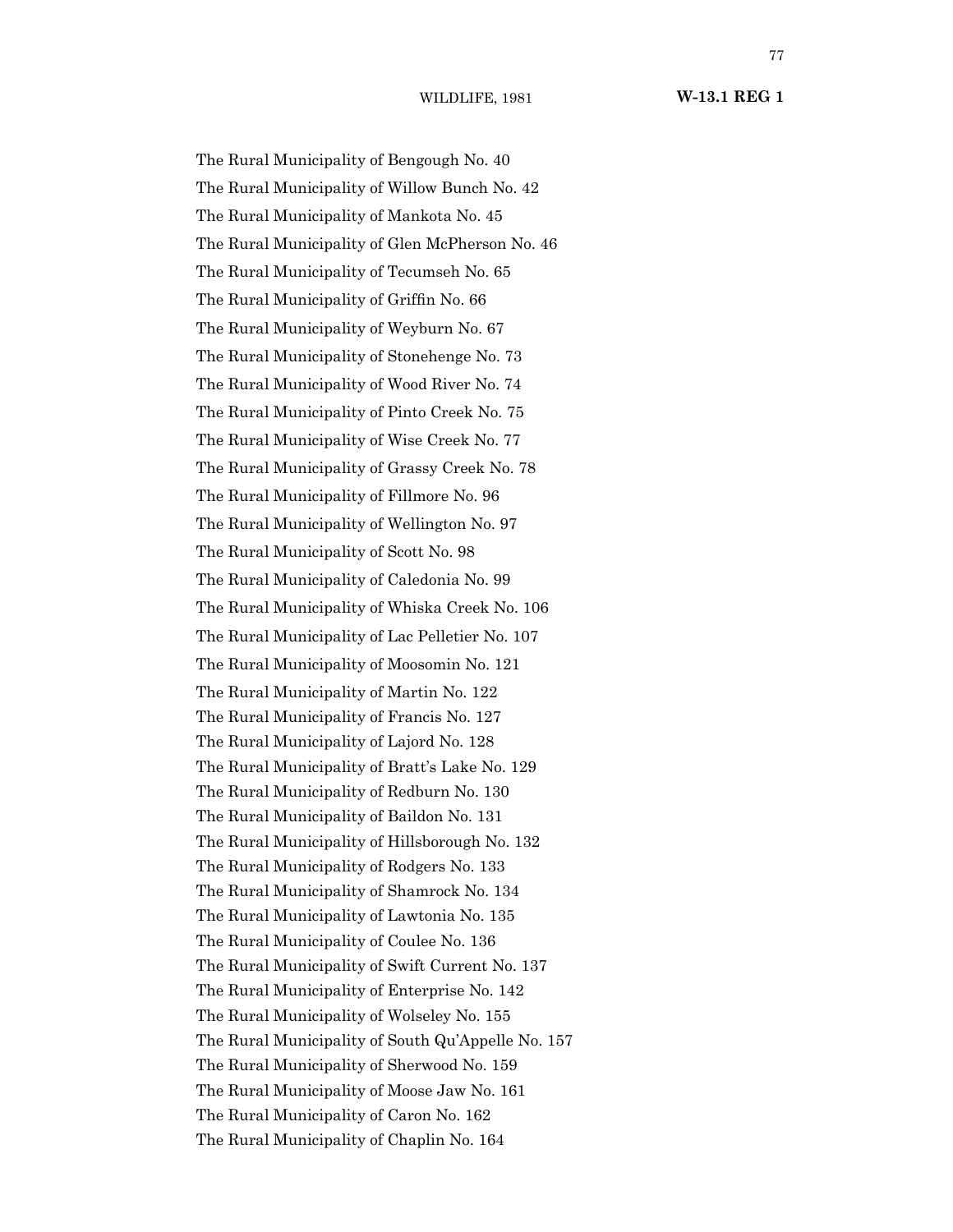The Rural Municipality of Bengough No. 40

The Rural Municipality of Willow Bunch No. 42

The Rural Municipality of Mankota No. 45

The Rural Municipality of Glen McPherson No. 46

The Rural Municipality of Tecumseh No. 65

The Rural Municipality of Griffin No. 66

The Rural Municipality of Weyburn No. 67

The Rural Municipality of Stonehenge No. 73

The Rural Municipality of Wood River No. 74

The Rural Municipality of Pinto Creek No. 75

The Rural Municipality of Wise Creek No. 77

The Rural Municipality of Grassy Creek No. 78

The Rural Municipality of Fillmore No. 96

The Rural Municipality of Wellington No. 97

The Rural Municipality of Scott No. 98

The Rural Municipality of Caledonia No. 99

The Rural Municipality of Whiska Creek No. 106

The Rural Municipality of Lac Pelletier No. 107

The Rural Municipality of Moosomin No. 121

The Rural Municipality of Martin No. 122

The Rural Municipality of Francis No. 127

The Rural Municipality of Lajord No. 128

The Rural Municipality of Bratt's Lake No. 129

The Rural Municipality of Redburn No. 130

The Rural Municipality of Baildon No. 131

The Rural Municipality of Hillsborough No. 132

The Rural Municipality of Rodgers No. 133

The Rural Municipality of Shamrock No. 134

The Rural Municipality of Lawtonia No. 135

The Rural Municipality of Coulee No. 136

The Rural Municipality of Swift Current No. 137

The Rural Municipality of Enterprise No. 142

The Rural Municipality of Wolseley No. 155

The Rural Municipality of South Qu'Appelle No. 157

The Rural Municipality of Sherwood No. 159

The Rural Municipality of Moose Jaw No. 161

The Rural Municipality of Caron No. 162

The Rural Municipality of Chaplin No. 164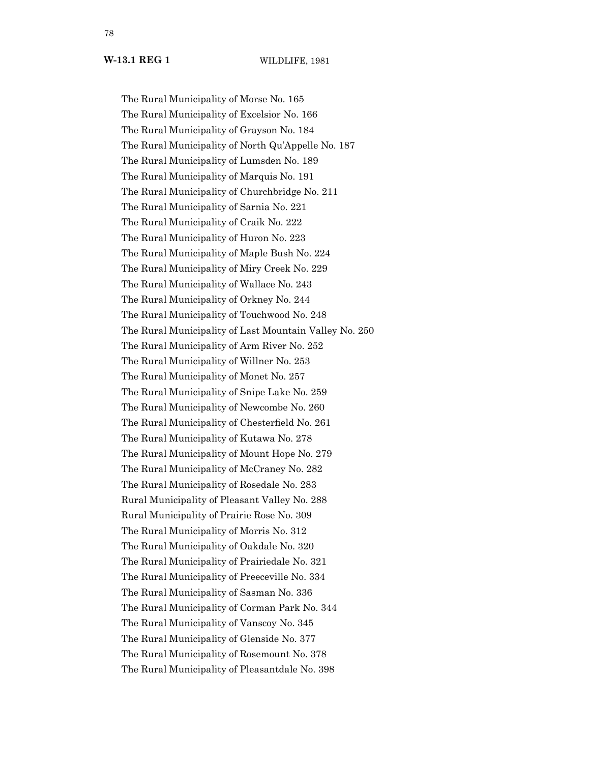The Rural Municipality of Morse No. 165

The Rural Municipality of Excelsior No. 166

The Rural Municipality of Grayson No. 184

The Rural Municipality of North Qu'Appelle No. 187

The Rural Municipality of Lumsden No. 189

The Rural Municipality of Marquis No. 191

The Rural Municipality of Churchbridge No. 211

The Rural Municipality of Sarnia No. 221

The Rural Municipality of Craik No. 222

The Rural Municipality of Huron No. 223

The Rural Municipality of Maple Bush No. 224

The Rural Municipality of Miry Creek No. 229

The Rural Municipality of Wallace No. 243

The Rural Municipality of Orkney No. 244

The Rural Municipality of Touchwood No. 248

The Rural Municipality of Last Mountain Valley No. 250

The Rural Municipality of Arm River No. 252

The Rural Municipality of Willner No. 253

The Rural Municipality of Monet No. 257

The Rural Municipality of Snipe Lake No. 259

The Rural Municipality of Newcombe No. 260

The Rural Municipality of Chesterfield No. 261

The Rural Municipality of Kutawa No. 278

The Rural Municipality of Mount Hope No. 279

The Rural Municipality of McCraney No. 282

The Rural Municipality of Rosedale No. 283

Rural Municipality of Pleasant Valley No. 288

Rural Municipality of Prairie Rose No. 309

The Rural Municipality of Morris No. 312

The Rural Municipality of Oakdale No. 320

The Rural Municipality of Prairiedale No. 321

The Rural Municipality of Preeceville No. 334

The Rural Municipality of Sasman No. 336

The Rural Municipality of Corman Park No. 344

The Rural Municipality of Vanscoy No. 345

The Rural Municipality of Glenside No. 377

The Rural Municipality of Rosemount No. 378

The Rural Municipality of Pleasantdale No. 398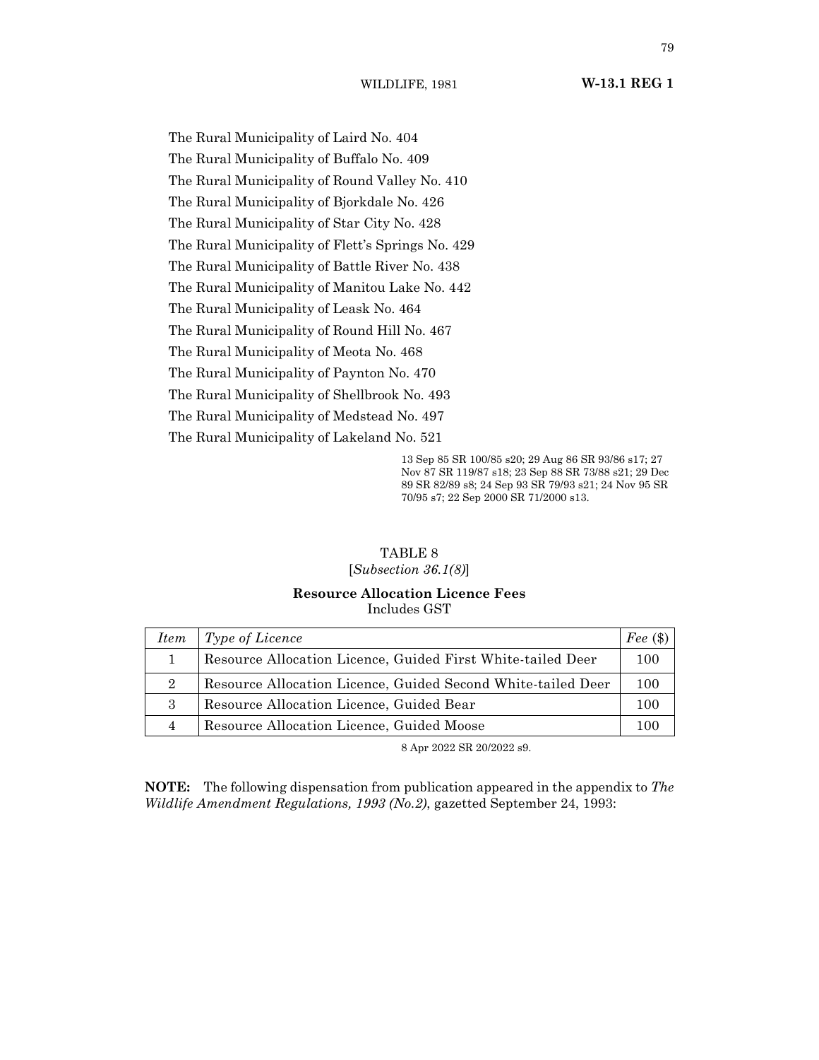The Rural Municipality of Laird No. 404

The Rural Municipality of Buffalo No. 409

The Rural Municipality of Round Valley No. 410

The Rural Municipality of Bjorkdale No. 426

The Rural Municipality of Star City No. 428

The Rural Municipality of Flett's Springs No. 429

The Rural Municipality of Battle River No. 438

The Rural Municipality of Manitou Lake No. 442

The Rural Municipality of Leask No. 464

The Rural Municipality of Round Hill No. 467

The Rural Municipality of Meota No. 468

The Rural Municipality of Paynton No. 470

The Rural Municipality of Shellbrook No. 493

The Rural Municipality of Medstead No. 497

The Rural Municipality of Lakeland No. 521

13 Sep 85 SR 100/85 s20; 29 Aug 86 SR 93/86 s17; 27 Nov 87 SR 119/87 s18; 23 Sep 88 SR 73/88 s21; 29 Dec 89 SR 82/89 s8; 24 Sep 93 SR 79/93 s21; 24 Nov 95 SR 70/95 s7; 22 Sep 2000 SR 71/2000 s13.

TABLE 8
[*Subsection 36.1(8)*]

**Resource Allocation Licence Fees**
Includes GST

| *Item* | *Type of Licence* | *Fee* ($) |
|---|---|---|
| 1 | Resource Allocation Licence, Guided First White-tailed Deer | 100 |
| 2 | Resource Allocation Licence, Guided Second White-tailed Deer | 100 |
| 3 | Resource Allocation Licence, Guided Bear | 100 |
| 4 | Resource Allocation Licence, Guided Moose | 100 |

8 Apr 2022 SR 20/2022 s9.

**NOTE:** The following dispensation from publication appeared in the appendix to *The Wildlife Amendment Regulations, 1993 (No.2)*, gazetted September 24, 1993: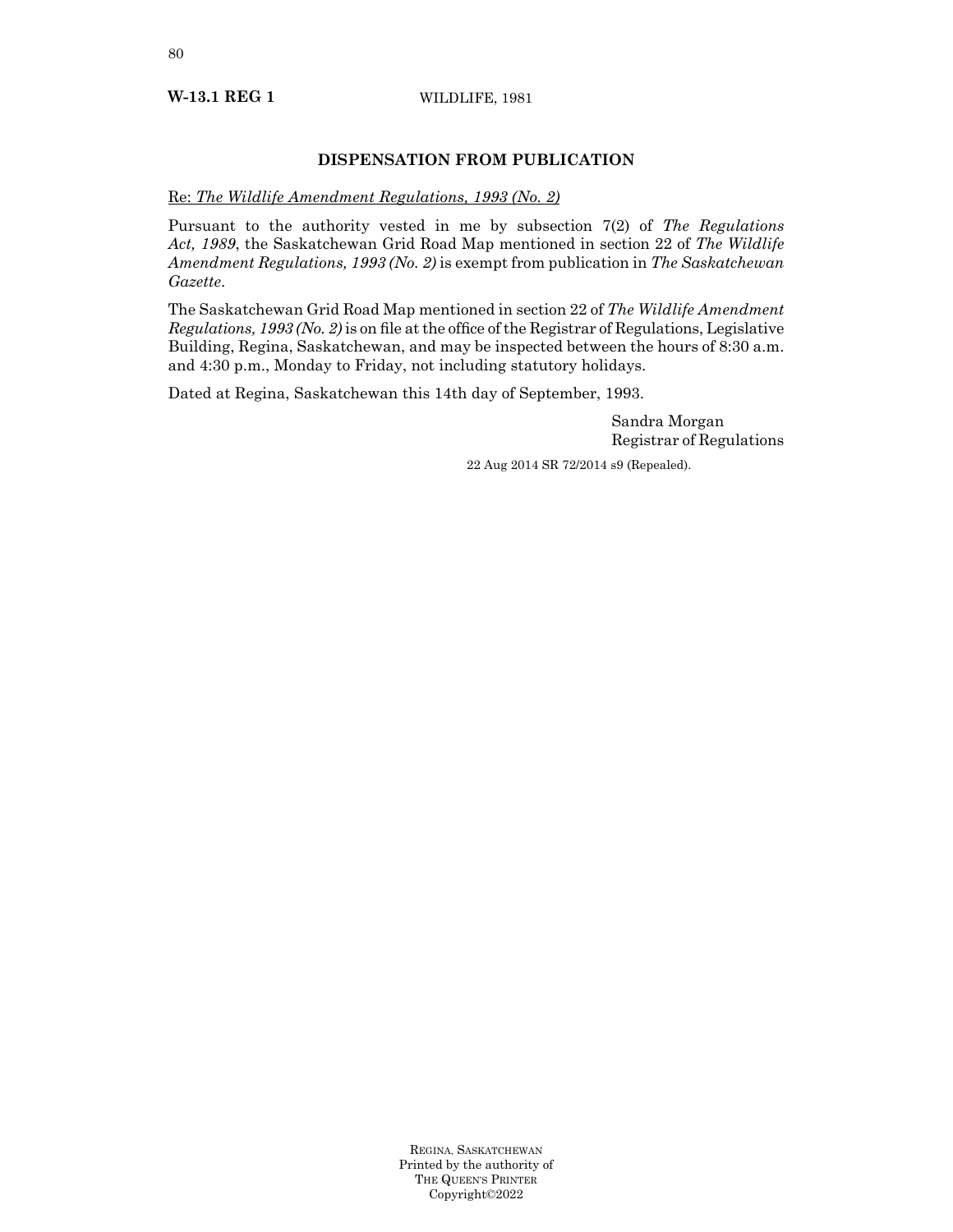## DISPENSATION FROM PUBLICATION

Re: *The Wildlife Amendment Regulations, 1993 (No. 2)*

Pursuant to the authority vested in me by subsection 7(2) of *The Regulations Act, 1989*, the Saskatchewan Grid Road Map mentioned in section 22 of *The Wildlife Amendment Regulations, 1993 (No. 2)* is exempt from publication in *The Saskatchewan Gazette*.

The Saskatchewan Grid Road Map mentioned in section 22 of *The Wildlife Amendment Regulations, 1993 (No. 2)* is on file at the office of the Registrar of Regulations, Legislative Building, Regina, Saskatchewan, and may be inspected between the hours of 8:30 a.m. and 4:30 p.m., Monday to Friday, not including statutory holidays.

Dated at Regina, Saskatchewan this 14th day of September, 1993.

Sandra Morgan
Registrar of Regulations

22 Aug 2014 SR 72/2014 s9 (Repealed).

REGINA, SASKATCHEWAN
Printed by the authority of
THE QUEEN'S PRINTER
Copyright©2022